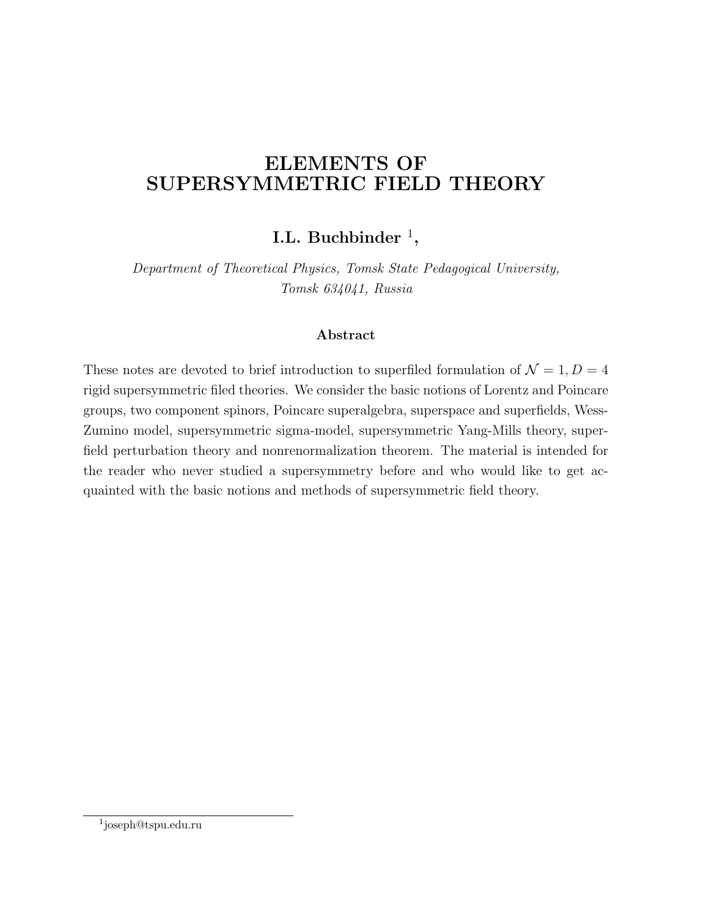# ELEMENTS OF SUPERSYMMETRIC FIELD THEORY

**I.L. Buchbinder** [1],

*Department of Theoretical Physics, Tomsk State Pedagogical University, Tomsk 634041, Russia*

### Abstract

These notes are devoted to brief introduction to superfiled formulation of $\mathcal{N}=1, D=4$ rigid supersymmetric filed theories. We consider the basic notions of Lorentz and Poincare groups, two component spinors, Poincare superalgebra, superspace and superfields, Wess-Zumino model, supersymmetric sigma-model, supersymmetric Yang-Mills theory, superfield perturbation theory and nonrenormalization theorem. The material is intended for the reader who never studied a supersymmetry before and who would like to get acquainted with the basic notions and methods of supersymmetric field theory.

[1] joseph@tspu.edu.ru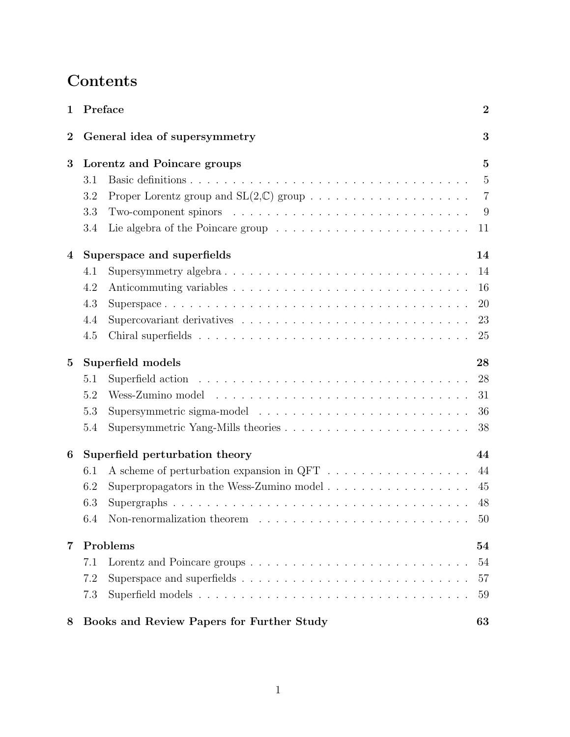# Contents

**1 Preface** **2**

**2 General idea of supersymmetry** **3**

**3 Lorentz and Poincare groups** **5**

- 3.1 Basic definitions . . . . . . . . . . 5
- 3.2 Proper Lorentz group and SL(2,$\mathbb{C}$) group . . . . . . . . . . 7
- 3.3 Two-component spinors . . . . . . . . . . 9
- 3.4 Lie algebra of the Poincare group . . . . . . . . . . 11

**4 Superspace and superfields** **14**

- 4.1 Supersymmetry algebra . . . . . . . . . . 14
- 4.2 Anticommuting variables . . . . . . . . . . 16
- 4.3 Superspace . . . . . . . . . . 20
- 4.4 Supercovariant derivatives . . . . . . . . . . 23
- 4.5 Chiral superfields . . . . . . . . . . 25

**5 Superfield models** **28**

- 5.1 Superfield action . . . . . . . . . . 28
- 5.2 Wess-Zumino model . . . . . . . . . . 31
- 5.3 Supersymmetric sigma-model . . . . . . . . . . 36
- 5.4 Supersymmetric Yang-Mills theories . . . . . . . . . . 38

**6 Superfield perturbation theory** **44**

- 6.1 A scheme of perturbation expansion in QFT . . . . . . . . . . 44
- 6.2 Superpropagators in the Wess-Zumino model . . . . . . . . . . 45
- 6.3 Supergraphs . . . . . . . . . . 48
- 6.4 Non-renormalization theorem . . . . . . . . . . 50

**7 Problems** **54**

- 7.1 Lorentz and Poincare groups . . . . . . . . . . 54
- 7.2 Superspace and superfields . . . . . . . . . . 57
- 7.3 Superfield models . . . . . . . . . . 59

**8 Books and Review Papers for Further Study** **63**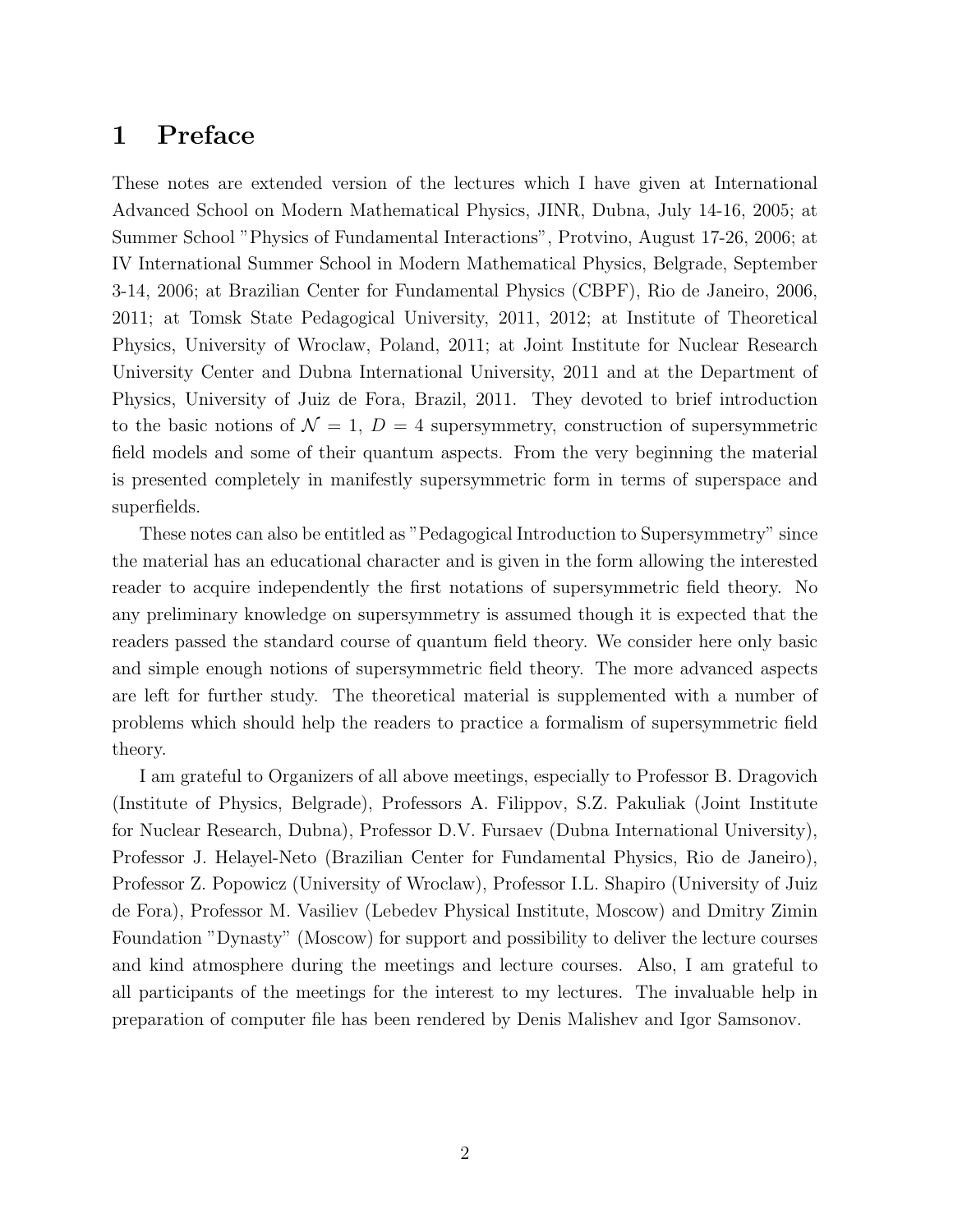# 1 Preface

These notes are extended version of the lectures which I have given at International Advanced School on Modern Mathematical Physics, JINR, Dubna, July 14-16, 2005; at Summer School "Physics of Fundamental Interactions", Protvino, August 17-26, 2006; at IV International Summer School in Modern Mathematical Physics, Belgrade, September 3-14, 2006; at Brazilian Center for Fundamental Physics (CBPF), Rio de Janeiro, 2006, 2011; at Tomsk State Pedagogical University, 2011, 2012; at Institute of Theoretical Physics, University of Wroclaw, Poland, 2011; at Joint Institute for Nuclear Research University Center and Dubna International University, 2011 and at the Department of Physics, University of Juiz de Fora, Brazil, 2011. They devoted to brief introduction to the basic notions of $\mathcal{N} = 1$, $D = 4$ supersymmetry, construction of supersymmetric field models and some of their quantum aspects. From the very beginning the material is presented completely in manifestly supersymmetric form in terms of superspace and superfields.

These notes can also be entitled as "Pedagogical Introduction to Supersymmetry" since the material has an educational character and is given in the form allowing the interested reader to acquire independently the first notations of supersymmetric field theory. No any preliminary knowledge on supersymmetry is assumed though it is expected that the readers passed the standard course of quantum field theory. We consider here only basic and simple enough notions of supersymmetric field theory. The more advanced aspects are left for further study. The theoretical material is supplemented with a number of problems which should help the readers to practice a formalism of supersymmetric field theory.

I am grateful to Organizers of all above meetings, especially to Professor B. Dragovich (Institute of Physics, Belgrade), Professors A. Filippov, S.Z. Pakuliak (Joint Institute for Nuclear Research, Dubna), Professor D.V. Fursaev (Dubna International University), Professor J. Helayel-Neto (Brazilian Center for Fundamental Physics, Rio de Janeiro), Professor Z. Popowicz (University of Wroclaw), Professor I.L. Shapiro (University of Juiz de Fora), Professor M. Vasiliev (Lebedev Physical Institute, Moscow) and Dmitry Zimin Foundation "Dynasty" (Moscow) for support and possibility to deliver the lecture courses and kind atmosphere during the meetings and lecture courses. Also, I am grateful to all participants of the meetings for the interest to my lectures. The invaluable help in preparation of computer file has been rendered by Denis Malishev and Igor Samsonov.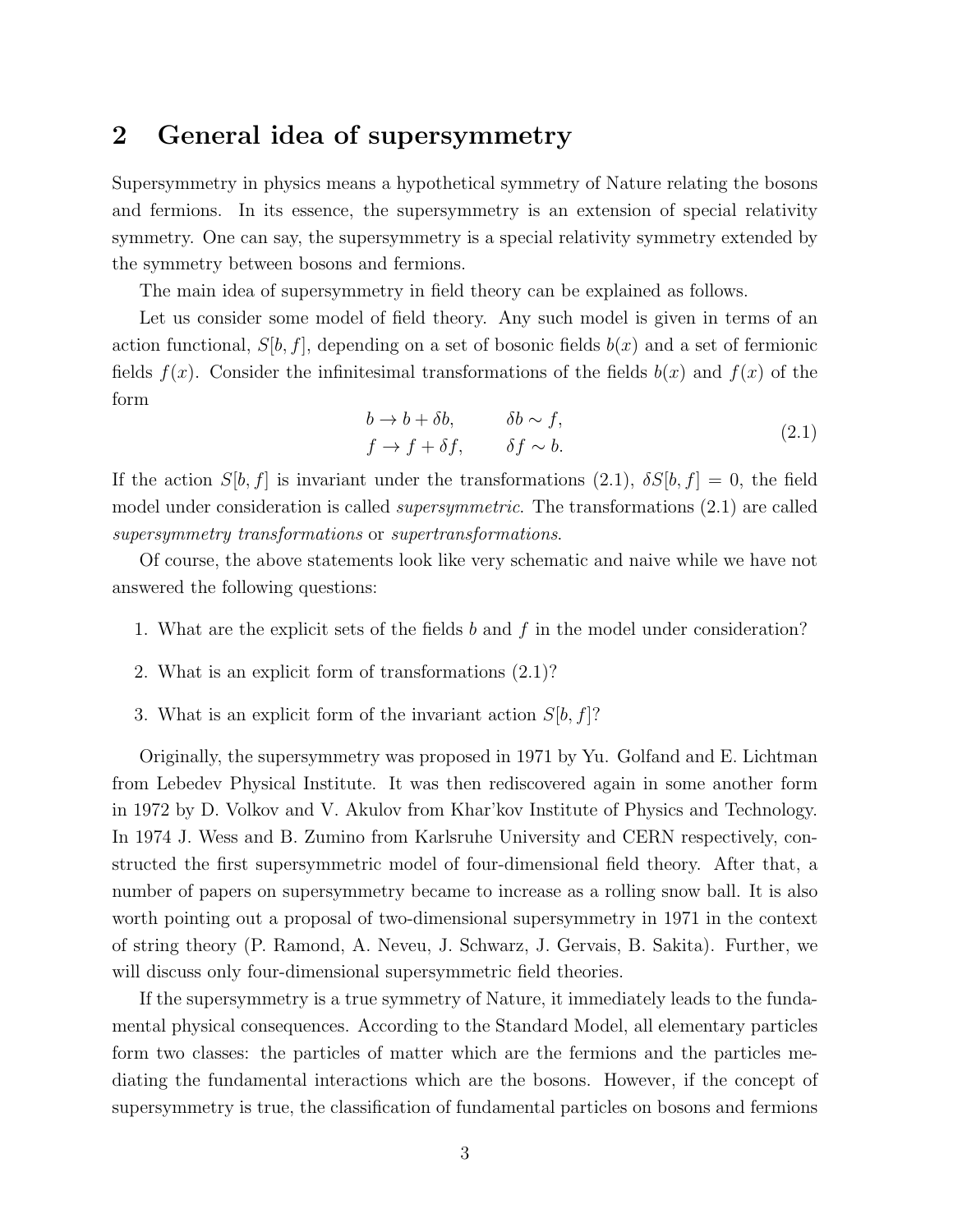## 2 General idea of supersymmetry

Supersymmetry in physics means a hypothetical symmetry of Nature relating the bosons and fermions. In its essence, the supersymmetry is an extension of special relativity symmetry. One can say, the supersymmetry is a special relativity symmetry extended by the symmetry between bosons and fermions.

The main idea of supersymmetry in field theory can be explained as follows.

Let us consider some model of field theory. Any such model is given in terms of an action functional, $S[b, f]$, depending on a set of bosonic fields $b(x)$ and a set of fermionic fields $f(x)$. Consider the infinitesimal transformations of the fields $b(x)$ and $f(x)$ of the form

$$
\begin{aligned}
b &\to b + \delta b, \qquad \delta b \sim f, \\
f &\to f + \delta f, \qquad \delta f \sim b.
\end{aligned}
\tag{2.1}
$$

If the action $S[b, f]$ is invariant under the transformations (2.1), $\delta S[b, f] = 0$, the field model under consideration is called *supersymmetric*. The transformations (2.1) are called *supersymmetry transformations* or *supertransformations*.

Of course, the above statements look like very schematic and naive while we have not answered the following questions:

1. What are the explicit sets of the fields $b$ and $f$ in the model under consideration?
2. What is an explicit form of transformations (2.1)?
3. What is an explicit form of the invariant action $S[b, f]$?

Originally, the supersymmetry was proposed in 1971 by Yu. Golfand and E. Lichtman from Lebedev Physical Institute. It was then rediscovered again in some another form in 1972 by D. Volkov and V. Akulov from Khar'kov Institute of Physics and Technology. In 1974 J. Wess and B. Zumino from Karlsruhe University and CERN respectively, constructed the first supersymmetric model of four-dimensional field theory. After that, a number of papers on supersymmetry became to increase as a rolling snow ball. It is also worth pointing out a proposal of two-dimensional supersymmetry in 1971 in the context of string theory (P. Ramond, A. Neveu, J. Schwarz, J. Gervais, B. Sakita). Further, we will discuss only four-dimensional supersymmetric field theories.

If the supersymmetry is a true symmetry of Nature, it immediately leads to the fundamental physical consequences. According to the Standard Model, all elementary particles form two classes: the particles of matter which are the fermions and the particles mediating the fundamental interactions which are the bosons. However, if the concept of supersymmetry is true, the classification of fundamental particles on bosons and fermions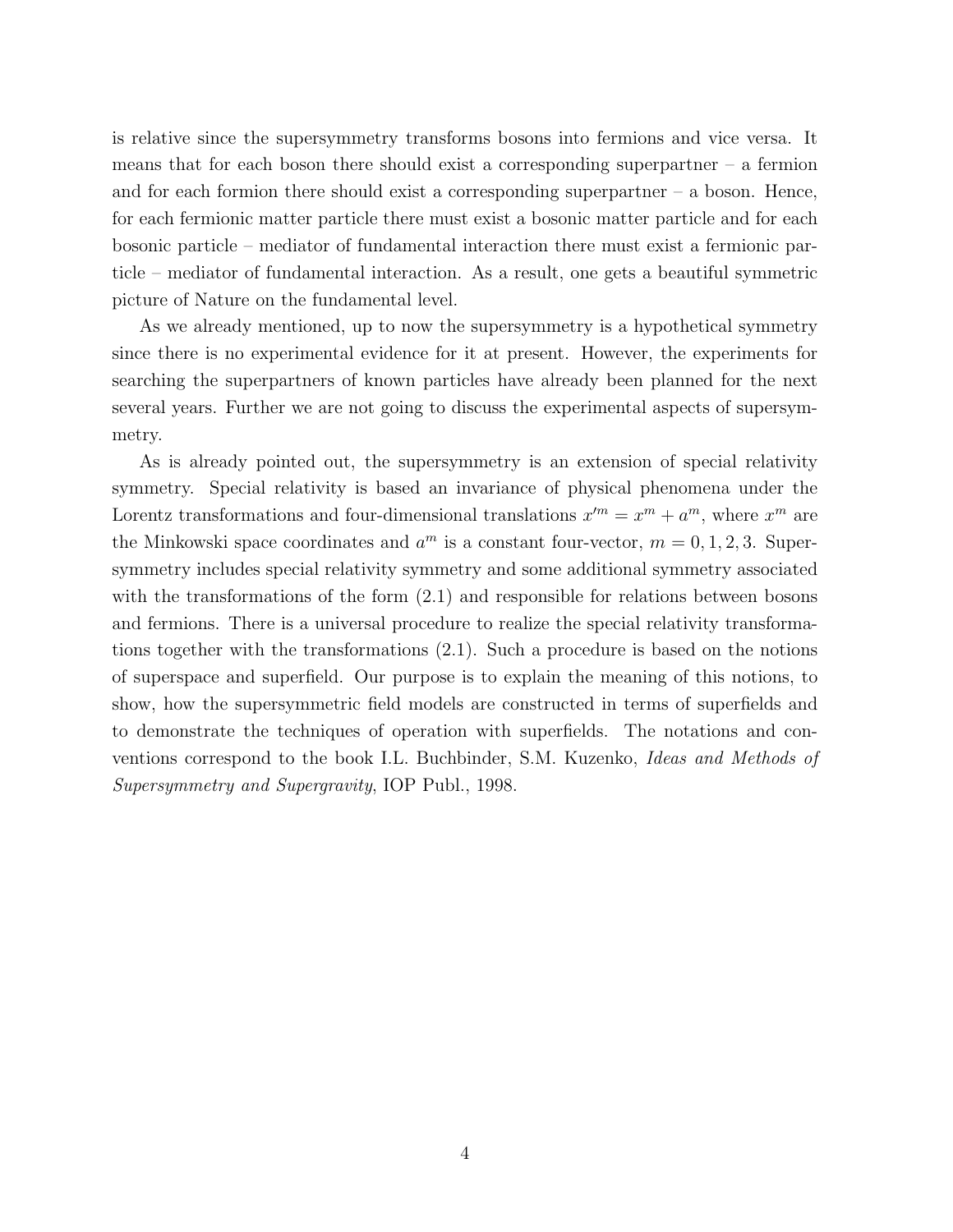is relative since the supersymmetry transforms bosons into fermions and vice versa. It means that for each boson there should exist a corresponding superpartner – a fermion and for each formion there should exist a corresponding superpartner – a boson. Hence, for each fermionic matter particle there must exist a bosonic matter particle and for each bosonic particle – mediator of fundamental interaction there must exist a fermionic particle – mediator of fundamental interaction. As a result, one gets a beautiful symmetric picture of Nature on the fundamental level.

As we already mentioned, up to now the supersymmetry is a hypothetical symmetry since there is no experimental evidence for it at present. However, the experiments for searching the superpartners of known particles have already been planned for the next several years. Further we are not going to discuss the experimental aspects of supersymmetry.

As is already pointed out, the supersymmetry is an extension of special relativity symmetry. Special relativity is based an invariance of physical phenomena under the Lorentz transformations and four-dimensional translations $x'^m = x^m + a^m$, where $x^m$ are the Minkowski space coordinates and $a^m$ is a constant four-vector, $m = 0, 1, 2, 3$. Supersymmetry includes special relativity symmetry and some additional symmetry associated with the transformations of the form (2.1) and responsible for relations between bosons and fermions. There is a universal procedure to realize the special relativity transformations together with the transformations (2.1). Such a procedure is based on the notions of superspace and superfield. Our purpose is to explain the meaning of this notions, to show, how the supersymmetric field models are constructed in terms of superfields and to demonstrate the techniques of operation with superfields. The notations and conventions correspond to the book I.L. Buchbinder, S.M. Kuzenko, *Ideas and Methods of Supersymmetry and Supergravity*, IOP Publ., 1998.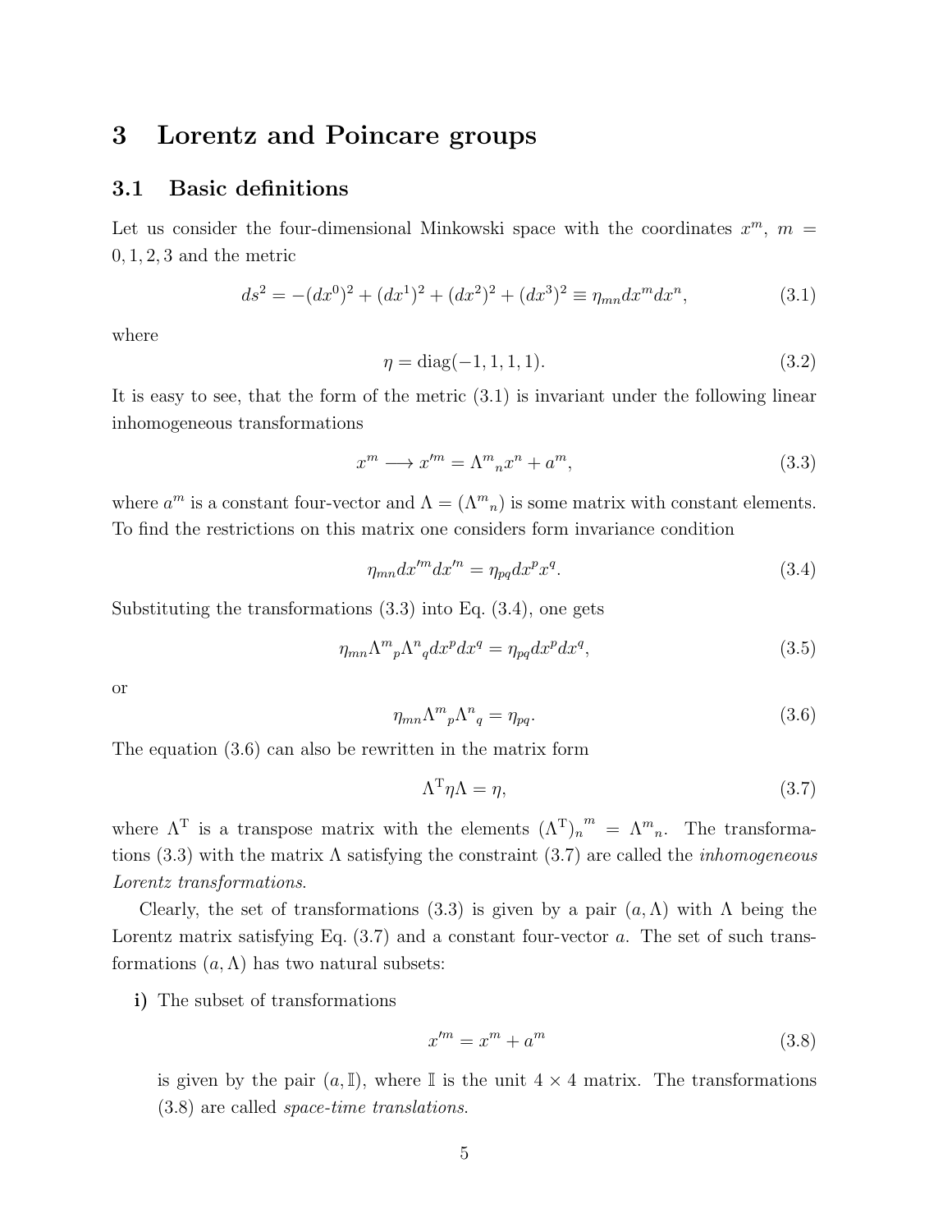# 3 Lorentz and Poincare groups

## 3.1 Basic definitions

Let us consider the four-dimensional Minkowski space with the coordinates $x^m$, $m = 0, 1, 2, 3$ and the metric

$$ds^2 = -(dx^0)^2 + (dx^1)^2 + (dx^2)^2 + (dx^3)^2 \equiv \eta_{mn} dx^m dx^n, \tag{3.1}$$

where

$$\eta = \text{diag}(-1, 1, 1, 1). \tag{3.2}$$

It is easy to see, that the form of the metric (3.1) is invariant under the following linear inhomogeneous transformations

$$x^m \longrightarrow x'^m = \Lambda^m{}_n x^n + a^m, \tag{3.3}$$

where $a^m$ is a constant four-vector and $\Lambda = (\Lambda^m{}_n)$ is some matrix with constant elements. To find the restrictions on this matrix one considers form invariance condition

$$\eta_{mn} dx'^m dx'^n = \eta_{pq} dx^p x^q. \tag{3.4}$$

Substituting the transformations (3.3) into Eq. (3.4), one gets

$$\eta_{mn} \Lambda^m{}_p \Lambda^n{}_q dx^p dx^q = \eta_{pq} dx^p dx^q, \tag{3.5}$$

or

$$\eta_{mn} \Lambda^m{}_p \Lambda^n{}_q = \eta_{pq}. \tag{3.6}$$

The equation (3.6) can also be rewritten in the matrix form

$$\Lambda^{\mathrm{T}} \eta \Lambda = \eta, \tag{3.7}$$

where $\Lambda^{\mathrm{T}}$ is a transpose matrix with the elements $(\Lambda^{\mathrm{T}})_n{}^m = \Lambda^m{}_n$. The transformations (3.3) with the matrix $\Lambda$ satisfying the constraint (3.7) are called the *inhomogeneous Lorentz transformations*.

Clearly, the set of transformations (3.3) is given by a pair $(a, \Lambda)$ with $\Lambda$ being the Lorentz matrix satisfying Eq. (3.7) and a constant four-vector $a$. The set of such transformations $(a, \Lambda)$ has two natural subsets:

**i)** The subset of transformations

$$x'^m = x^m + a^m \tag{3.8}$$

is given by the pair $(a, \mathbb{I})$, where $\mathbb{I}$ is the unit $4 \times 4$ matrix. The transformations (3.8) are called *space-time translations*.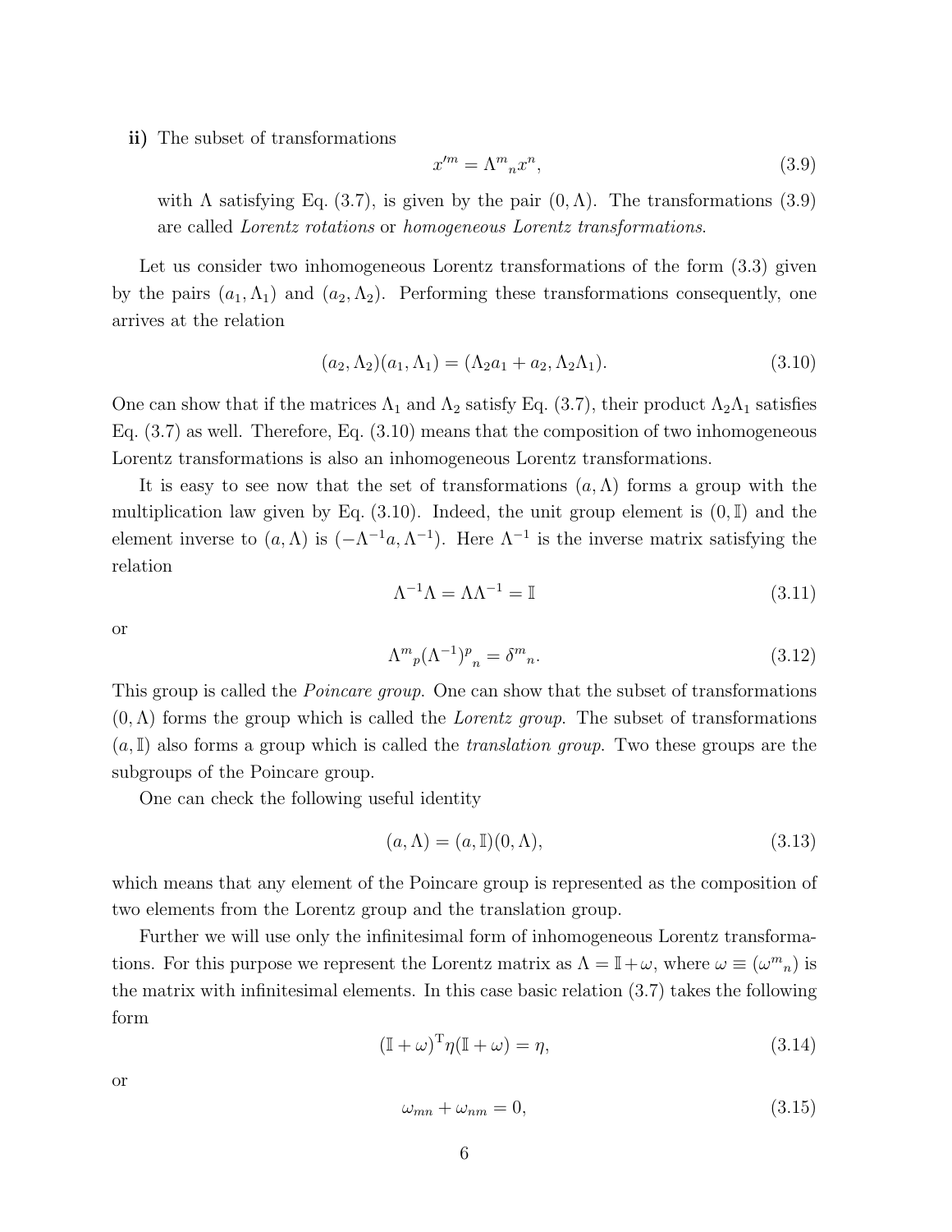**ii)** The subset of transformations

$$x'^m = \Lambda^m{}_n x^n, \tag{3.9}$$

with $\Lambda$ satisfying Eq. (3.7), is given by the pair $(0, \Lambda)$. The transformations (3.9) are called *Lorentz rotations* or *homogeneous Lorentz transformations*.

Let us consider two inhomogeneous Lorentz transformations of the form (3.3) given by the pairs $(a_1, \Lambda_1)$ and $(a_2, \Lambda_2)$. Performing these transformations consequently, one arrives at the relation

$$(a_2, \Lambda_2)(a_1, \Lambda_1) = (\Lambda_2 a_1 + a_2, \Lambda_2 \Lambda_1). \tag{3.10}$$

One can show that if the matrices $\Lambda_1$ and $\Lambda_2$ satisfy Eq. (3.7), their product $\Lambda_2 \Lambda_1$ satisfies Eq. (3.7) as well. Therefore, Eq. (3.10) means that the composition of two inhomogeneous Lorentz transformations is also an inhomogeneous Lorentz transformations.

It is easy to see now that the set of transformations $(a, \Lambda)$ forms a group with the multiplication law given by Eq. (3.10). Indeed, the unit group element is $(0, \mathbb{I})$ and the element inverse to $(a, \Lambda)$ is $(-\Lambda^{-1}a, \Lambda^{-1})$. Here $\Lambda^{-1}$ is the inverse matrix satisfying the relation

$$\Lambda^{-1}\Lambda = \Lambda\Lambda^{-1} = \mathbb{I} \tag{3.11}$$

or

$$\Lambda^m{}_p (\Lambda^{-1})^p{}_n = \delta^m{}_n. \tag{3.12}$$

This group is called the *Poincare group*. One can show that the subset of transformations $(0, \Lambda)$ forms the group which is called the *Lorentz group*. The subset of transformations $(a, \mathbb{I})$ also forms a group which is called the *translation group*. Two these groups are the subgroups of the Poincare group.

One can check the following useful identity

$$(a, \Lambda) = (a, \mathbb{I})(0, \Lambda), \tag{3.13}$$

which means that any element of the Poincare group is represented as the composition of two elements from the Lorentz group and the translation group.

Further we will use only the infinitesimal form of inhomogeneous Lorentz transformations. For this purpose we represent the Lorentz matrix as $\Lambda = \mathbb{I} + \omega$, where $\omega \equiv (\omega^m{}_n)$ is the matrix with infinitesimal elements. In this case basic relation (3.7) takes the following form

$$(\mathbb{I} + \omega)^{\mathrm{T}} \eta (\mathbb{I} + \omega) = \eta, \tag{3.14}$$

or

$$\omega_{mn} + \omega_{nm} = 0, \tag{3.15}$$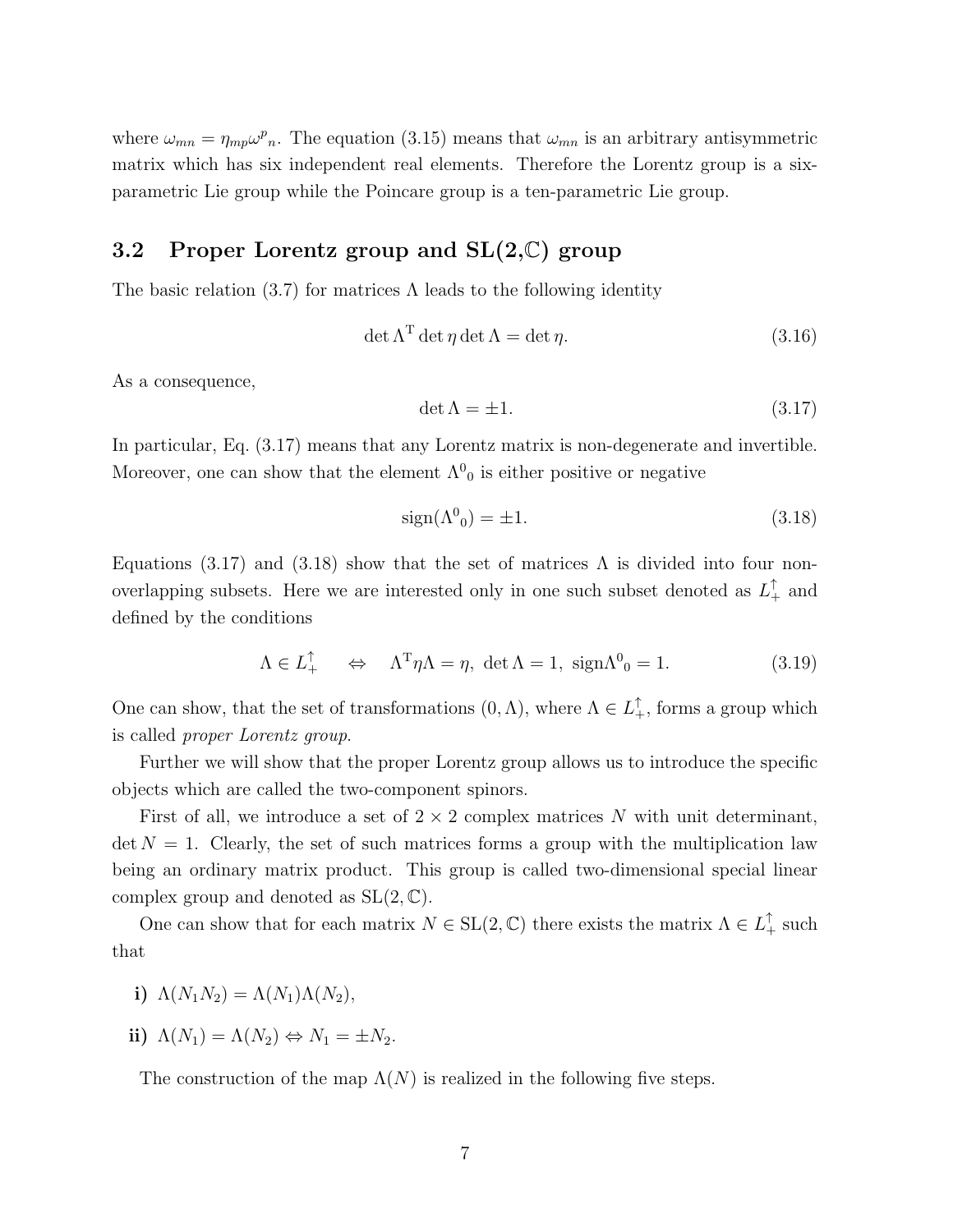where $\omega_{mn} = \eta_{mp}\omega^p{}_n$. The equation (3.15) means that $\omega_{mn}$ is an arbitrary antisymmetric matrix which has six independent real elements. Therefore the Lorentz group is a six-parametric Lie group while the Poincare group is a ten-parametric Lie group.

## 3.2 Proper Lorentz group and SL(2,$\mathbb{C}$) group

The basic relation (3.7) for matrices $\Lambda$ leads to the following identity

$$\det \Lambda^{\mathrm{T}} \det \eta \det \Lambda = \det \eta. \tag{3.16}$$

As a consequence,

$$\det \Lambda = \pm 1. \tag{3.17}$$

In particular, Eq. (3.17) means that any Lorentz matrix is non-degenerate and invertible. Moreover, one can show that the element $\Lambda^0{}_0$ is either positive or negative

$$\mathrm{sign}(\Lambda^0{}_0) = \pm 1. \tag{3.18}$$

Equations (3.17) and (3.18) show that the set of matrices $\Lambda$ is divided into four non-overlapping subsets. Here we are interested only in one such subset denoted as $L_+^\uparrow$ and defined by the conditions

$$\Lambda \in L_+^\uparrow \quad \Leftrightarrow \quad \Lambda^{\mathrm{T}}\eta\Lambda = \eta,\ \det\Lambda = 1,\ \mathrm{sign}\Lambda^0{}_0 = 1. \tag{3.19}$$

One can show, that the set of transformations $(0, \Lambda)$, where $\Lambda \in L_+^\uparrow$, forms a group which is called *proper Lorentz group*.

Further we will show that the proper Lorentz group allows us to introduce the specific objects which are called the two-component spinors.

First of all, we introduce a set of $2 \times 2$ complex matrices $N$ with unit determinant, $\det N = 1$. Clearly, the set of such matrices forms a group with the multiplication law being an ordinary matrix product. This group is called two-dimensional special linear complex group and denoted as $\mathrm{SL}(2, \mathbb{C})$.

One can show that for each matrix $N \in \mathrm{SL}(2, \mathbb{C})$ there exists the matrix $\Lambda \in L_+^\uparrow$ such that

**i)** $\Lambda(N_1 N_2) = \Lambda(N_1)\Lambda(N_2)$,

**ii)** $\Lambda(N_1) = \Lambda(N_2) \Leftrightarrow N_1 = \pm N_2$.

The construction of the map $\Lambda(N)$ is realized in the following five steps.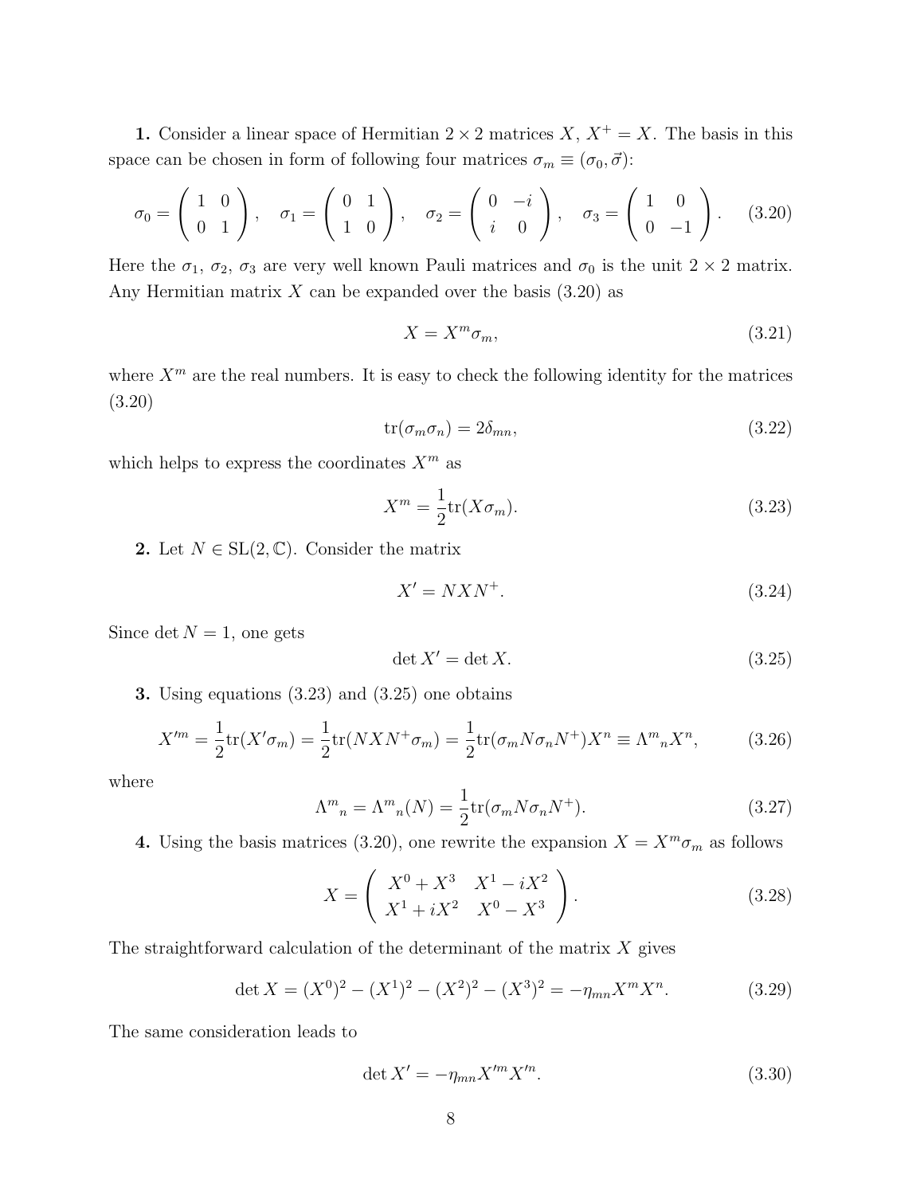**1.** Consider a linear space of Hermitian $2 \times 2$ matrices $X$, $X^+ = X$. The basis in this space can be chosen in form of following four matrices $\sigma_m \equiv (\sigma_0, \vec{\sigma})$:

$$\sigma_0 = \begin{pmatrix} 1 & 0 \\ 0 & 1 \end{pmatrix}, \quad \sigma_1 = \begin{pmatrix} 0 & 1 \\ 1 & 0 \end{pmatrix}, \quad \sigma_2 = \begin{pmatrix} 0 & -i \\ i & 0 \end{pmatrix}, \quad \sigma_3 = \begin{pmatrix} 1 & 0 \\ 0 & -1 \end{pmatrix}. \tag{3.20}$$

Here the $\sigma_1$, $\sigma_2$, $\sigma_3$ are very well known Pauli matrices and $\sigma_0$ is the unit $2 \times 2$ matrix. Any Hermitian matrix $X$ can be expanded over the basis (3.20) as

$$X = X^m \sigma_m, \tag{3.21}$$

where $X^m$ are the real numbers. It is easy to check the following identity for the matrices (3.20)

$$\mathrm{tr}(\sigma_m \sigma_n) = 2\delta_{mn}, \tag{3.22}$$

which helps to express the coordinates $X^m$ as

$$X^m = \frac{1}{2}\mathrm{tr}(X\sigma_m). \tag{3.23}$$

**2.** Let $N \in \mathrm{SL}(2, \mathbb{C})$. Consider the matrix

$$X' = NXN^+. \tag{3.24}$$

Since $\det N = 1$, one gets

$$\det X' = \det X. \tag{3.25}$$

**3.** Using equations (3.23) and (3.25) one obtains

$$X'^m = \frac{1}{2}\mathrm{tr}(X'\sigma_m) = \frac{1}{2}\mathrm{tr}(NXN^+\sigma_m) = \frac{1}{2}\mathrm{tr}(\sigma_m N \sigma_n N^+)X^n \equiv \Lambda^m{}_n X^n, \tag{3.26}$$

where

$$\Lambda^m{}_n = \Lambda^m{}_n(N) = \frac{1}{2}\mathrm{tr}(\sigma_m N \sigma_n N^+). \tag{3.27}$$

**4.** Using the basis matrices (3.20), one rewrite the expansion $X = X^m \sigma_m$ as follows

$$X = \begin{pmatrix} X^0 + X^3 & X^1 - iX^2 \\ X^1 + iX^2 & X^0 - X^3 \end{pmatrix}. \tag{3.28}$$

The straightforward calculation of the determinant of the matrix $X$ gives

$$\det X = (X^0)^2 - (X^1)^2 - (X^2)^2 - (X^3)^2 = -\eta_{mn} X^m X^n. \tag{3.29}$$

The same consideration leads to

$$\det X' = -\eta_{mn} X'^m X'^n. \tag{3.30}$$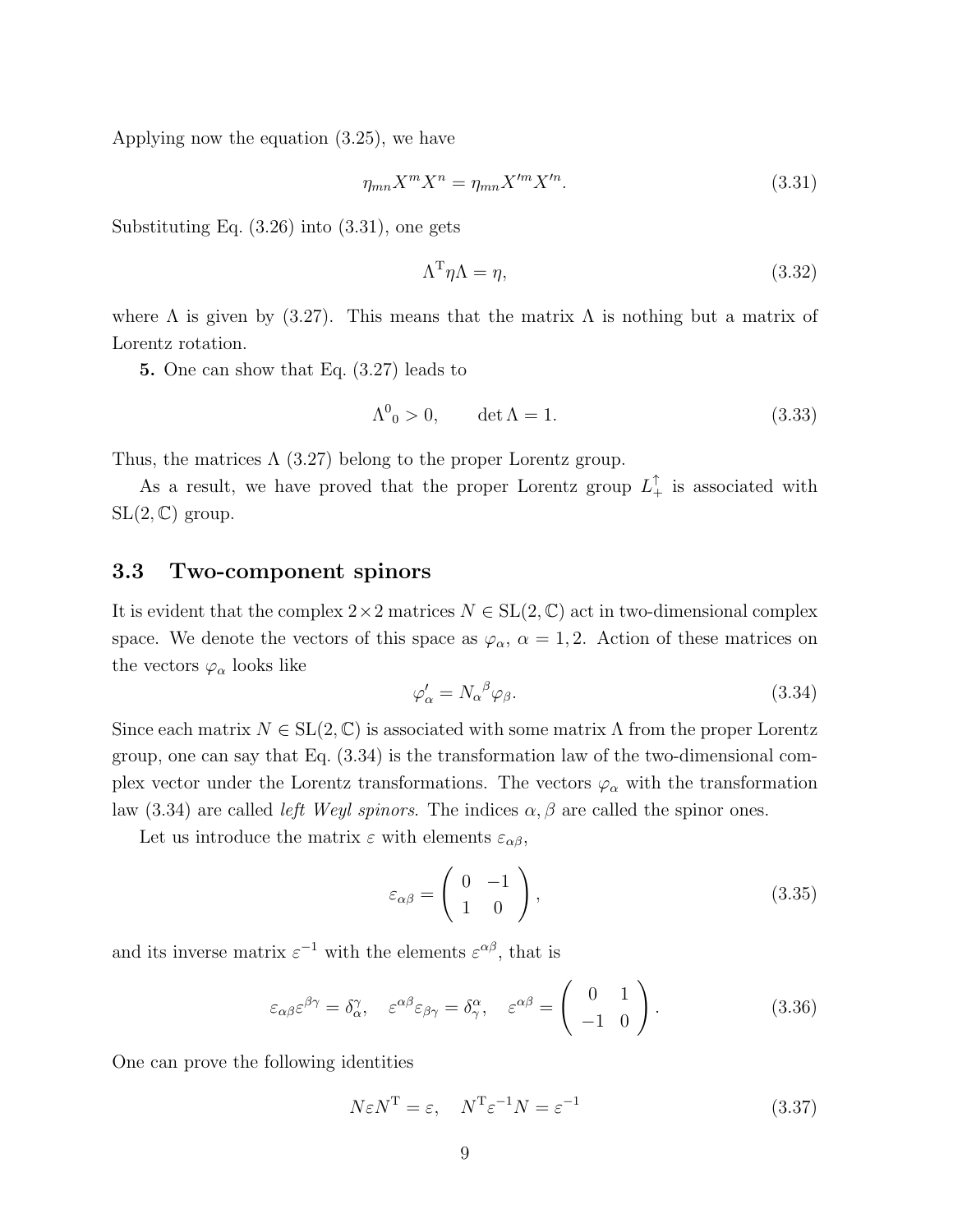Applying now the equation (3.25), we have

$$\eta_{mn} X^m X^n = \eta_{mn} X'^m X'^n. \tag{3.31}$$

Substituting Eq. (3.26) into (3.31), one gets

$$\Lambda^{\mathrm{T}} \eta \Lambda = \eta, \tag{3.32}$$

where $\Lambda$ is given by (3.27). This means that the matrix $\Lambda$ is nothing but a matrix of Lorentz rotation.

**5.** One can show that Eq. (3.27) leads to

$$\Lambda^0{}_0 > 0, \qquad \det \Lambda = 1. \tag{3.33}$$

Thus, the matrices $\Lambda$ (3.27) belong to the proper Lorentz group.

As a result, we have proved that the proper Lorentz group $L_+^\uparrow$ is associated with $\mathrm{SL}(2, \mathbb{C})$ group.

## 3.3 Two-component spinors

It is evident that the complex $2 \times 2$ matrices $N \in \mathrm{SL}(2, \mathbb{C})$ act in two-dimensional complex space. We denote the vectors of this space as $\varphi_\alpha$, $\alpha = 1, 2$. Action of these matrices on the vectors $\varphi_\alpha$ looks like

$$\varphi'_\alpha = N_\alpha{}^\beta \varphi_\beta. \tag{3.34}$$

Since each matrix $N \in \mathrm{SL}(2, \mathbb{C})$ is associated with some matrix $\Lambda$ from the proper Lorentz group, one can say that Eq. (3.34) is the transformation law of the two-dimensional complex vector under the Lorentz transformations. The vectors $\varphi_\alpha$ with the transformation law (3.34) are called *left Weyl spinors*. The indices $\alpha, \beta$ are called the spinor ones.

Let us introduce the matrix $\varepsilon$ with elements $\varepsilon_{\alpha\beta}$,

$$\varepsilon_{\alpha\beta} = \begin{pmatrix} 0 & -1 \\ 1 & 0 \end{pmatrix}, \tag{3.35}$$

and its inverse matrix $\varepsilon^{-1}$ with the elements $\varepsilon^{\alpha\beta}$, that is

$$\varepsilon_{\alpha\beta} \varepsilon^{\beta\gamma} = \delta_\alpha^\gamma, \quad \varepsilon^{\alpha\beta} \varepsilon_{\beta\gamma} = \delta_\gamma^\alpha, \quad \varepsilon^{\alpha\beta} = \begin{pmatrix} 0 & 1 \\ -1 & 0 \end{pmatrix}. \tag{3.36}$$

One can prove the following identities

$$N \varepsilon N^{\mathrm{T}} = \varepsilon, \quad N^{\mathrm{T}} \varepsilon^{-1} N = \varepsilon^{-1} \tag{3.37}$$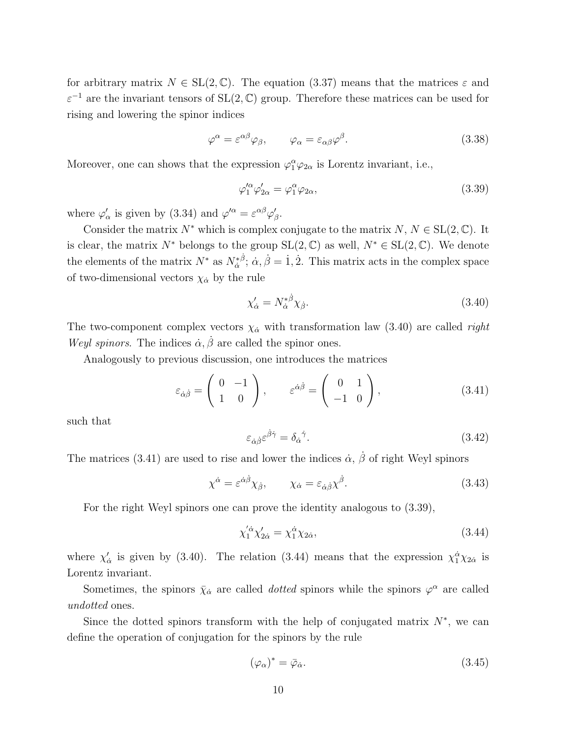for arbitrary matrix $N \in \mathrm{SL}(2,\mathbb{C})$. The equation (3.37) means that the matrices $\varepsilon$ and $\varepsilon^{-1}$ are the invariant tensors of $\mathrm{SL}(2,\mathbb{C})$ group. Therefore these matrices can be used for rising and lowering the spinor indices

$$\varphi^\alpha = \varepsilon^{\alpha\beta}\varphi_\beta, \qquad \varphi_\alpha = \varepsilon_{\alpha\beta}\varphi^\beta. \tag{3.38}$$

Moreover, one can shows that the expression $\varphi_1^\alpha \varphi_{2\alpha}$ is Lorentz invariant, i.e.,

$$\varphi_1'^\alpha \varphi'_{2\alpha} = \varphi_1^\alpha \varphi_{2\alpha}, \tag{3.39}$$

where $\varphi'_\alpha$ is given by (3.34) and $\varphi'^\alpha = \varepsilon^{\alpha\beta}\varphi'_\beta$.

Consider the matrix $N^*$ which is complex conjugate to the matrix $N$, $N \in \mathrm{SL}(2,\mathbb{C})$. It is clear, the matrix $N^*$ belongs to the group $\mathrm{SL}(2,\mathbb{C})$ as well, $N^* \in \mathrm{SL}(2,\mathbb{C})$. We denote the elements of the matrix $N^*$ as $N^{*\dot\beta}_{\dot\alpha}$; $\dot\alpha, \dot\beta = \dot 1, \dot 2$. This matrix acts in the complex space of two-dimensional vectors $\chi_{\dot\alpha}$ by the rule

$$\chi'_{\dot\alpha} = N^{*\dot\beta}_{\dot\alpha}\chi_{\dot\beta}. \tag{3.40}$$

The two-component complex vectors $\chi_{\dot\alpha}$ with transformation law (3.40) are called *right Weyl spinors*. The indices $\dot\alpha, \dot\beta$ are called the spinor ones.

Analogously to previous discussion, one introduces the matrices

$$\varepsilon_{\dot\alpha\dot\beta} = \begin{pmatrix} 0 & -1 \\ 1 & 0 \end{pmatrix}, \qquad \varepsilon^{\dot\alpha\dot\beta} = \begin{pmatrix} 0 & 1 \\ -1 & 0 \end{pmatrix}, \tag{3.41}$$

such that

$$\varepsilon_{\dot\alpha\dot\beta}\varepsilon^{\dot\beta\dot\gamma} = \delta_{\dot\alpha}^{\ \dot\gamma}. \tag{3.42}$$

The matrices (3.41) are used to rise and lower the indices $\dot\alpha$, $\dot\beta$ of right Weyl spinors

$$\chi^{\dot\alpha} = \varepsilon^{\dot\alpha\dot\beta}\chi_{\dot\beta}, \qquad \chi_{\dot\alpha} = \varepsilon_{\dot\alpha\dot\beta}\chi^{\dot\beta}. \tag{3.43}$$

For the right Weyl spinors one can prove the identity analogous to (3.39),

$$\chi_1'^{\dot\alpha}\chi'_{2\dot\alpha} = \chi_1^{\dot\alpha}\chi_{2\dot\alpha}, \tag{3.44}$$

where $\chi'_{\dot\alpha}$ is given by (3.40). The relation (3.44) means that the expression $\chi_1^{\dot\alpha}\chi_{2\dot\alpha}$ is Lorentz invariant.

Sometimes, the spinors $\bar\chi_{\dot\alpha}$ are called *dotted* spinors while the spinors $\varphi^\alpha$ are called *undotted* ones.

Since the dotted spinors transform with the help of conjugated matrix $N^*$, we can define the operation of conjugation for the spinors by the rule

$$(\varphi_\alpha)^* = \bar\varphi_{\dot\alpha}. \tag{3.45}$$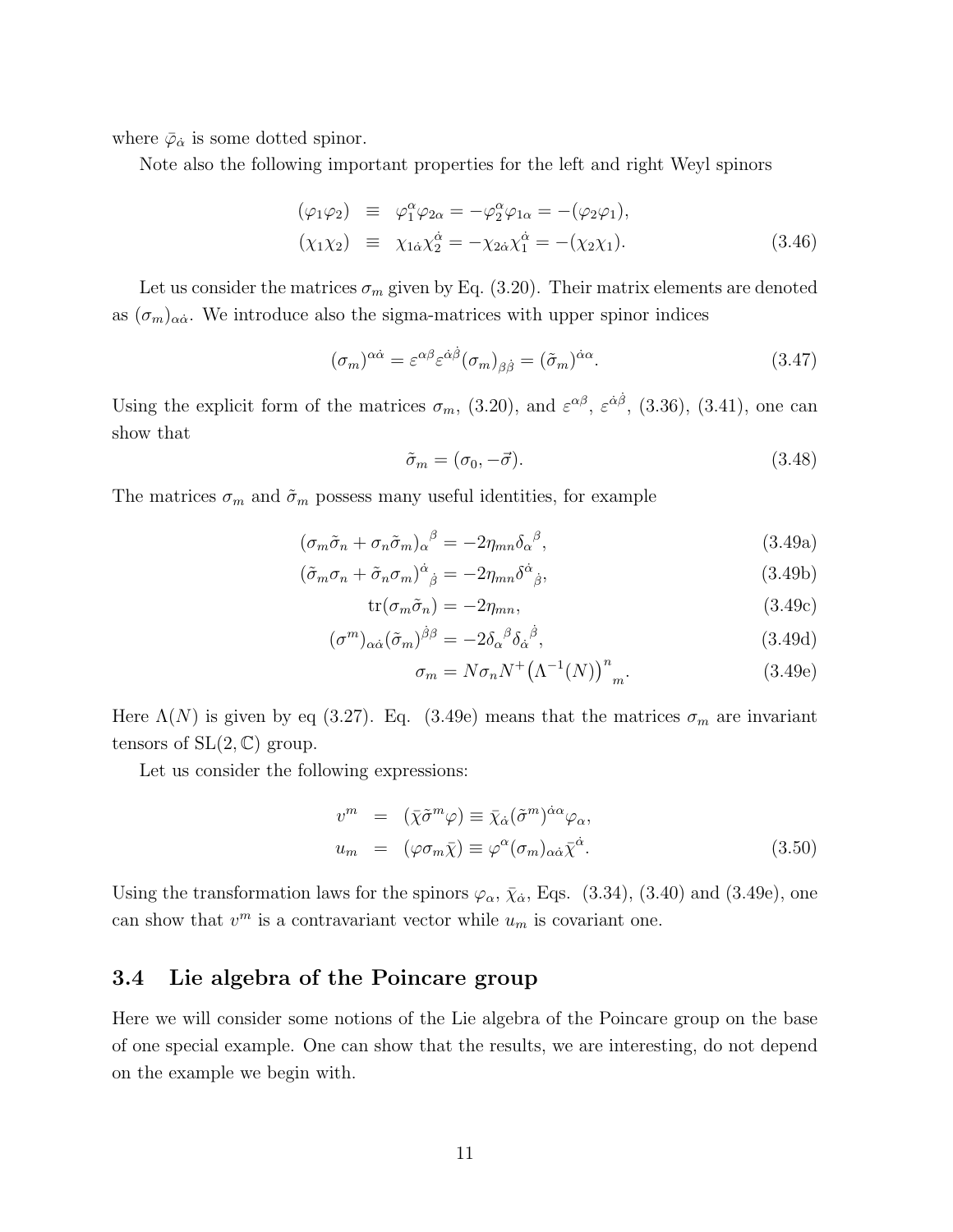where $\bar{\varphi}_{\dot{\alpha}}$ is some dotted spinor.

Note also the following important properties for the left and right Weyl spinors

$$
\begin{aligned}
(\varphi_1\varphi_2) &\equiv \varphi_1^\alpha\varphi_{2\alpha} = -\varphi_2^\alpha\varphi_{1\alpha} = -(\varphi_2\varphi_1), \\
(\chi_1\chi_2) &\equiv \chi_{1\dot{\alpha}}\chi_2^{\dot{\alpha}} = -\chi_{2\dot{\alpha}}\chi_1^{\dot{\alpha}} = -(\chi_2\chi_1).
\end{aligned}
\tag{3.46}
$$

Let us consider the matrices $\sigma_m$ given by Eq. (3.20). Their matrix elements are denoted as $(\sigma_m)_{\alpha\dot{\alpha}}$. We introduce also the sigma-matrices with upper spinor indices

$$
(\sigma_m)^{\alpha\dot{\alpha}} = \varepsilon^{\alpha\beta}\varepsilon^{\dot{\alpha}\dot{\beta}}(\sigma_m)_{\beta\dot{\beta}} = (\tilde{\sigma}_m)^{\dot{\alpha}\alpha}. \tag{3.47}
$$

Using the explicit form of the matrices $\sigma_m$, (3.20), and $\varepsilon^{\alpha\beta}$, $\varepsilon^{\dot{\alpha}\dot{\beta}}$, (3.36), (3.41), one can show that

$$
\tilde{\sigma}_m = (\sigma_0, -\vec{\sigma}). \tag{3.48}
$$

The matrices $\sigma_m$ and $\tilde{\sigma}_m$ possess many useful identities, for example

$$
(\sigma_m\tilde{\sigma}_n + \sigma_n\tilde{\sigma}_m)_\alpha{}^\beta = -2\eta_{mn}\delta_\alpha{}^\beta, \tag{3.49a}
$$

$$
(\tilde{\sigma}_m\sigma_n + \tilde{\sigma}_n\sigma_m)^{\dot{\alpha}}{}_{\dot{\beta}} = -2\eta_{mn}\delta^{\dot{\alpha}}{}_{\dot{\beta}}, \tag{3.49b}
$$

$$
\mathrm{tr}(\sigma_m\tilde{\sigma}_n) = -2\eta_{mn}, \tag{3.49c}
$$

$$
(\sigma^m)_{\alpha\dot{\alpha}}(\tilde{\sigma}_m)^{\dot{\beta}\beta} = -2\delta_\alpha{}^\beta\delta_{\dot{\alpha}}{}^{\dot{\beta}}, \tag{3.49d}
$$

$$
\sigma_m = N\sigma_n N^+\big(\Lambda^{-1}(N)\big)^n{}_m. \tag{3.49e}
$$

Here $\Lambda(N)$ is given by eq (3.27). Eq. (3.49e) means that the matrices $\sigma_m$ are invariant tensors of $\mathrm{SL}(2,\mathbb{C})$ group.

Let us consider the following expressions:

$$
\begin{aligned}
v^m &= (\bar{\chi}\tilde{\sigma}^m\varphi) \equiv \bar{\chi}_{\dot{\alpha}}(\tilde{\sigma}^m)^{\dot{\alpha}\alpha}\varphi_\alpha, \\
u_m &= (\varphi\sigma_m\bar{\chi}) \equiv \varphi^\alpha(\sigma_m)_{\alpha\dot{\alpha}}\bar{\chi}^{\dot{\alpha}}.
\end{aligned}
\tag{3.50}
$$

Using the transformation laws for the spinors $\varphi_\alpha$, $\bar{\chi}_{\dot{\alpha}}$, Eqs. (3.34), (3.40) and (3.49e), one can show that $v^m$ is a contravariant vector while $u_m$ is covariant one.

## 3.4 Lie algebra of the Poincare group

Here we will consider some notions of the Lie algebra of the Poincare group on the base of one special example. One can show that the results, we are interesting, do not depend on the example we begin with.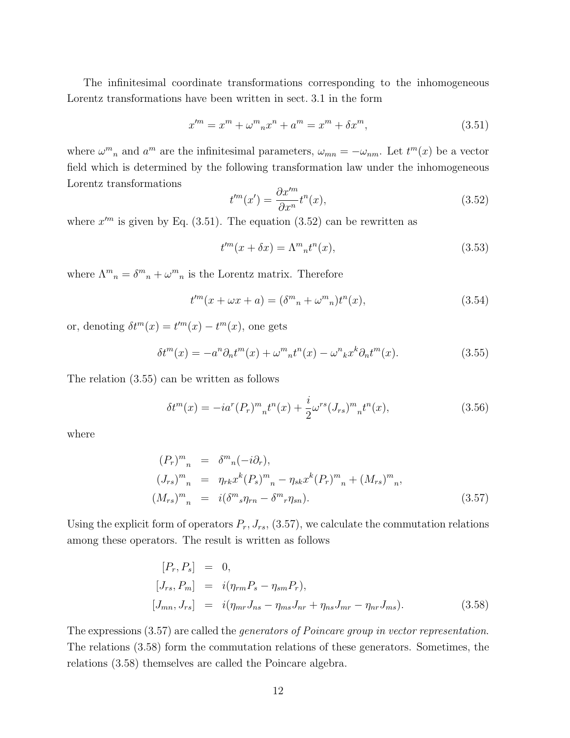The infinitesimal coordinate transformations corresponding to the inhomogeneous Lorentz transformations have been written in sect. 3.1 in the form

$$x'^m = x^m + \omega^m{}_n x^n + a^m = x^m + \delta x^m, \tag{3.51}$$

where $\omega^m{}_n$ and $a^m$ are the infinitesimal parameters, $\omega_{mn} = -\omega_{nm}$. Let $t^m(x)$ be a vector field which is determined by the following transformation law under the inhomogeneous Lorentz transformations

$$t'^m(x') = \frac{\partial x'^m}{\partial x^n} t^n(x), \tag{3.52}$$

where $x'^m$ is given by Eq. (3.51). The equation (3.52) can be rewritten as

$$t'^m(x + \delta x) = \Lambda^m{}_n t^n(x), \tag{3.53}$$

where $\Lambda^m{}_n = \delta^m{}_n + \omega^m{}_n$ is the Lorentz matrix. Therefore

$$t'^m(x + \omega x + a) = (\delta^m{}_n + \omega^m{}_n) t^n(x), \tag{3.54}$$

or, denoting $\delta t^m(x) = t'^m(x) - t^m(x)$, one gets

$$\delta t^m(x) = -a^n \partial_n t^m(x) + \omega^m{}_n t^n(x) - \omega^n{}_k x^k \partial_n t^m(x). \tag{3.55}$$

The relation (3.55) can be written as follows

$$\delta t^m(x) = -i a^r (P_r)^m{}_n t^n(x) + \frac{i}{2} \omega^{rs} (J_{rs})^m{}_n t^n(x), \tag{3.56}$$

where

$$\begin{aligned}
(P_r)^m{}_n &= \delta^m{}_n(-i\partial_r), \\
(J_{rs})^m{}_n &= \eta_{rk} x^k (P_s)^m{}_n - \eta_{sk} x^k (P_r)^m{}_n + (M_{rs})^m{}_n, \\
(M_{rs})^m{}_n &= i(\delta^m{}_s \eta_{rn} - \delta^m{}_r \eta_{sn}).
\end{aligned} \tag{3.57}$$

Using the explicit form of operators $P_r$, $J_{rs}$, (3.57), we calculate the commutation relations among these operators. The result is written as follows

$$\begin{aligned}
[P_r, P_s] &= 0, \\
[J_{rs}, P_m] &= i(\eta_{rm} P_s - \eta_{sm} P_r), \\
[J_{mn}, J_{rs}] &= i(\eta_{mr} J_{ns} - \eta_{ms} J_{nr} + \eta_{ns} J_{mr} - \eta_{nr} J_{ms}).
\end{aligned} \tag{3.58}$$

The expressions (3.57) are called the *generators of Poincare group in vector representation*. The relations (3.58) form the commutation relations of these generators. Sometimes, the relations (3.58) themselves are called the Poincare algebra.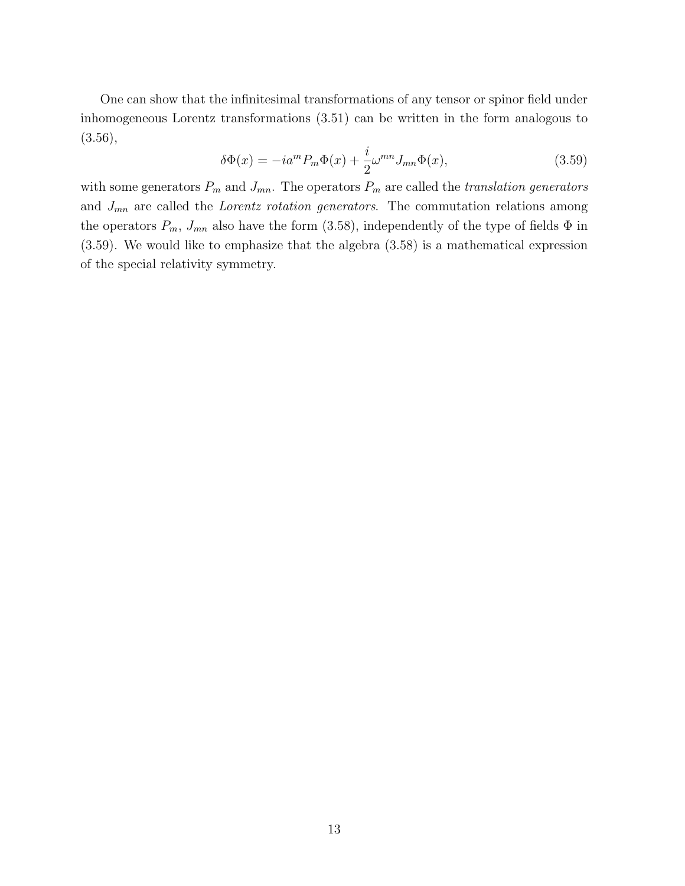One can show that the infinitesimal transformations of any tensor or spinor field under inhomogeneous Lorentz transformations (3.51) can be written in the form analogous to (3.56),

$$\delta\Phi(x) = -ia^m P_m \Phi(x) + \frac{i}{2}\omega^{mn} J_{mn} \Phi(x), \tag{3.59}$$

with some generators $P_m$ and $J_{mn}$. The operators $P_m$ are called the *translation generators* and $J_{mn}$ are called the *Lorentz rotation generators*. The commutation relations among the operators $P_m$, $J_{mn}$ also have the form (3.58), independently of the type of fields $\Phi$ in (3.59). We would like to emphasize that the algebra (3.58) is a mathematical expression of the special relativity symmetry.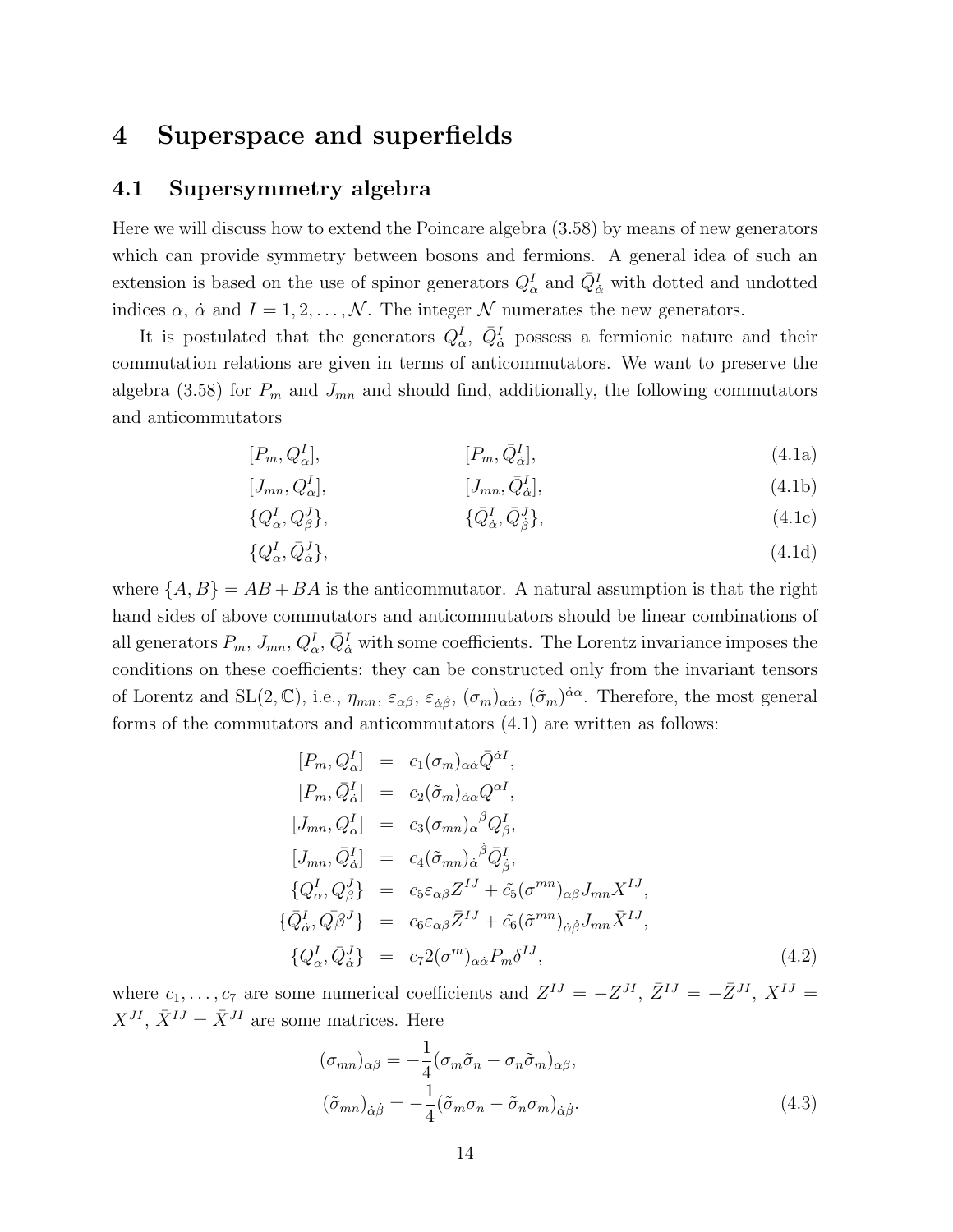# 4 Superspace and superfields

## 4.1 Supersymmetry algebra

Here we will discuss how to extend the Poincare algebra (3.58) by means of new generators which can provide symmetry between bosons and fermions. A general idea of such an extension is based on the use of spinor generators $Q^I_\alpha$ and $\bar{Q}^I_{\dot{\alpha}}$ with dotted and undotted indices $\alpha$, $\dot{\alpha}$ and $I = 1, 2, \ldots, \mathcal{N}$. The integer $\mathcal{N}$ numerates the new generators.

It is postulated that the generators $Q^I_\alpha$, $\bar{Q}^I_{\dot{\alpha}}$ possess a fermionic nature and their commutation relations are given in terms of anticommutators. We want to preserve the algebra (3.58) for $P_m$ and $J_{mn}$ and should find, additionally, the following commutators and anticommutators

$$
\begin{aligned}
&[P_m, Q^I_\alpha], && [P_m, \bar{Q}^I_{\dot{\alpha}}], && \text{(4.1a)}\\
&[J_{mn}, Q^I_\alpha], && [J_{mn}, \bar{Q}^I_{\dot{\alpha}}], && \text{(4.1b)}\\
&\{Q^I_\alpha, Q^J_\beta\}, && \{\bar{Q}^I_{\dot{\alpha}}, \bar{Q}^J_{\dot{\beta}}\}, && \text{(4.1c)}\\
&\{Q^I_\alpha, \bar{Q}^J_{\dot{\alpha}}\}, && && \text{(4.1d)}
\end{aligned}
$$

where $\{A, B\} = AB + BA$ is the anticommutator. A natural assumption is that the right hand sides of above commutators and anticommutators should be linear combinations of all generators $P_m$, $J_{mn}$, $Q^I_\alpha$, $\bar{Q}^I_{\dot{\alpha}}$ with some coefficients. The Lorentz invariance imposes the conditions on these coefficients: they can be constructed only from the invariant tensors of Lorentz and SL$(2, \mathbb{C})$, i.e., $\eta_{mn}$, $\varepsilon_{\alpha\beta}$, $\varepsilon_{\dot{\alpha}\dot{\beta}}$, $(\sigma_m)_{\alpha\dot{\alpha}}$, $(\tilde{\sigma}_m)^{\dot{\alpha}\alpha}$. Therefore, the most general forms of the commutators and anticommutators (4.1) are written as follows:

$$
\begin{aligned}
[P_m, Q^I_\alpha] &= c_1 (\sigma_m)_{\alpha\dot{\alpha}} \bar{Q}^{\dot{\alpha} I},\\
[P_m, \bar{Q}^I_{\dot{\alpha}}] &= c_2 (\tilde{\sigma}_m)_{\dot{\alpha}\alpha} Q^{\alpha I},\\
[J_{mn}, Q^I_\alpha] &= c_3 (\sigma_{mn})_\alpha{}^\beta Q^I_\beta,\\
[J_{mn}, \bar{Q}^I_{\dot{\alpha}}] &= c_4 (\tilde{\sigma}_{mn})_{\dot{\alpha}}{}^{\dot{\beta}} \bar{Q}^I_{\dot{\beta}},\\
\{Q^I_\alpha, Q^J_\beta\} &= c_5 \varepsilon_{\alpha\beta} Z^{IJ} + \tilde{c}_5 (\sigma^{mn})_{\alpha\beta} J_{mn} X^{IJ},\\
\{\bar{Q}^I_{\dot{\alpha}}, \bar{Q}^J_{\dot{\beta}}\} &= c_6 \varepsilon_{\alpha\beta} \bar{Z}^{IJ} + \tilde{c}_6 (\tilde{\sigma}^{mn})_{\dot{\alpha}\dot{\beta}} J_{mn} \bar{X}^{IJ},\\
\{Q^I_\alpha, \bar{Q}^J_{\dot{\alpha}}\} &= c_7 2 (\sigma^m)_{\alpha\dot{\alpha}} P_m \delta^{IJ},
\end{aligned}
\tag{4.2}
$$

where $c_1, \ldots, c_7$ are some numerical coefficients and $Z^{IJ} = -Z^{JI}$, $\bar{Z}^{IJ} = -\bar{Z}^{JI}$, $X^{IJ} = X^{JI}$, $\bar{X}^{IJ} = \bar{X}^{JI}$ are some matrices. Here

$$
\begin{aligned}
(\sigma_{mn})_{\alpha\beta} &= -\frac{1}{4}(\sigma_m \tilde{\sigma}_n - \sigma_n \tilde{\sigma}_m)_{\alpha\beta},\\
(\tilde{\sigma}_{mn})_{\dot{\alpha}\dot{\beta}} &= -\frac{1}{4}(\tilde{\sigma}_m \sigma_n - \tilde{\sigma}_n \sigma_m)_{\dot{\alpha}\dot{\beta}}.
\end{aligned}
\tag{4.3}
$$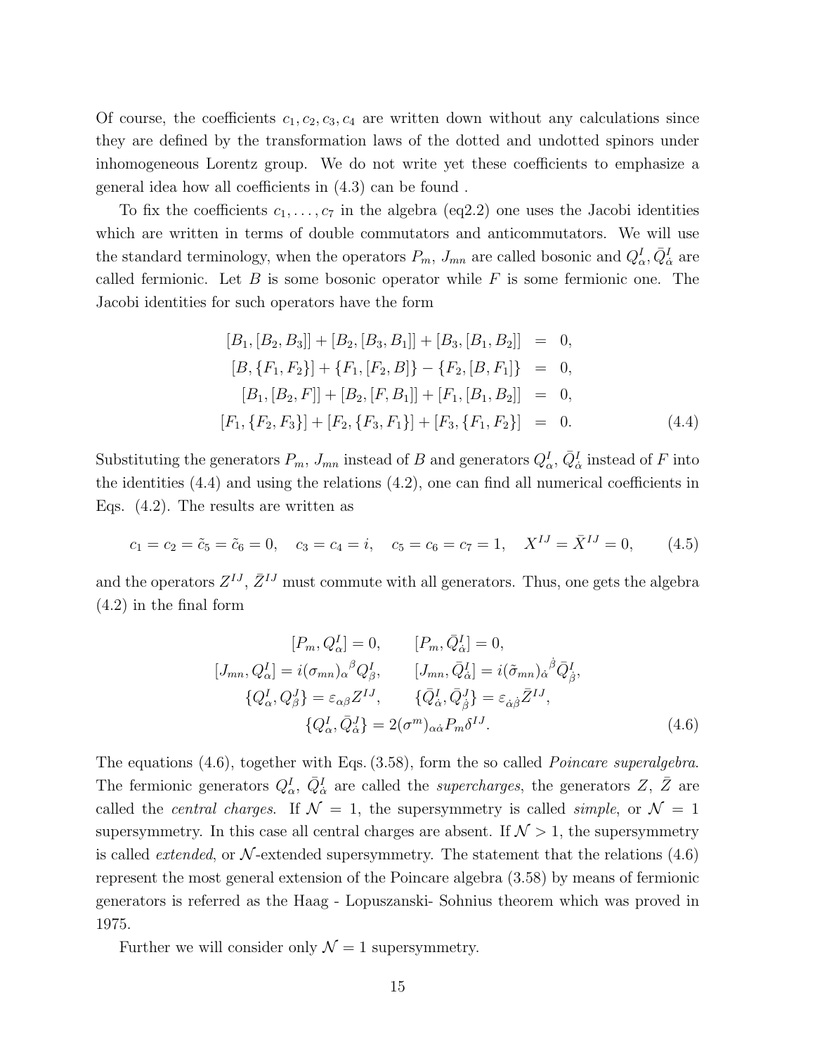Of course, the coefficients $c_1, c_2, c_3, c_4$ are written down without any calculations since they are defined by the transformation laws of the dotted and undotted spinors under inhomogeneous Lorentz group. We do not write yet these coefficients to emphasize a general idea how all coefficients in (4.3) can be found .

To fix the coefficients $c_1, \ldots, c_7$ in the algebra (eq2.2) one uses the Jacobi identities which are written in terms of double commutators and anticommutators. We will use the standard terminology, when the operators $P_m$, $J_{mn}$ are called bosonic and $Q^I_\alpha, \bar{Q}^I_{\dot{\alpha}}$ are called fermionic. Let $B$ is some bosonic operator while $F$ is some fermionic one. The Jacobi identities for such operators have the form

$$
\begin{aligned}
[B_1,[B_2,B_3]] + [B_2,[B_3,B_1]] + [B_3,[B_1,B_2]] &= 0, \\
[B,\{F_1,F_2\}] + \{F_1,[F_2,B]\} - \{F_2,[B,F_1]\} &= 0, \\
[B_1,[B_2,F]] + [B_2,[F,B_1]] + [F_1,[B_1,B_2]] &= 0, \\
[F_1,\{F_2,F_3\}] + [F_2,\{F_3,F_1\}] + [F_3,\{F_1,F_2\}] &= 0.
\end{aligned} \tag{4.4}
$$

Substituting the generators $P_m$, $J_{mn}$ instead of $B$ and generators $Q^I_\alpha$, $\bar{Q}^I_{\dot{\alpha}}$ instead of $F$ into the identities (4.4) and using the relations (4.2), one can find all numerical coefficients in Eqs. (4.2). The results are written as

$$
c_1 = c_2 = \tilde{c}_5 = \tilde{c}_6 = 0, \quad c_3 = c_4 = i, \quad c_5 = c_6 = c_7 = 1, \quad X^{IJ} = \bar{X}^{IJ} = 0, \tag{4.5}
$$

and the operators $Z^{IJ}$, $\bar{Z}^{IJ}$ must commute with all generators. Thus, one gets the algebra (4.2) in the final form

$$
\begin{aligned}
&[P_m, Q^I_\alpha] = 0, \qquad [P_m, \bar{Q}^I_{\dot{\alpha}}] = 0, \\
&[J_{mn}, Q^I_\alpha] = i(\sigma_{mn})_\alpha{}^\beta Q^I_\beta, \qquad [J_{mn}, \bar{Q}^I_{\dot{\alpha}}] = i(\tilde{\sigma}_{mn})_{\dot{\alpha}}{}^{\dot{\beta}} \bar{Q}^I_{\dot{\beta}}, \\
&\{Q^I_\alpha, Q^J_\beta\} = \varepsilon_{\alpha\beta} Z^{IJ}, \qquad \{\bar{Q}^I_{\dot{\alpha}}, \bar{Q}^J_{\dot{\beta}}\} = \varepsilon_{\dot{\alpha}\dot{\beta}} \bar{Z}^{IJ}, \\
&\{Q^I_\alpha, \bar{Q}^J_{\dot{\alpha}}\} = 2(\sigma^m)_{\alpha\dot{\alpha}} P_m \delta^{IJ}.
\end{aligned} \tag{4.6}
$$

The equations (4.6), together with Eqs. (3.58), form the so called *Poincare superalgebra*. The fermionic generators $Q^I_\alpha$, $\bar{Q}^I_{\dot{\alpha}}$ are called the *supercharges*, the generators $Z$, $\bar{Z}$ are called the *central charges*. If $\mathcal{N} = 1$, the supersymmetry is called *simple*, or $\mathcal{N} = 1$ supersymmetry. In this case all central charges are absent. If $\mathcal{N} > 1$, the supersymmetry is called *extended*, or $\mathcal{N}$-extended supersymmetry. The statement that the relations (4.6) represent the most general extension of the Poincare algebra (3.58) by means of fermionic generators is referred as the Haag - Lopuszanski- Sohnius theorem which was proved in 1975.

Further we will consider only $\mathcal{N} = 1$ supersymmetry.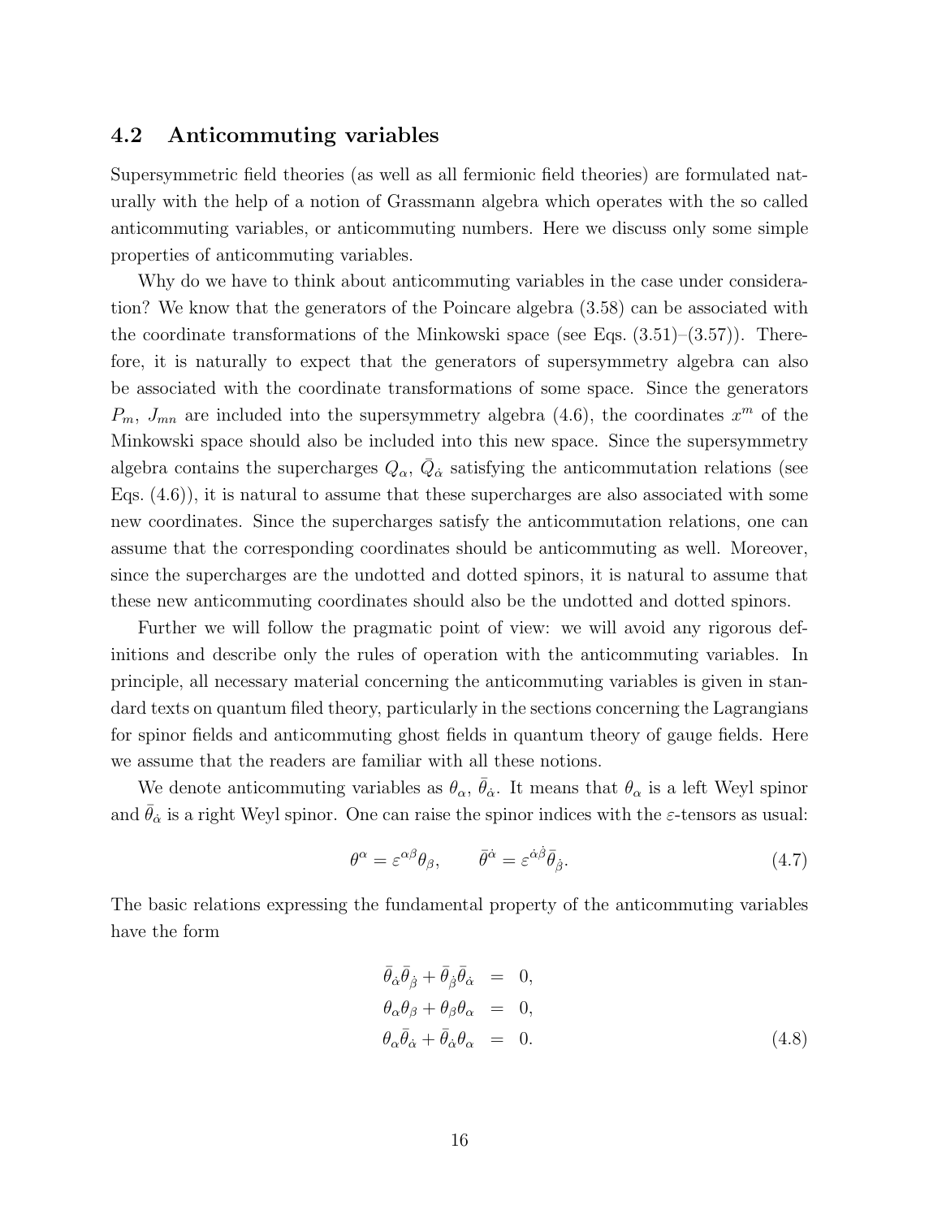### 4.2 Anticommuting variables

Supersymmetric field theories (as well as all fermionic field theories) are formulated naturally with the help of a notion of Grassmann algebra which operates with the so called anticommuting variables, or anticommuting numbers. Here we discuss only some simple properties of anticommuting variables.

Why do we have to think about anticommuting variables in the case under consideration? We know that the generators of the Poincare algebra (3.58) can be associated with the coordinate transformations of the Minkowski space (see Eqs. (3.51)–(3.57)). Therefore, it is naturally to expect that the generators of supersymmetry algebra can also be associated with the coordinate transformations of some space. Since the generators $P_m$, $J_{mn}$ are included into the supersymmetry algebra (4.6), the coordinates $x^m$ of the Minkowski space should also be included into this new space. Since the supersymmetry algebra contains the supercharges $Q_\alpha$, $\bar{Q}_{\dot{\alpha}}$ satisfying the anticommutation relations (see Eqs. (4.6)), it is natural to assume that these supercharges are also associated with some new coordinates. Since the supercharges satisfy the anticommutation relations, one can assume that the corresponding coordinates should be anticommuting as well. Moreover, since the supercharges are the undotted and dotted spinors, it is natural to assume that these new anticommuting coordinates should also be the undotted and dotted spinors.

Further we will follow the pragmatic point of view: we will avoid any rigorous definitions and describe only the rules of operation with the anticommuting variables. In principle, all necessary material concerning the anticommuting variables is given in standard texts on quantum filed theory, particularly in the sections concerning the Lagrangians for spinor fields and anticommuting ghost fields in quantum theory of gauge fields. Here we assume that the readers are familiar with all these notions.

We denote anticommuting variables as $\theta_\alpha$, $\bar{\theta}_{\dot{\alpha}}$. It means that $\theta_\alpha$ is a left Weyl spinor and $\bar{\theta}_{\dot{\alpha}}$ is a right Weyl spinor. One can raise the spinor indices with the $\varepsilon$-tensors as usual:

$$\theta^\alpha = \varepsilon^{\alpha\beta}\theta_\beta, \qquad \bar{\theta}^{\dot{\alpha}} = \varepsilon^{\dot{\alpha}\dot{\beta}}\bar{\theta}_{\dot{\beta}}. \tag{4.7}$$

The basic relations expressing the fundamental property of the anticommuting variables have the form

$$\begin{aligned}
\bar{\theta}_{\dot{\alpha}}\bar{\theta}_{\dot{\beta}} + \bar{\theta}_{\dot{\beta}}\bar{\theta}_{\dot{\alpha}} &= 0, \\
\theta_\alpha\theta_\beta + \theta_\beta\theta_\alpha &= 0, \\
\theta_\alpha\bar{\theta}_{\dot{\alpha}} + \bar{\theta}_{\dot{\alpha}}\theta_\alpha &= 0.
\end{aligned} \tag{4.8}$$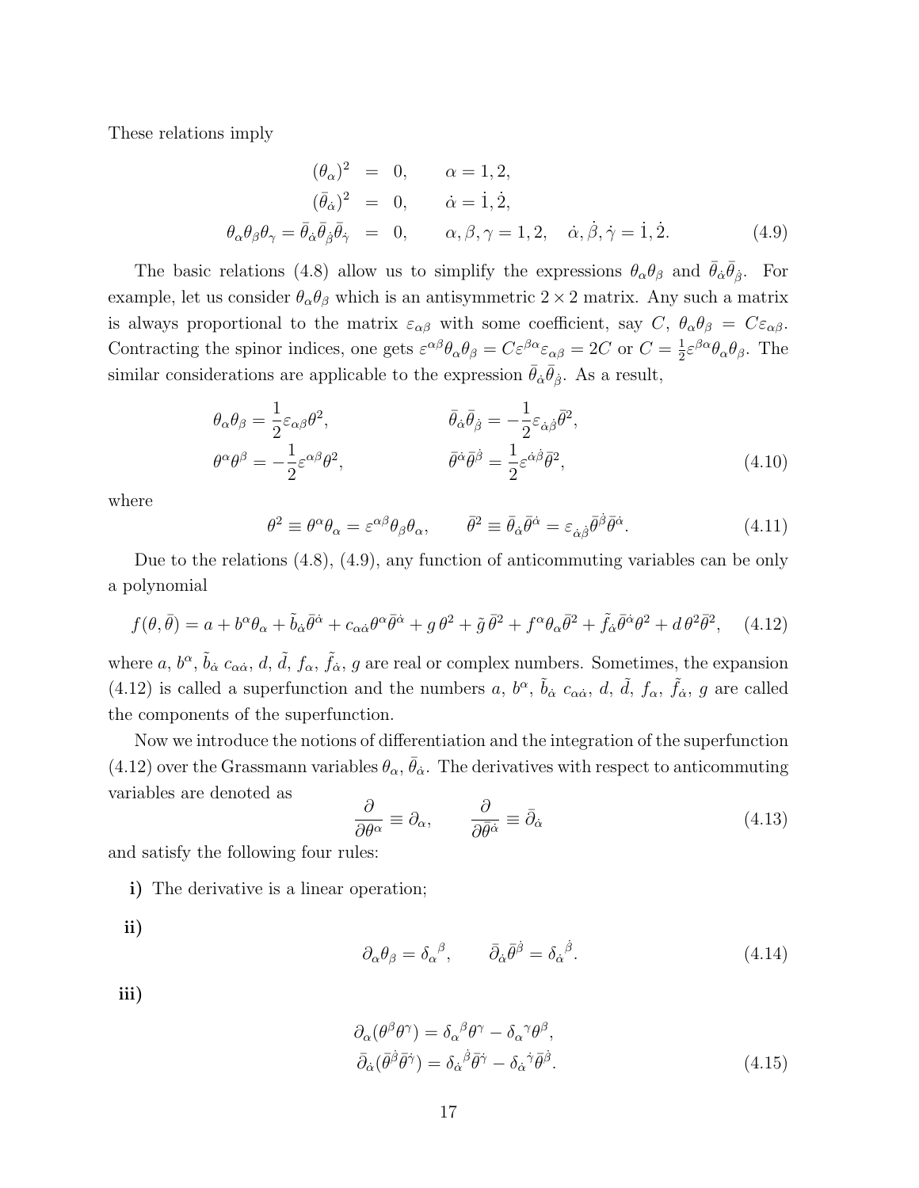These relations imply

$$
\begin{aligned}
(\theta_\alpha)^2 &= 0, \qquad \alpha = 1, 2, \\
(\bar{\theta}_{\dot{\alpha}})^2 &= 0, \qquad \dot{\alpha} = \dot{1}, \dot{2}, \\
\theta_\alpha \theta_\beta \theta_\gamma = \bar{\theta}_{\dot{\alpha}} \bar{\theta}_{\dot{\beta}} \bar{\theta}_{\dot{\gamma}} &= 0, \qquad \alpha, \beta, \gamma = 1, 2, \quad \dot{\alpha}, \dot{\beta}, \dot{\gamma} = \dot{1}, \dot{2}.
\end{aligned}
\tag{4.9}
$$

The basic relations (4.8) allow us to simplify the expressions $\theta_\alpha \theta_\beta$ and $\bar{\theta}_{\dot{\alpha}} \bar{\theta}_{\dot{\beta}}$. For example, let us consider $\theta_\alpha \theta_\beta$ which is an antisymmetric $2 \times 2$ matrix. Any such a matrix is always proportional to the matrix $\varepsilon_{\alpha\beta}$ with some coefficient, say $C$, $\theta_\alpha \theta_\beta = C \varepsilon_{\alpha\beta}$. Contracting the spinor indices, one gets $\varepsilon^{\alpha\beta} \theta_\alpha \theta_\beta = C \varepsilon^{\beta\alpha} \varepsilon_{\alpha\beta} = 2C$ or $C = \frac{1}{2} \varepsilon^{\beta\alpha} \theta_\alpha \theta_\beta$. The similar considerations are applicable to the expression $\bar{\theta}_{\dot{\alpha}} \bar{\theta}_{\dot{\beta}}$. As a result,

$$
\begin{aligned}
\theta_\alpha \theta_\beta &= \frac{1}{2} \varepsilon_{\alpha\beta} \theta^2, & \bar{\theta}_{\dot{\alpha}} \bar{\theta}_{\dot{\beta}} &= -\frac{1}{2} \varepsilon_{\dot{\alpha}\dot{\beta}} \bar{\theta}^2, \\
\theta^\alpha \theta^\beta &= -\frac{1}{2} \varepsilon^{\alpha\beta} \theta^2, & \bar{\theta}^{\dot{\alpha}} \bar{\theta}^{\dot{\beta}} &= \frac{1}{2} \varepsilon^{\dot{\alpha}\dot{\beta}} \bar{\theta}^2,
\end{aligned}
\tag{4.10}
$$

where

$$
\theta^2 \equiv \theta^\alpha \theta_\alpha = \varepsilon^{\alpha\beta} \theta_\beta \theta_\alpha, \qquad \bar{\theta}^2 \equiv \bar{\theta}_{\dot{\alpha}} \bar{\theta}^{\dot{\alpha}} = \varepsilon_{\dot{\alpha}\dot{\beta}} \bar{\theta}^{\dot{\beta}} \bar{\theta}^{\dot{\alpha}}. \tag{4.11}
$$

Due to the relations (4.8), (4.9), any function of anticommuting variables can be only a polynomial

$$
f(\theta, \bar{\theta}) = a + b^\alpha \theta_\alpha + \tilde{b}_{\dot{\alpha}} \bar{\theta}^{\dot{\alpha}} + c_{\alpha\dot{\alpha}} \theta^\alpha \bar{\theta}^{\dot{\alpha}} + g\, \theta^2 + \tilde{g}\, \bar{\theta}^2 + f^\alpha \theta_\alpha \bar{\theta}^2 + \tilde{f}_{\dot{\alpha}} \bar{\theta}^{\dot{\alpha}} \theta^2 + d\, \theta^2 \bar{\theta}^2, \tag{4.12}
$$

where $a$, $b^\alpha$, $\tilde{b}_{\dot{\alpha}}$ $c_{\alpha\dot{\alpha}}$, $d$, $\tilde{d}$, $f_\alpha$, $\tilde{f}_{\dot{\alpha}}$, $g$ are real or complex numbers. Sometimes, the expansion (4.12) is called a superfunction and the numbers $a$, $b^\alpha$, $\tilde{b}_{\dot{\alpha}}$ $c_{\alpha\dot{\alpha}}$, $d$, $\tilde{d}$, $f_\alpha$, $\tilde{f}_{\dot{\alpha}}$, $g$ are called the components of the superfunction.

Now we introduce the notions of differentiation and the integration of the superfunction (4.12) over the Grassmann variables $\theta_\alpha$, $\bar{\theta}_{\dot{\alpha}}$. The derivatives with respect to anticommuting variables are denoted as

$$
\frac{\partial}{\partial \theta^\alpha} \equiv \partial_\alpha, \qquad \frac{\partial}{\partial \bar{\theta}^{\dot{\alpha}}} \equiv \bar{\partial}_{\dot{\alpha}} \tag{4.13}
$$

and satisfy the following four rules:

**i)** The derivative is a linear operation;

**ii)**

$$
\partial_\alpha \theta_\beta = \delta_\alpha{}^\beta, \qquad \bar{\partial}_{\dot{\alpha}} \bar{\theta}^{\dot{\beta}} = \delta_{\dot{\alpha}}{}^{\dot{\beta}}. \tag{4.14}
$$

**iii)**

$$
\begin{aligned}
\partial_\alpha (\theta^\beta \theta^\gamma) &= \delta_\alpha{}^\beta \theta^\gamma - \delta_\alpha{}^\gamma \theta^\beta, \\
\bar{\partial}_{\dot{\alpha}} (\bar{\theta}^{\dot{\beta}} \bar{\theta}^{\dot{\gamma}}) &= \delta_{\dot{\alpha}}{}^{\dot{\beta}} \bar{\theta}^{\dot{\gamma}} - \delta_{\dot{\alpha}}{}^{\dot{\gamma}} \bar{\theta}^{\dot{\beta}}.
\end{aligned}
\tag{4.15}
$$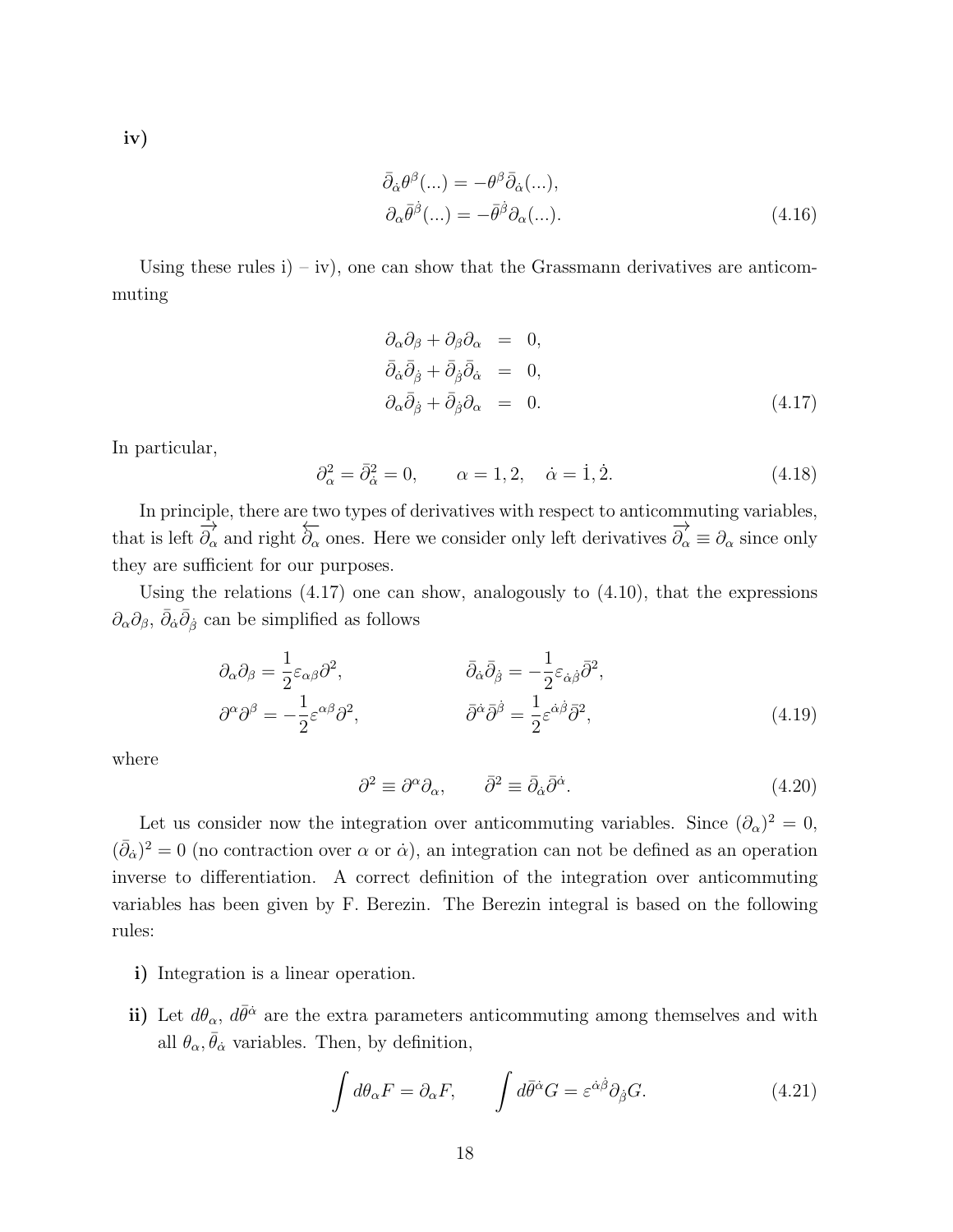**iv)**

$$
\begin{aligned}
\bar{\partial}_{\dot{\alpha}}\theta^{\beta}(...) &= -\theta^{\beta}\bar{\partial}_{\dot{\alpha}}(...),\\
\partial_{\alpha}\bar{\theta}^{\dot{\beta}}(...) &= -\bar{\theta}^{\dot{\beta}}\partial_{\alpha}(...).
\end{aligned}
\tag{4.16}
$$

Using these rules i) – iv), one can show that the Grassmann derivatives are anticommuting

$$
\begin{aligned}
\partial_{\alpha}\partial_{\beta} + \partial_{\beta}\partial_{\alpha} &= 0,\\
\bar{\partial}_{\dot{\alpha}}\bar{\partial}_{\dot{\beta}} + \bar{\partial}_{\dot{\beta}}\bar{\partial}_{\dot{\alpha}} &= 0,\\
\partial_{\alpha}\bar{\partial}_{\dot{\beta}} + \bar{\partial}_{\dot{\beta}}\partial_{\alpha} &= 0.
\end{aligned}
\tag{4.17}
$$

In particular,

$$
\partial_{\alpha}^2 = \bar{\partial}_{\dot{\alpha}}^2 = 0, \qquad \alpha = 1,2, \quad \dot{\alpha} = \dot{1},\dot{2}. \tag{4.18}
$$

In principle, there are two types of derivatives with respect to anticommuting variables, that is left $\overrightarrow{\partial_{\alpha}}$ and right $\overleftarrow{\partial_{\alpha}}$ ones. Here we consider only left derivatives $\overrightarrow{\partial_{\alpha}} \equiv \partial_{\alpha}$ since only they are sufficient for our purposes.

Using the relations (4.17) one can show, analogously to (4.10), that the expressions $\partial_{\alpha}\partial_{\beta}$, $\bar{\partial}_{\dot{\alpha}}\bar{\partial}_{\dot{\beta}}$ can be simplified as follows

$$
\begin{aligned}
\partial_{\alpha}\partial_{\beta} &= \frac{1}{2}\varepsilon_{\alpha\beta}\partial^2, &\qquad \bar{\partial}_{\dot{\alpha}}\bar{\partial}_{\dot{\beta}} &= -\frac{1}{2}\varepsilon_{\dot{\alpha}\dot{\beta}}\bar{\partial}^2,\\
\partial^{\alpha}\partial^{\beta} &= -\frac{1}{2}\varepsilon^{\alpha\beta}\partial^2, &\qquad \bar{\partial}^{\dot{\alpha}}\bar{\partial}^{\dot{\beta}} &= \frac{1}{2}\varepsilon^{\dot{\alpha}\dot{\beta}}\bar{\partial}^2,
\end{aligned}
\tag{4.19}
$$

where

$$
\partial^2 \equiv \partial^{\alpha}\partial_{\alpha}, \qquad \bar{\partial}^2 \equiv \bar{\partial}_{\dot{\alpha}}\bar{\partial}^{\dot{\alpha}}. \tag{4.20}
$$

Let us consider now the integration over anticommuting variables. Since $(\partial_{\alpha})^2 = 0$, $(\bar{\partial}_{\dot{\alpha}})^2 = 0$ (no contraction over $\alpha$ or $\dot{\alpha}$), an integration can not be defined as an operation inverse to differentiation. A correct definition of the integration over anticommuting variables has been given by F. Berezin. The Berezin integral is based on the following rules:

**i)** Integration is a linear operation.

**ii)** Let $d\theta_{\alpha}$, $d\bar{\theta}^{\dot{\alpha}}$ are the extra parameters anticommuting among themselves and with all $\theta_{\alpha}, \bar{\theta}_{\dot{\alpha}}$ variables. Then, by definition,

$$
\int d\theta_{\alpha} F = \partial_{\alpha} F, \qquad \int d\bar{\theta}^{\dot{\alpha}} G = \varepsilon^{\dot{\alpha}\dot{\beta}}\partial_{\dot{\beta}} G. \tag{4.21}
$$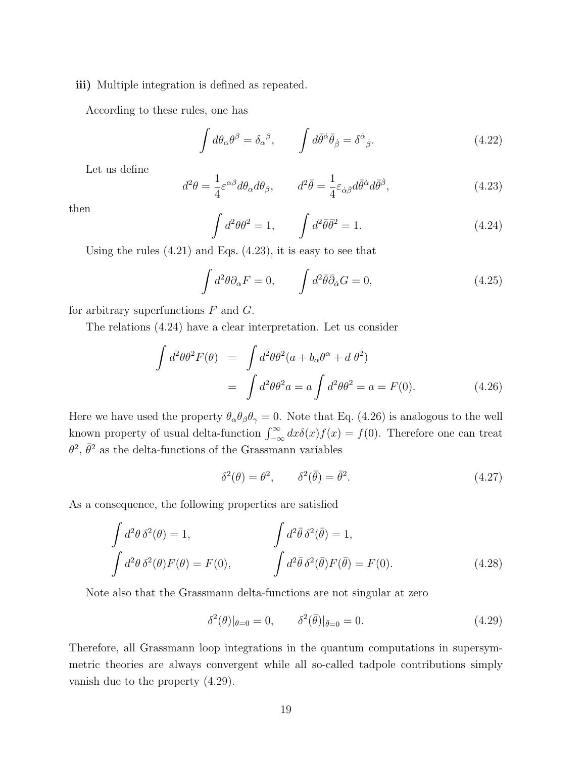**iii)** Multiple integration is defined as repeated.

According to these rules, one has

$$\int d\theta_\alpha \theta^\beta = \delta_\alpha{}^\beta, \qquad \int d\bar{\theta}^{\dot{\alpha}} \bar{\theta}_{\dot{\beta}} = \delta^{\dot{\alpha}}{}_{\dot{\beta}}. \tag{4.22}$$

Let us define

$$d^2\theta = \frac{1}{4}\varepsilon^{\alpha\beta} d\theta_\alpha d\theta_\beta, \qquad d^2\bar{\theta} = \frac{1}{4}\varepsilon_{\dot{\alpha}\dot{\beta}} d\bar{\theta}^{\dot{\alpha}} d\bar{\theta}^{\dot{\beta}}, \tag{4.23}$$

then

$$\int d^2\theta \theta^2 = 1, \qquad \int d^2\bar{\theta}\bar{\theta}^2 = 1. \tag{4.24}$$

Using the rules (4.21) and Eqs. (4.23), it is easy to see that

$$\int d^2\theta \partial_\alpha F = 0, \qquad \int d^2\bar{\theta}\bar{\partial}_{\dot{\alpha}} G = 0, \tag{4.25}$$

for arbitrary superfunctions $F$ and $G$.

The relations (4.24) have a clear interpretation. Let us consider

$$\begin{aligned} \int d^2\theta \theta^2 F(\theta) &= \int d^2\theta \theta^2 (a + b_\alpha \theta^\alpha + d\, \theta^2) \\ &= \int d^2\theta \theta^2 a = a \int d^2\theta \theta^2 = a = F(0). \end{aligned} \tag{4.26}$$

Here we have used the property $\theta_\alpha \theta_\beta \theta_\gamma = 0$. Note that Eq. (4.26) is analogous to the well known property of usual delta-function $\int_{-\infty}^{\infty} dx \delta(x) f(x) = f(0)$. Therefore one can treat $\theta^2$, $\bar{\theta}^2$ as the delta-functions of the Grassmann variables

$$\delta^2(\theta) = \theta^2, \qquad \delta^2(\bar{\theta}) = \bar{\theta}^2. \tag{4.27}$$

As a consequence, the following properties are satisfied

$$\begin{aligned} &\int d^2\theta\, \delta^2(\theta) = 1, && \int d^2\bar{\theta}\, \delta^2(\bar{\theta}) = 1, \\ &\int d^2\theta\, \delta^2(\theta) F(\theta) = F(0), && \int d^2\bar{\theta}\, \delta^2(\bar{\theta}) F(\bar{\theta}) = F(0). \end{aligned} \tag{4.28}$$

Note also that the Grassmann delta-functions are not singular at zero

$$\delta^2(\theta)|_{\theta=0} = 0, \qquad \delta^2(\bar{\theta})|_{\bar{\theta}=0} = 0. \tag{4.29}$$

Therefore, all Grassmann loop integrations in the quantum computations in supersymmetric theories are always convergent while all so-called tadpole contributions simply vanish due to the property (4.29).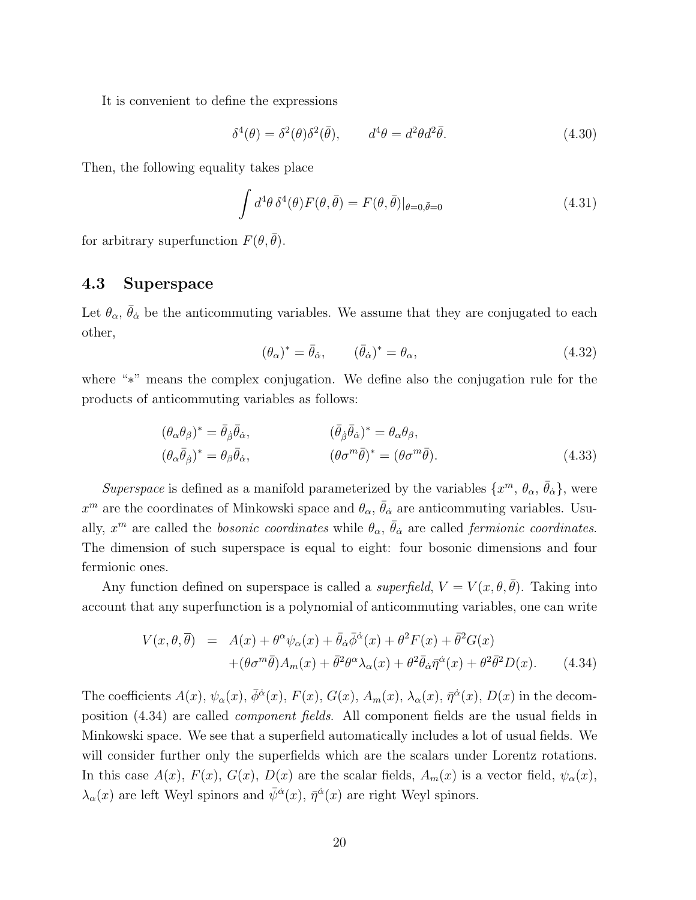It is convenient to define the expressions

$$\delta^4(\theta) = \delta^2(\theta)\delta^2(\bar{\theta}), \qquad d^4\theta = d^2\theta d^2\bar{\theta}. \tag{4.30}$$

Then, the following equality takes place

$$\int d^4\theta\, \delta^4(\theta) F(\theta, \bar{\theta}) = F(\theta, \bar{\theta})|_{\theta=0, \bar{\theta}=0} \tag{4.31}$$

for arbitrary superfunction $F(\theta, \bar{\theta})$.

## 4.3 Superspace

Let $\theta_\alpha$, $\bar{\theta}_{\dot{\alpha}}$ be the anticommuting variables. We assume that they are conjugated to each other,

$$(\theta_\alpha)^* = \bar{\theta}_{\dot{\alpha}}, \qquad (\bar{\theta}_{\dot{\alpha}})^* = \theta_\alpha, \tag{4.32}$$

where "*" means the complex conjugation. We define also the conjugation rule for the products of anticommuting variables as follows:

$$\begin{aligned}
&(\theta_\alpha \theta_\beta)^* = \bar{\theta}_{\dot{\beta}} \bar{\theta}_{\dot{\alpha}}, \qquad && (\bar{\theta}_{\dot{\beta}} \bar{\theta}_{\dot{\alpha}})^* = \theta_\alpha \theta_\beta, \\
&(\theta_\alpha \bar{\theta}_{\dot{\beta}})^* = \theta_\beta \bar{\theta}_{\dot{\alpha}}, \qquad && (\theta \sigma^m \bar{\theta})^* = (\theta \sigma^m \bar{\theta}).
\end{aligned} \tag{4.33}$$

*Superspace* is defined as a manifold parameterized by the variables $\{x^m, \theta_\alpha, \bar{\theta}_{\dot{\alpha}}\}$, were $x^m$ are the coordinates of Minkowski space and $\theta_\alpha$, $\bar{\theta}_{\dot{\alpha}}$ are anticommuting variables. Usually, $x^m$ are called the *bosonic coordinates* while $\theta_\alpha$, $\bar{\theta}_{\dot{\alpha}}$ are called *fermionic coordinates*. The dimension of such superspace is equal to eight: four bosonic dimensions and four fermionic ones.

Any function defined on superspace is called a *superfield*, $V = V(x, \theta, \bar{\theta})$. Taking into account that any superfunction is a polynomial of anticommuting variables, one can write

$$\begin{aligned}
V(x, \theta, \overline{\theta}) \;\; = \;\; & A(x) + \theta^\alpha \psi_\alpha(x) + \bar{\theta}_{\dot{\alpha}} \bar{\phi}^{\dot{\alpha}}(x) + \theta^2 F(x) + \bar{\theta}^2 G(x) \\
& + (\theta \sigma^m \bar{\theta}) A_m(x) + \bar{\theta}^2 \theta^\alpha \lambda_\alpha(x) + \theta^2 \bar{\theta}_{\dot{\alpha}} \bar{\eta}^{\dot{\alpha}}(x) + \theta^2 \bar{\theta}^2 D(x).
\end{aligned} \tag{4.34}$$

The coefficients $A(x)$, $\psi_\alpha(x)$, $\bar{\phi}^{\dot{\alpha}}(x)$, $F(x)$, $G(x)$, $A_m(x)$, $\lambda_\alpha(x)$, $\bar{\eta}^{\dot{\alpha}}(x)$, $D(x)$ in the decomposition (4.34) are called *component fields*. All component fields are the usual fields in Minkowski space. We see that a superfield automatically includes a lot of usual fields. We will consider further only the superfields which are the scalars under Lorentz rotations. In this case $A(x)$, $F(x)$, $G(x)$, $D(x)$ are the scalar fields, $A_m(x)$ is a vector field, $\psi_\alpha(x)$, $\lambda_\alpha(x)$ are left Weyl spinors and $\bar{\psi}^{\dot{\alpha}}(x)$, $\bar{\eta}^{\dot{\alpha}}(x)$ are right Weyl spinors.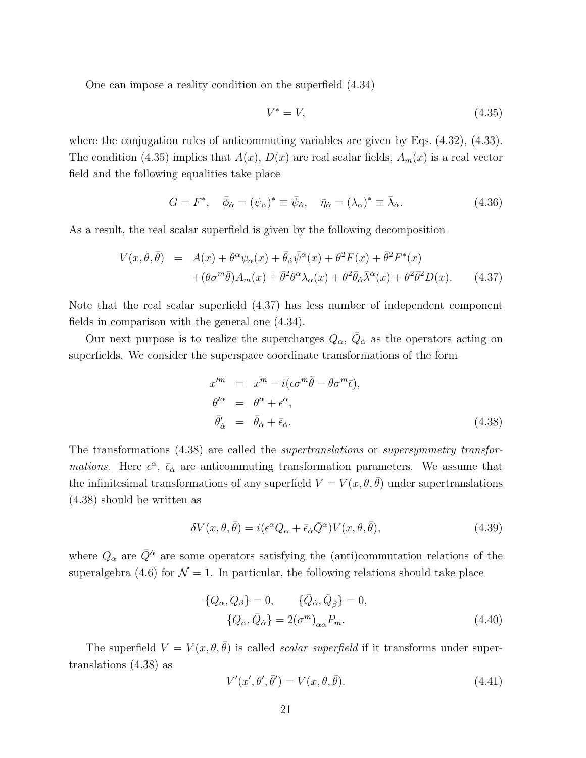One can impose a reality condition on the superfield (4.34)

$$V^* = V, \tag{4.35}$$

where the conjugation rules of anticommuting variables are given by Eqs. (4.32), (4.33). The condition (4.35) implies that $A(x)$, $D(x)$ are real scalar fields, $A_m(x)$ is a real vector field and the following equalities take place

$$G = F^*, \quad \bar{\phi}_{\dot{\alpha}} = (\psi_\alpha)^* \equiv \bar{\psi}_{\dot{\alpha}}, \quad \bar{\eta}_{\dot{\alpha}} = (\lambda_\alpha)^* \equiv \bar{\lambda}_{\dot{\alpha}}. \tag{4.36}$$

As a result, the real scalar superfield is given by the following decomposition

$$\begin{aligned} V(x,\theta,\bar{\theta}) &= A(x) + \theta^\alpha \psi_\alpha(x) + \bar{\theta}_{\dot{\alpha}} \bar{\psi}^{\dot{\alpha}}(x) + \theta^2 F(x) + \bar{\theta}^2 F^*(x) \\ &\quad + (\theta\sigma^m\bar{\theta}) A_m(x) + \bar{\theta}^2 \theta^\alpha \lambda_\alpha(x) + \theta^2 \bar{\theta}_{\dot{\alpha}} \bar{\lambda}^{\dot{\alpha}}(x) + \theta^2\bar{\theta}^2 D(x). \end{aligned} \tag{4.37}$$

Note that the real scalar superfield (4.37) has less number of independent component fields in comparison with the general one (4.34).

Our next purpose is to realize the supercharges $Q_\alpha$, $\bar{Q}_{\dot{\alpha}}$ as the operators acting on superfields. We consider the superspace coordinate transformations of the form

$$\begin{aligned} x'^m &= x^m - i(\epsilon\sigma^m\bar{\theta} - \theta\sigma^m\bar{\epsilon}), \\ \theta'^\alpha &= \theta^\alpha + \epsilon^\alpha, \\ \bar{\theta}'_{\dot{\alpha}} &= \bar{\theta}_{\dot{\alpha}} + \bar{\epsilon}_{\dot{\alpha}}. \end{aligned} \tag{4.38}$$

The transformations (4.38) are called the *supertranslations* or *supersymmetry transformations*. Here $\epsilon^\alpha$, $\bar{\epsilon}_{\dot{\alpha}}$ are anticommuting transformation parameters. We assume that the infinitesimal transformations of any superfield $V = V(x,\theta,\bar{\theta})$ under supertranslations (4.38) should be written as

$$\delta V(x,\theta,\bar{\theta}) = i(\epsilon^\alpha Q_\alpha + \bar{\epsilon}_{\dot{\alpha}} \bar{Q}^{\dot{\alpha}}) V(x,\theta,\bar{\theta}), \tag{4.39}$$

where $Q_\alpha$ are $\bar{Q}^{\dot{\alpha}}$ are some operators satisfying the (anti)commutation relations of the superalgebra (4.6) for $\mathcal{N} = 1$. In particular, the following relations should take place

$$\begin{aligned} \{Q_\alpha, Q_\beta\} = 0, \qquad \{\bar{Q}_{\dot{\alpha}}, \bar{Q}_{\dot{\beta}}\} = 0, \\ \{Q_\alpha, \bar{Q}_{\dot{\alpha}}\} = 2(\sigma^m)_{\alpha\dot{\alpha}} P_m. \end{aligned} \tag{4.40}$$

The superfield $V = V(x,\theta,\bar{\theta})$ is called *scalar superfield* if it transforms under supertranslations (4.38) as

$$V'(x',\theta',\bar{\theta}') = V(x,\theta,\bar{\theta}). \tag{4.41}$$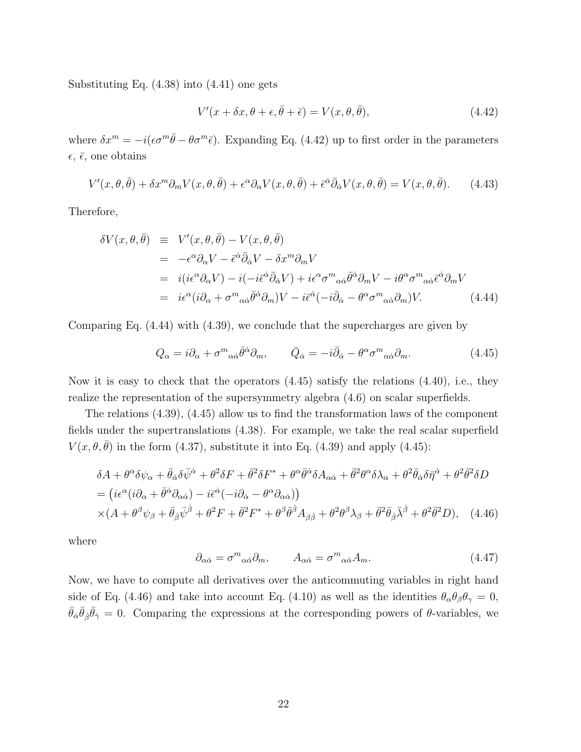Substituting Eq. (4.38) into (4.41) one gets

$$V'(x + \delta x, \theta + \epsilon, \bar{\theta} + \bar{\epsilon}) = V(x, \theta, \bar{\theta}), \tag{4.42}$$

where $\delta x^m = -i(\epsilon\sigma^m\bar{\theta} - \theta\sigma^m\bar{\epsilon})$. Expanding Eq. (4.42) up to first order in the parameters $\epsilon$, $\bar{\epsilon}$, one obtains

$$V'(x, \theta, \bar{\theta}) + \delta x^m \partial_m V(x, \theta, \bar{\theta}) + \epsilon^\alpha \partial_\alpha V(x, \theta, \bar{\theta}) + \bar{\epsilon}^{\dot{\alpha}} \bar{\partial}_{\dot{\alpha}} V(x, \theta, \bar{\theta}) = V(x, \theta, \bar{\theta}). \tag{4.43}$$

Therefore,

$$\begin{aligned}
\delta V(x, \theta, \bar{\theta}) &\equiv V'(x, \theta, \bar{\theta}) - V(x, \theta, \bar{\theta}) \\
&= -\epsilon^\alpha \partial_\alpha V - \bar{\epsilon}^{\dot{\alpha}} \bar{\partial}_{\dot{\alpha}} V - \delta x^m \partial_m V \\
&= i(i\epsilon^\alpha \partial_\alpha V) - i(-i\bar{\epsilon}^{\dot{\alpha}} \bar{\partial}_{\dot{\alpha}} V) + i\epsilon^\alpha \sigma^m{}_{\alpha\dot{\alpha}} \bar{\theta}^{\dot{\alpha}} \partial_m V - i\theta^\alpha \sigma^m{}_{\alpha\dot{\alpha}} \bar{\epsilon}^{\dot{\alpha}} \partial_m V \\
&= i\epsilon^\alpha (i\partial_\alpha + \sigma^m{}_{\alpha\dot{\alpha}} \bar{\theta}^{\dot{\alpha}} \partial_m) V - i\bar{\epsilon}^{\dot{\alpha}} (-i\bar{\partial}_{\dot{\alpha}} - \theta^\alpha \sigma^m{}_{\alpha\dot{\alpha}} \partial_m) V.
\end{aligned} \tag{4.44}$$

Comparing Eq. (4.44) with (4.39), we conclude that the supercharges are given by

$$Q_\alpha = i\partial_\alpha + \sigma^m{}_{\alpha\dot{\alpha}} \bar{\theta}^{\dot{\alpha}} \partial_m, \qquad \bar{Q}_{\dot{\alpha}} = -i\bar{\partial}_{\dot{\alpha}} - \theta^\alpha \sigma^m{}_{\alpha\dot{\alpha}} \partial_m. \tag{4.45}$$

Now it is easy to check that the operators (4.45) satisfy the relations (4.40), i.e., they realize the representation of the supersymmetry algebra (4.6) on scalar superfields.

The relations (4.39), (4.45) allow us to find the transformation laws of the component fields under the supertranslations (4.38). For example, we take the real scalar superfield $V(x, \theta, \bar{\theta})$ in the form (4.37), substitute it into Eq. (4.39) and apply (4.45):

$$\begin{aligned}
&\delta A + \theta^\alpha \delta\psi_\alpha + \bar{\theta}_{\dot{\alpha}} \delta\bar{\psi}^{\dot{\alpha}} + \theta^2 \delta F + \bar{\theta}^2 \delta F^* + \theta^\alpha \bar{\theta}^{\dot{\alpha}} \delta A_{\alpha\dot{\alpha}} + \bar{\theta}^2 \theta^\alpha \delta\lambda_\alpha + \theta^2 \bar{\theta}_{\dot{\alpha}} \delta\bar{\eta}^{\dot{\alpha}} + \theta^2 \bar{\theta}^2 \delta D \\
&= \left( i\epsilon^\alpha (i\partial_\alpha + \bar{\theta}^{\dot{\alpha}} \partial_{\alpha\dot{\alpha}}) - i\bar{\epsilon}^{\dot{\alpha}} (-i\partial_{\dot{\alpha}} - \theta^\alpha \partial_{\alpha\dot{\alpha}}) \right) \\
&\times (A + \theta^\beta \psi_\beta + \bar{\theta}_{\dot{\beta}} \bar{\psi}^{\dot{\beta}} + \theta^2 F + \bar{\theta}^2 F^* + \theta^\beta \bar{\theta}^{\dot{\beta}} A_{\beta\dot{\beta}} + \theta^2 \theta^\beta \lambda_\beta + \bar{\theta}^2 \bar{\theta}_{\dot{\beta}} \bar{\lambda}^{\dot{\beta}} + \theta^2 \bar{\theta}^2 D),
\end{aligned} \tag{4.46}$$

where

$$\partial_{\alpha\dot{\alpha}} = \sigma^m{}_{\alpha\dot{\alpha}} \partial_m, \qquad A_{\alpha\dot{\alpha}} = \sigma^m{}_{\alpha\dot{\alpha}} A_m. \tag{4.47}$$

Now, we have to compute all derivatives over the anticommuting variables in right hand side of Eq. (4.46) and take into account Eq. (4.10) as well as the identities $\theta_\alpha \theta_\beta \theta_\gamma = 0$, $\bar{\theta}_{\dot{\alpha}} \bar{\theta}_{\dot{\beta}} \bar{\theta}_{\dot{\gamma}} = 0$. Comparing the expressions at the corresponding powers of $\theta$-variables, we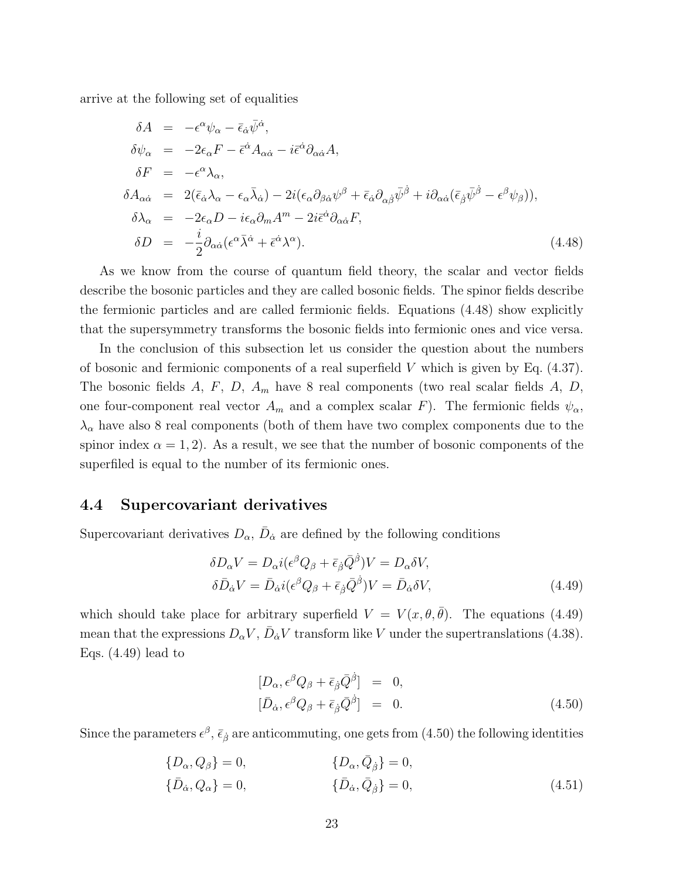arrive at the following set of equalities

$$
\begin{aligned}
\delta A &= -\epsilon^\alpha \psi_\alpha - \bar\epsilon_{\dot\alpha} \bar\psi^{\dot\alpha}, \\
\delta \psi_\alpha &= -2\epsilon_\alpha F - \bar\epsilon^{\dot\alpha} A_{\alpha\dot\alpha} - i\bar\epsilon^{\dot\alpha} \partial_{\alpha\dot\alpha} A, \\
\delta F &= -\epsilon^\alpha \lambda_\alpha, \\
\delta A_{\alpha\dot\alpha} &= 2(\bar\epsilon_{\dot\alpha}\lambda_\alpha - \epsilon_\alpha \bar\lambda_{\dot\alpha}) - 2i(\epsilon_\alpha \partial_{\beta\dot\alpha}\psi^\beta + \bar\epsilon_{\dot\alpha}\partial_{\alpha\dot\beta}\bar\psi^{\dot\beta} + i\partial_{\alpha\dot\alpha}(\bar\epsilon_{\dot\beta}\bar\psi^{\dot\beta} - \epsilon^\beta\psi_\beta)), \\
\delta \lambda_\alpha &= -2\epsilon_\alpha D - i\epsilon_\alpha \partial_m A^m - 2i\bar\epsilon^{\dot\alpha}\partial_{\alpha\dot\alpha} F, \\
\delta D &= -\frac{i}{2}\partial_{\alpha\dot\alpha}(\epsilon^\alpha \bar\lambda^{\dot\alpha} + \bar\epsilon^{\dot\alpha}\lambda^\alpha).
\end{aligned}
\tag{4.48}
$$

As we know from the course of quantum field theory, the scalar and vector fields describe the bosonic particles and they are called bosonic fields. The spinor fields describe the fermionic particles and are called fermionic fields. Equations (4.48) show explicitly that the supersymmetry transforms the bosonic fields into fermionic ones and vice versa.

In the conclusion of this subsection let us consider the question about the numbers of bosonic and fermionic components of a real superfield $V$ which is given by Eq. (4.37). The bosonic fields $A$, $F$, $D$, $A_m$ have 8 real components (two real scalar fields $A$, $D$, one four-component real vector $A_m$ and a complex scalar $F$). The fermionic fields $\psi_\alpha$, $\lambda_\alpha$ have also 8 real components (both of them have two complex components due to the spinor index $\alpha = 1, 2$). As a result, we see that the number of bosonic components of the superfiled is equal to the number of its fermionic ones.

## 4.4 Supercovariant derivatives

Supercovariant derivatives $D_\alpha$, $\bar D_{\dot\alpha}$ are defined by the following conditions

$$
\begin{aligned}
\delta D_\alpha V &= D_\alpha i(\epsilon^\beta Q_\beta + \bar\epsilon_{\dot\beta}\bar Q^{\dot\beta})V = D_\alpha \delta V, \\
\delta \bar D_{\dot\alpha} V &= \bar D_{\dot\alpha} i(\epsilon^\beta Q_\beta + \bar\epsilon_{\dot\beta}\bar Q^{\dot\beta})V = \bar D_{\dot\alpha} \delta V,
\end{aligned}
\tag{4.49}
$$

which should take place for arbitrary superfield $V = V(x, \theta, \bar\theta)$. The equations (4.49) mean that the expressions $D_\alpha V$, $\bar D_{\dot\alpha} V$ transform like $V$ under the supertranslations (4.38). Eqs. (4.49) lead to

$$
\begin{aligned}
[D_\alpha, \epsilon^\beta Q_\beta + \bar\epsilon_{\dot\beta}\bar Q^{\dot\beta}] &= 0, \\
[\bar D_{\dot\alpha}, \epsilon^\beta Q_\beta + \bar\epsilon_{\dot\beta}\bar Q^{\dot\beta}] &= 0.
\end{aligned}
\tag{4.50}
$$

Since the parameters $\epsilon^\beta$, $\bar\epsilon_{\dot\beta}$ are anticommuting, one gets from (4.50) the following identities

$$
\begin{aligned}
\{D_\alpha, Q_\beta\} &= 0, \qquad & \{D_\alpha, \bar Q_{\dot\beta}\} &= 0, \\
\{\bar D_{\dot\alpha}, Q_\alpha\} &= 0, \qquad & \{\bar D_{\dot\alpha}, \bar Q_{\dot\beta}\} &= 0,
\end{aligned}
\tag{4.51}
$$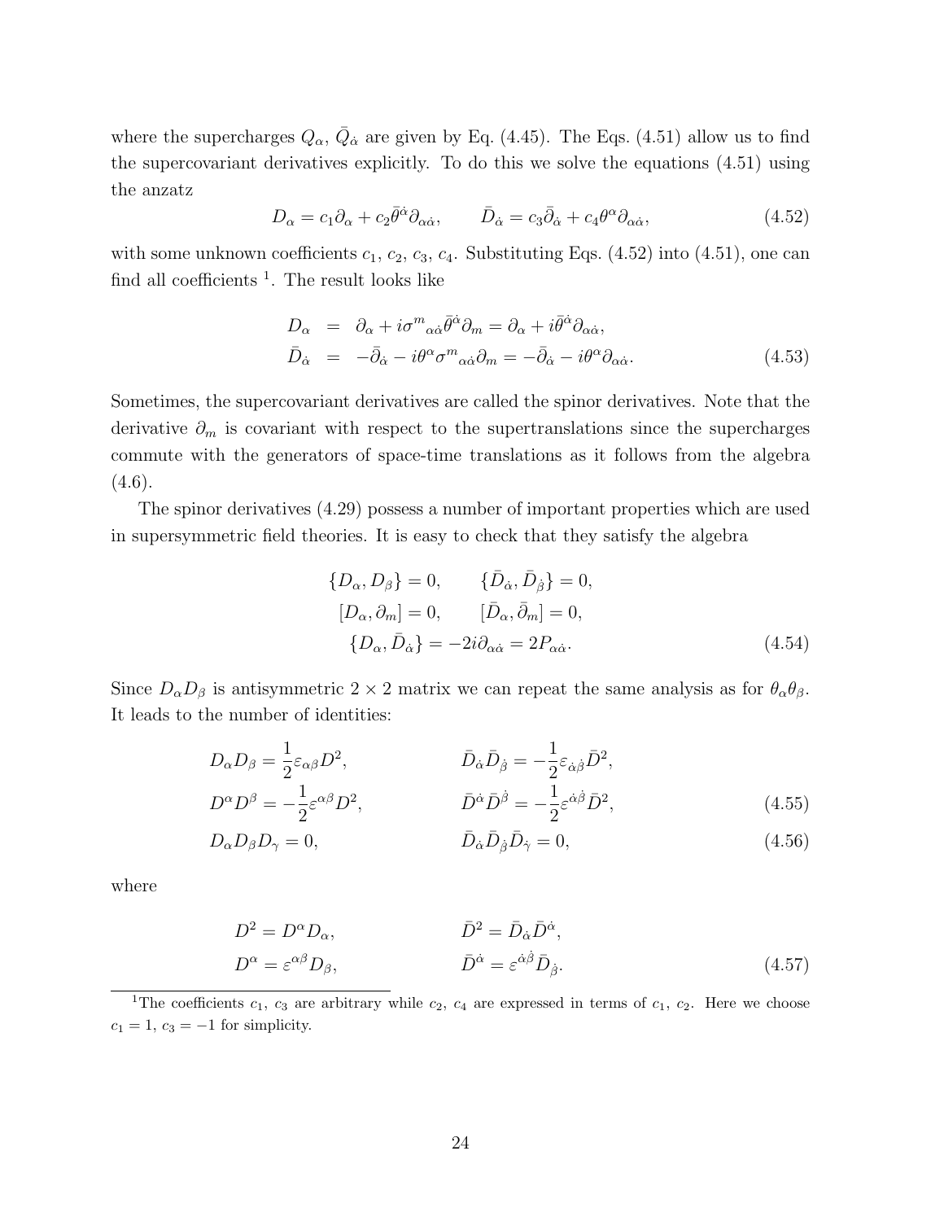where the supercharges $Q_\alpha$, $\bar{Q}_{\dot{\alpha}}$ are given by Eq. (4.45). The Eqs. (4.51) allow us to find the supercovariant derivatives explicitly. To do this we solve the equations (4.51) using the anzatz

$$D_\alpha = c_1\partial_\alpha + c_2\bar{\theta}^{\dot{\alpha}}\partial_{\alpha\dot{\alpha}}, \qquad \bar{D}_{\dot{\alpha}} = c_3\bar{\partial}_{\dot{\alpha}} + c_4\theta^\alpha\partial_{\alpha\dot{\alpha}}, \tag{4.52}$$

with some unknown coefficients $c_1$, $c_2$, $c_3$, $c_4$. Substituting Eqs. (4.52) into (4.51), one can find all coefficients [1]. The result looks like

$$\begin{aligned} D_\alpha &= \partial_\alpha + i\sigma^m{}_{\alpha\dot{\alpha}}\bar{\theta}^{\dot{\alpha}}\partial_m = \partial_\alpha + i\bar{\theta}^{\dot{\alpha}}\partial_{\alpha\dot{\alpha}}, \\ \bar{D}_{\dot{\alpha}} &= -\bar{\partial}_{\dot{\alpha}} - i\theta^\alpha\sigma^m{}_{\alpha\dot{\alpha}}\partial_m = -\bar{\partial}_{\dot{\alpha}} - i\theta^\alpha\partial_{\alpha\dot{\alpha}}. \end{aligned} \tag{4.53}$$

Sometimes, the supercovariant derivatives are called the spinor derivatives. Note that the derivative $\partial_m$ is covariant with respect to the supertranslations since the supercharges commute with the generators of space-time translations as it follows from the algebra (4.6).

The spinor derivatives (4.29) possess a number of important properties which are used in supersymmetric field theories. It is easy to check that they satisfy the algebra

$$\begin{aligned} \{D_\alpha, D_\beta\} = 0, \qquad & \{\bar{D}_{\dot{\alpha}}, \bar{D}_{\dot{\beta}}\} = 0, \\ [D_\alpha, \partial_m] = 0, \qquad & [\bar{D}_\alpha, \bar{\partial}_m] = 0, \\ \{D_\alpha, \bar{D}_{\dot{\alpha}}\} = -2i\partial_{\alpha\dot{\alpha}} & = 2P_{\alpha\dot{\alpha}}. \end{aligned} \tag{4.54}$$

Since $D_\alpha D_\beta$ is antisymmetric $2\times 2$ matrix we can repeat the same analysis as for $\theta_\alpha\theta_\beta$. It leads to the number of identities:

$$\begin{aligned} D_\alpha D_\beta = \frac{1}{2}\varepsilon_{\alpha\beta}D^2, \qquad & \bar{D}_{\dot{\alpha}}\bar{D}_{\dot{\beta}} = -\frac{1}{2}\varepsilon_{\dot{\alpha}\dot{\beta}}\bar{D}^2, \\ D^\alpha D^\beta = -\frac{1}{2}\varepsilon^{\alpha\beta}D^2, \qquad & \bar{D}^{\dot{\alpha}}\bar{D}^{\dot{\beta}} = -\frac{1}{2}\varepsilon^{\dot{\alpha}\dot{\beta}}\bar{D}^2, \end{aligned} \tag{4.55}$$

$$D_\alpha D_\beta D_\gamma = 0, \qquad \bar{D}_{\dot{\alpha}}\bar{D}_{\dot{\beta}}\bar{D}_{\dot{\gamma}} = 0, \tag{4.56}$$

where

$$\begin{aligned} D^2 = D^\alpha D_\alpha, \qquad & \bar{D}^2 = \bar{D}_{\dot{\alpha}}\bar{D}^{\dot{\alpha}}, \\ D^\alpha = \varepsilon^{\alpha\beta}D_\beta, \qquad & \bar{D}^{\dot{\alpha}} = \varepsilon^{\dot{\alpha}\dot{\beta}}\bar{D}_{\dot{\beta}}. \end{aligned} \tag{4.57}$$

---

[1] The coefficients $c_1$, $c_3$ are arbitrary while $c_2$, $c_4$ are expressed in terms of $c_1$, $c_2$. Here we choose $c_1 = 1$, $c_3 = -1$ for simplicity.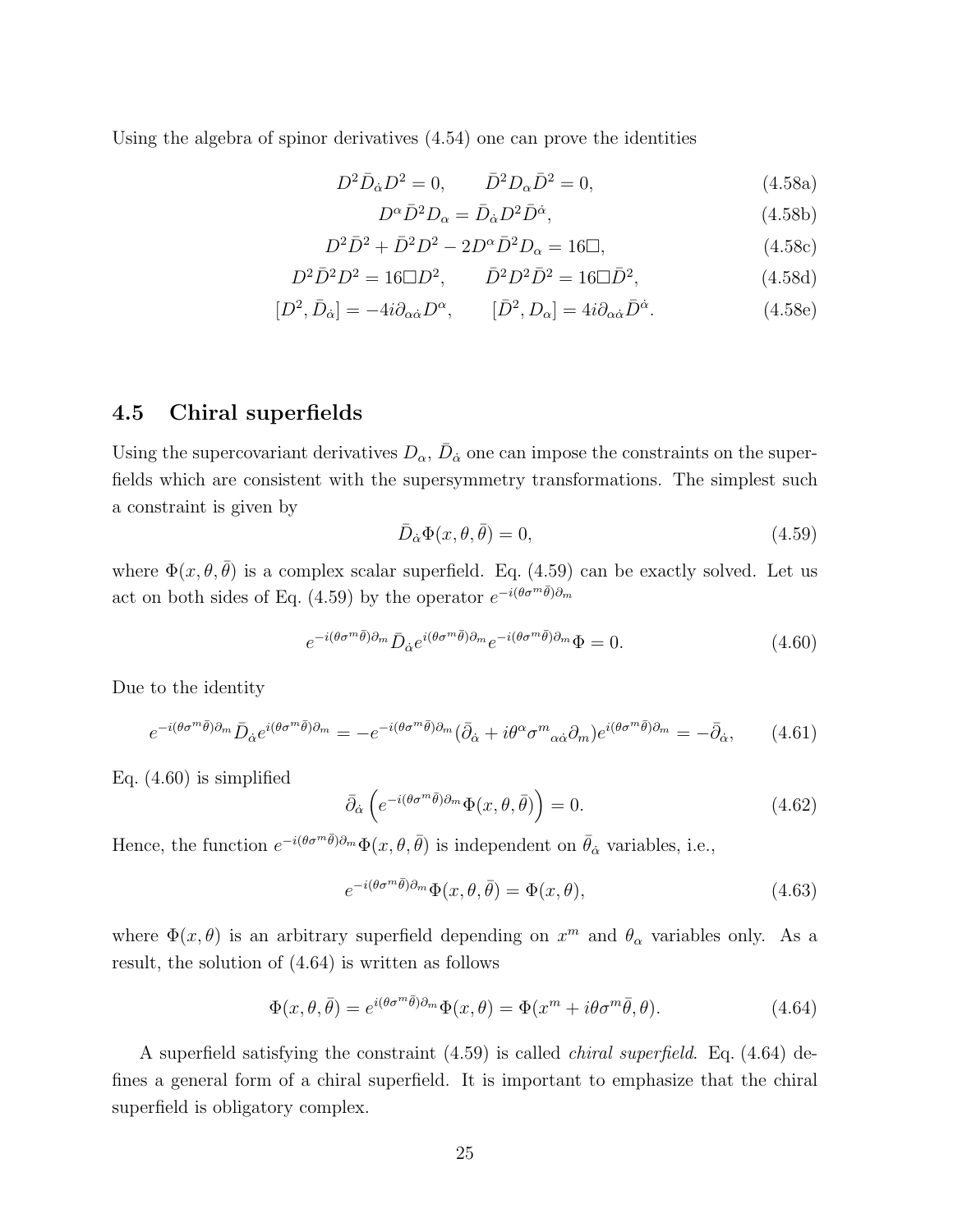Using the algebra of spinor derivatives (4.54) one can prove the identities

$$D^2\bar{D}_{\dot{\alpha}}D^2 = 0, \qquad \bar{D}^2 D_\alpha \bar{D}^2 = 0, \tag{4.58a}$$

$$D^\alpha \bar{D}^2 D_\alpha = \bar{D}_{\dot{\alpha}} D^2 \bar{D}^{\dot{\alpha}}, \tag{4.58b}$$

$$D^2\bar{D}^2 + \bar{D}^2 D^2 - 2D^\alpha \bar{D}^2 D_\alpha = 16\Box, \tag{4.58c}$$

$$D^2\bar{D}^2 D^2 = 16\Box D^2, \qquad \bar{D}^2 D^2 \bar{D}^2 = 16\Box \bar{D}^2, \tag{4.58d}$$

$$[D^2, \bar{D}_{\dot{\alpha}}] = -4i\partial_{\alpha\dot{\alpha}} D^\alpha, \qquad [\bar{D}^2, D_\alpha] = 4i\partial_{\alpha\dot{\alpha}} \bar{D}^{\dot{\alpha}}. \tag{4.58e}$$

## 4.5 Chiral superfields

Using the supercovariant derivatives $D_\alpha$, $\bar{D}_{\dot{\alpha}}$ one can impose the constraints on the superfields which are consistent with the supersymmetry transformations. The simplest such a constraint is given by

$$\bar{D}_{\dot{\alpha}}\Phi(x,\theta,\bar{\theta}) = 0, \tag{4.59}$$

where $\Phi(x,\theta,\bar{\theta})$ is a complex scalar superfield. Eq. (4.59) can be exactly solved. Let us act on both sides of Eq. (4.59) by the operator $e^{-i(\theta\sigma^m\bar{\theta})\partial_m}$

$$e^{-i(\theta\sigma^m\bar{\theta})\partial_m}\bar{D}_{\dot{\alpha}} e^{i(\theta\sigma^m\bar{\theta})\partial_m} e^{-i(\theta\sigma^m\bar{\theta})\partial_m}\Phi = 0. \tag{4.60}$$

Due to the identity

$$e^{-i(\theta\sigma^m\bar{\theta})\partial_m}\bar{D}_{\dot{\alpha}} e^{i(\theta\sigma^m\bar{\theta})\partial_m} = -e^{-i(\theta\sigma^m\bar{\theta})\partial_m}(\bar{\partial}_{\dot{\alpha}} + i\theta^\alpha \sigma^m{}_{\alpha\dot{\alpha}}\partial_m) e^{i(\theta\sigma^m\bar{\theta})\partial_m} = -\bar{\partial}_{\dot{\alpha}}, \tag{4.61}$$

Eq. (4.60) is simplified

$$\bar{\partial}_{\dot{\alpha}}\left(e^{-i(\theta\sigma^m\bar{\theta})\partial_m}\Phi(x,\theta,\bar{\theta})\right) = 0. \tag{4.62}$$

Hence, the function $e^{-i(\theta\sigma^m\bar{\theta})\partial_m}\Phi(x,\theta,\bar{\theta})$ is independent on $\bar{\theta}_{\dot{\alpha}}$ variables, i.e.,

$$e^{-i(\theta\sigma^m\bar{\theta})\partial_m}\Phi(x,\theta,\bar{\theta}) = \Phi(x,\theta), \tag{4.63}$$

where $\Phi(x,\theta)$ is an arbitrary superfield depending on $x^m$ and $\theta_\alpha$ variables only. As a result, the solution of (4.64) is written as follows

$$\Phi(x,\theta,\bar{\theta}) = e^{i(\theta\sigma^m\bar{\theta})\partial_m}\Phi(x,\theta) = \Phi(x^m + i\theta\sigma^m\bar{\theta}, \theta). \tag{4.64}$$

A superfield satisfying the constraint (4.59) is called *chiral superfield*. Eq. (4.64) defines a general form of a chiral superfield. It is important to emphasize that the chiral superfield is obligatory complex.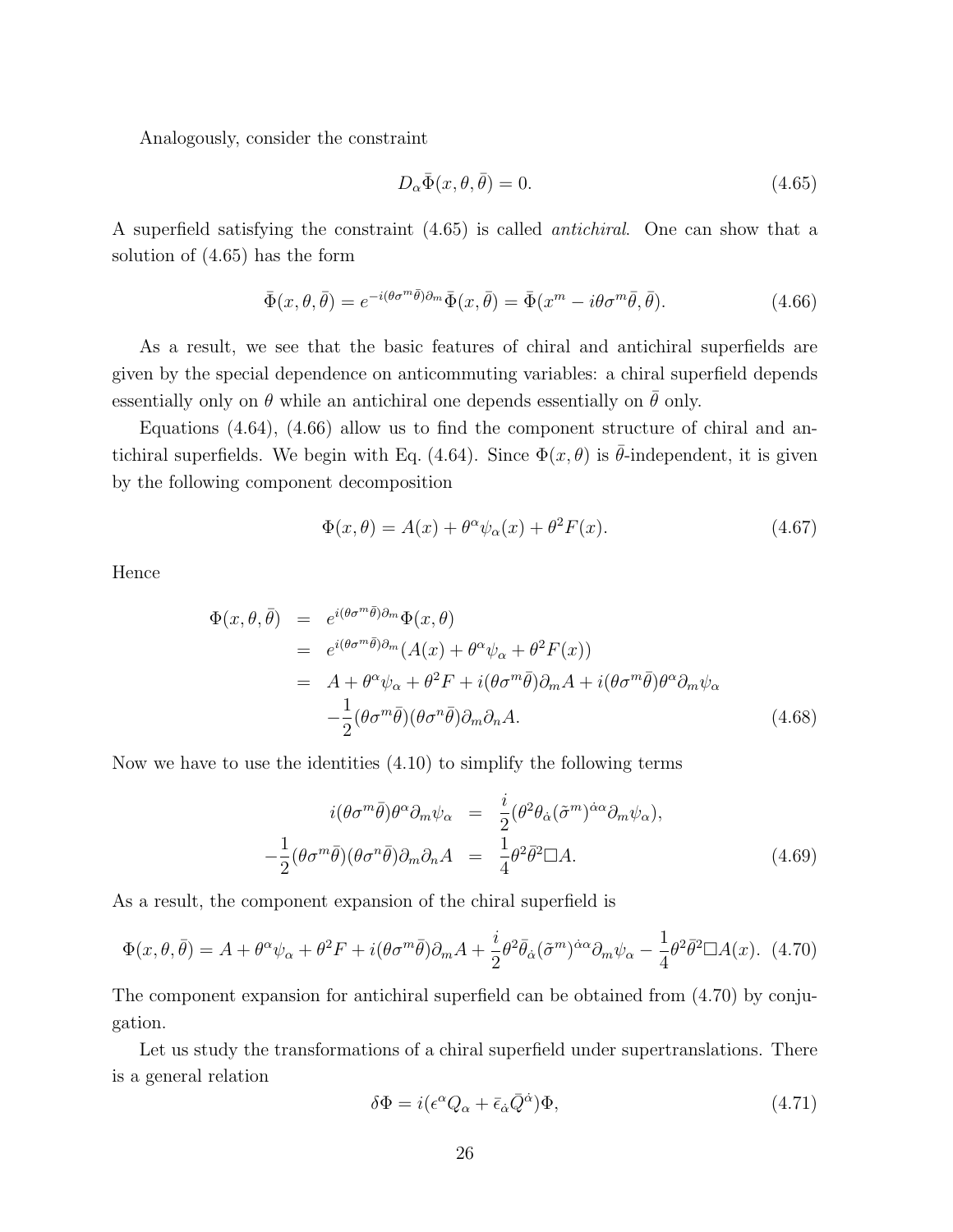Analogously, consider the constraint

$$D_\alpha \bar{\Phi}(x, \theta, \bar{\theta}) = 0. \tag{4.65}$$

A superfield satisfying the constraint (4.65) is called *antichiral*. One can show that a solution of (4.65) has the form

$$\bar{\Phi}(x, \theta, \bar{\theta}) = e^{-i(\theta\sigma^m\bar{\theta})\partial_m} \bar{\Phi}(x, \bar{\theta}) = \bar{\Phi}(x^m - i\theta\sigma^m\bar{\theta}, \bar{\theta}). \tag{4.66}$$

As a result, we see that the basic features of chiral and antichiral superfields are given by the special dependence on anticommuting variables: a chiral superfield depends essentially only on $\theta$ while an antichiral one depends essentially on $\bar{\theta}$ only.

Equations (4.64), (4.66) allow us to find the component structure of chiral and antichiral superfields. We begin with Eq. (4.64). Since $\Phi(x, \theta)$ is $\bar{\theta}$-independent, it is given by the following component decomposition

$$\Phi(x, \theta) = A(x) + \theta^\alpha \psi_\alpha(x) + \theta^2 F(x). \tag{4.67}$$

Hence

$$\begin{aligned}
\Phi(x, \theta, \bar{\theta}) &= e^{i(\theta\sigma^m\bar{\theta})\partial_m} \Phi(x, \theta) \\
&= e^{i(\theta\sigma^m\bar{\theta})\partial_m} (A(x) + \theta^\alpha \psi_\alpha + \theta^2 F(x)) \\
&= A + \theta^\alpha \psi_\alpha + \theta^2 F + i(\theta\sigma^m\bar{\theta})\partial_m A + i(\theta\sigma^m\bar{\theta})\theta^\alpha \partial_m \psi_\alpha \\
&\quad -\frac{1}{2}(\theta\sigma^m\bar{\theta})(\theta\sigma^n\bar{\theta})\partial_m\partial_n A.
\end{aligned} \tag{4.68}$$

Now we have to use the identities (4.10) to simplify the following terms

$$\begin{aligned}
i(\theta\sigma^m\bar{\theta})\theta^\alpha \partial_m \psi_\alpha &= \frac{i}{2}(\theta^2 \bar{\theta}_{\dot{\alpha}} (\tilde{\sigma}^m)^{\dot{\alpha}\alpha} \partial_m \psi_\alpha), \\
-\frac{1}{2}(\theta\sigma^m\bar{\theta})(\theta\sigma^n\bar{\theta})\partial_m\partial_n A &= \frac{1}{4}\theta^2\bar{\theta}^2 \Box A.
\end{aligned} \tag{4.69}$$

As a result, the component expansion of the chiral superfield is

$$\Phi(x, \theta, \bar{\theta}) = A + \theta^\alpha \psi_\alpha + \theta^2 F + i(\theta\sigma^m\bar{\theta})\partial_m A + \frac{i}{2}\theta^2 \bar{\theta}_{\dot{\alpha}} (\tilde{\sigma}^m)^{\dot{\alpha}\alpha} \partial_m \psi_\alpha - \frac{1}{4}\theta^2\bar{\theta}^2 \Box A(x). \tag{4.70}$$

The component expansion for antichiral superfield can be obtained from (4.70) by conjugation.

Let us study the transformations of a chiral superfield under supertranslations. There is a general relation

$$\delta\Phi = i(\epsilon^\alpha Q_\alpha + \bar{\epsilon}_{\dot{\alpha}} \bar{Q}^{\dot{\alpha}})\Phi, \tag{4.71}$$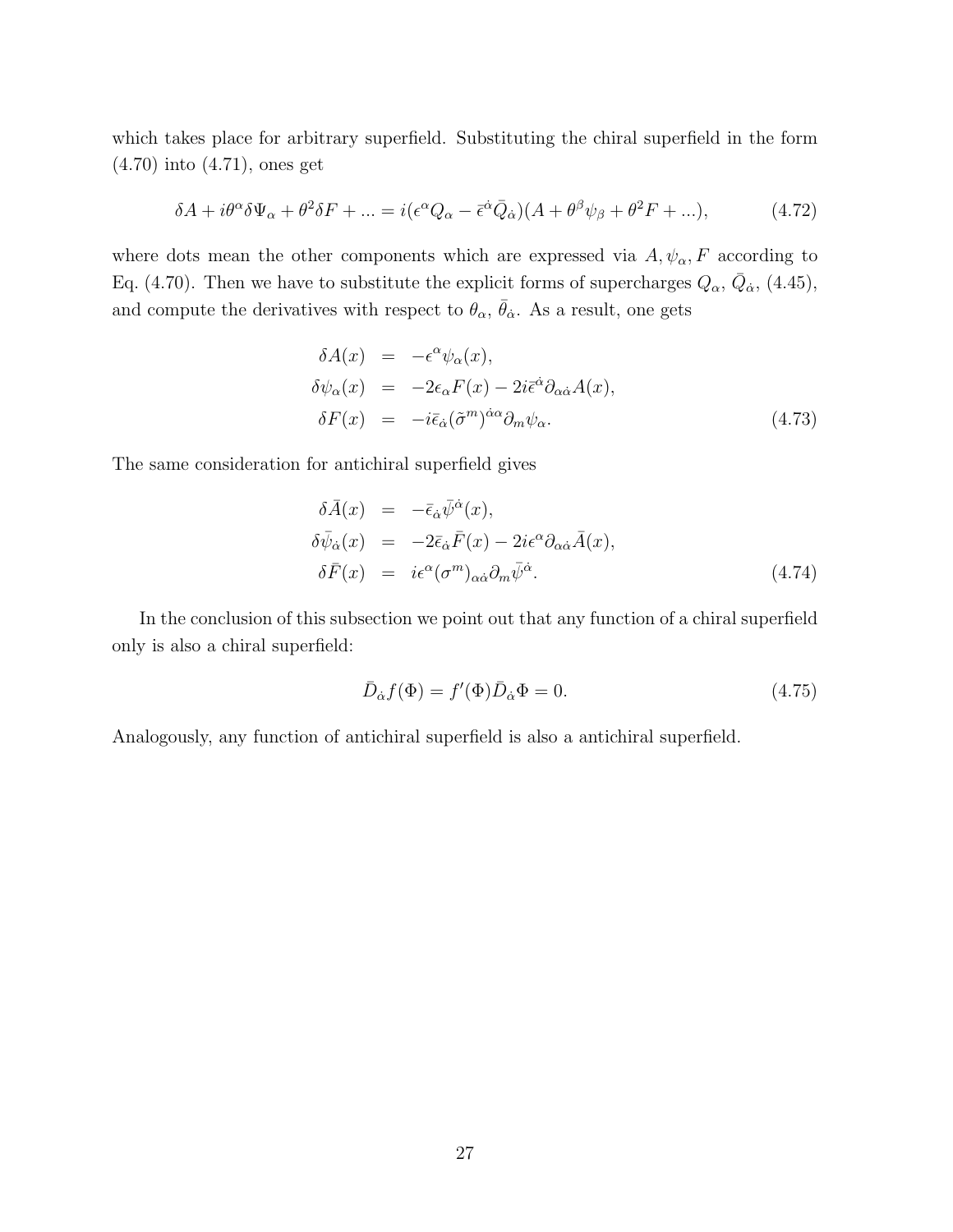which takes place for arbitrary superfield. Substituting the chiral superfield in the form (4.70) into (4.71), ones get

$$\delta A + i\theta^\alpha \delta\Psi_\alpha + \theta^2 \delta F + ... = i(\epsilon^\alpha Q_\alpha - \bar{\epsilon}^{\dot{\alpha}} \bar{Q}_{\dot{\alpha}})(A + \theta^\beta \psi_\beta + \theta^2 F + ...), \tag{4.72}$$

where dots mean the other components which are expressed via $A, \psi_\alpha, F$ according to Eq. (4.70). Then we have to substitute the explicit forms of supercharges $Q_\alpha$, $\bar{Q}_{\dot{\alpha}}$, (4.45), and compute the derivatives with respect to $\theta_\alpha$, $\bar{\theta}_{\dot{\alpha}}$. As a result, one gets

$$\begin{aligned}
\delta A(x) &= -\epsilon^\alpha \psi_\alpha(x), \\
\delta\psi_\alpha(x) &= -2\epsilon_\alpha F(x) - 2i\bar{\epsilon}^{\dot{\alpha}} \partial_{\alpha\dot{\alpha}} A(x), \\
\delta F(x) &= -i\bar{\epsilon}_{\dot{\alpha}} (\tilde{\sigma}^m)^{\dot{\alpha}\alpha} \partial_m \psi_\alpha.
\end{aligned} \tag{4.73}$$

The same consideration for antichiral superfield gives

$$\begin{aligned}
\delta \bar{A}(x) &= -\bar{\epsilon}_{\dot{\alpha}} \bar{\psi}^{\dot{\alpha}}(x), \\
\delta\bar{\psi}_{\dot{\alpha}}(x) &= -2\bar{\epsilon}_{\dot{\alpha}} \bar{F}(x) - 2i\epsilon^{\alpha} \partial_{\alpha\dot{\alpha}} \bar{A}(x), \\
\delta \bar{F}(x) &= i\epsilon^{\alpha} (\sigma^m)_{\alpha\dot{\alpha}} \partial_m \bar{\psi}^{\dot{\alpha}}.
\end{aligned} \tag{4.74}$$

In the conclusion of this subsection we point out that any function of a chiral superfield only is also a chiral superfield:

$$\bar{D}_{\dot{\alpha}} f(\Phi) = f'(\Phi) \bar{D}_{\dot{\alpha}} \Phi = 0. \tag{4.75}$$

Analogously, any function of antichiral superfield is also a antichiral superfield.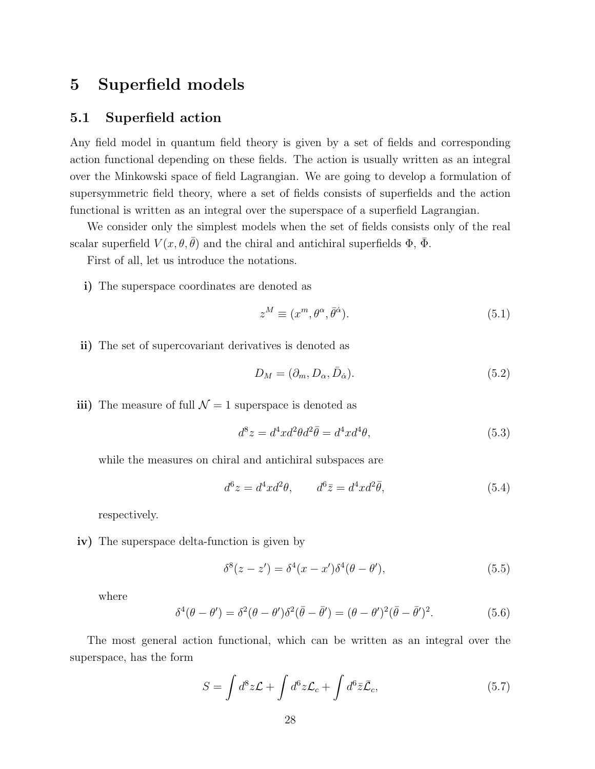# 5 Superfield models

## 5.1 Superfield action

Any field model in quantum field theory is given by a set of fields and corresponding action functional depending on these fields. The action is usually written as an integral over the Minkowski space of field Lagrangian. We are going to develop a formulation of supersymmetric field theory, where a set of fields consists of superfields and the action functional is written as an integral over the superspace of a superfield Lagrangian.

We consider only the simplest models when the set of fields consists only of the real scalar superfield $V(x, \theta, \bar{\theta})$ and the chiral and antichiral superfields $\Phi$, $\bar{\Phi}$.

First of all, let us introduce the notations.

**i)** The superspace coordinates are denoted as

$$z^M \equiv (x^m, \theta^\alpha, \bar{\theta}^{\dot{\alpha}}). \tag{5.1}$$

**ii)** The set of supercovariant derivatives is denoted as

$$D_M = (\partial_m, D_\alpha, \bar{D}_{\dot{\alpha}}). \tag{5.2}$$

**iii)** The measure of full $\mathcal{N} = 1$ superspace is denoted as

$$d^8z = d^4x d^2\theta d^2\bar{\theta} = d^4x d^4\theta, \tag{5.3}$$

while the measures on chiral and antichiral subspaces are

$$d^6z = d^4x d^2\theta, \qquad d^6\bar{z} = d^4x d^2\bar{\theta}, \tag{5.4}$$

respectively.

**iv)** The superspace delta-function is given by

$$\delta^8(z - z') = \delta^4(x - x')\delta^4(\theta - \theta'), \tag{5.5}$$

where

$$\delta^4(\theta - \theta') = \delta^2(\theta - \theta')\delta^2(\bar{\theta} - \bar{\theta}') = (\theta - \theta')^2(\bar{\theta} - \bar{\theta}')^2. \tag{5.6}$$

The most general action functional, which can be written as an integral over the superspace, has the form

$$S = \int d^8z \mathcal{L} + \int d^6z \mathcal{L}_c + \int d^6\bar{z} \bar{\mathcal{L}}_c, \tag{5.7}$$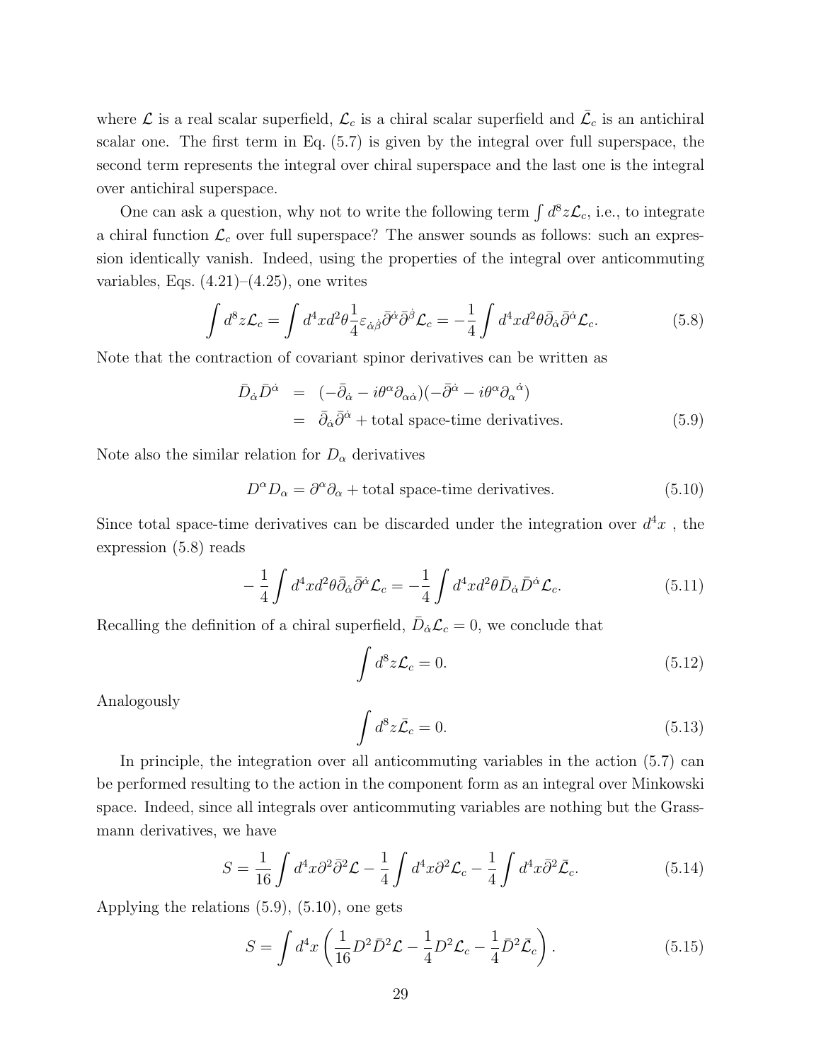where $\mathcal{L}$ is a real scalar superfield, $\mathcal{L}_c$ is a chiral scalar superfield and $\bar{\mathcal{L}}_c$ is an antichiral scalar one. The first term in Eq. (5.7) is given by the integral over full superspace, the second term represents the integral over chiral superspace and the last one is the integral over antichiral superspace.

One can ask a question, why not to write the following term $\int d^8z\mathcal{L}_c$, i.e., to integrate a chiral function $\mathcal{L}_c$ over full superspace? The answer sounds as follows: such an expression identically vanish. Indeed, using the properties of the integral over anticommuting variables, Eqs. (4.21)–(4.25), one writes

$$\int d^8z\mathcal{L}_c = \int d^4xd^2\theta\frac{1}{4}\varepsilon_{\dot{\alpha}\dot{\beta}}\bar{\partial}^{\dot{\alpha}}\bar{\partial}^{\dot{\beta}}\mathcal{L}_c = -\frac{1}{4}\int d^4xd^2\theta\bar{\partial}_{\dot{\alpha}}\bar{\partial}^{\dot{\alpha}}\mathcal{L}_c. \tag{5.8}$$

Note that the contraction of covariant spinor derivatives can be written as

$$\begin{aligned}
\bar{D}_{\dot{\alpha}}\bar{D}^{\dot{\alpha}} &= (-\bar{\partial}_{\dot{\alpha}} - i\theta^\alpha\partial_{\alpha\dot{\alpha}})(-\bar{\partial}^{\dot{\alpha}} - i\theta^\alpha\partial_\alpha{}^{\dot{\alpha}}) \\
&= \bar{\partial}_{\dot{\alpha}}\bar{\partial}^{\dot{\alpha}} + \text{total space-time derivatives.}
\end{aligned} \tag{5.9}$$

Note also the similar relation for $D_\alpha$ derivatives

$$D^\alpha D_\alpha = \partial^\alpha\partial_\alpha + \text{total space-time derivatives.} \tag{5.10}$$

Since total space-time derivatives can be discarded under the integration over $d^4x$ , the expression (5.8) reads

$$-\frac{1}{4}\int d^4xd^2\theta\bar{\partial}_{\dot{\alpha}}\bar{\partial}^{\dot{\alpha}}\mathcal{L}_c = -\frac{1}{4}\int d^4xd^2\theta\bar{D}_{\dot{\alpha}}\bar{D}^{\dot{\alpha}}\mathcal{L}_c. \tag{5.11}$$

Recalling the definition of a chiral superfield, $\bar{D}_{\dot{\alpha}}\mathcal{L}_c = 0$, we conclude that

$$\int d^8z\mathcal{L}_c = 0. \tag{5.12}$$

Analogously

$$\int d^8z\bar{\mathcal{L}}_c = 0. \tag{5.13}$$

In principle, the integration over all anticommuting variables in the action (5.7) can be performed resulting to the action in the component form as an integral over Minkowski space. Indeed, since all integrals over anticommuting variables are nothing but the Grassmann derivatives, we have

$$S = \frac{1}{16}\int d^4x\partial^2\bar{\partial}^2\mathcal{L} - \frac{1}{4}\int d^4x\partial^2\mathcal{L}_c - \frac{1}{4}\int d^4x\bar{\partial}^2\bar{\mathcal{L}}_c. \tag{5.14}$$

Applying the relations (5.9), (5.10), one gets

$$S = \int d^4x\left(\frac{1}{16}D^2\bar{D}^2\mathcal{L} - \frac{1}{4}D^2\mathcal{L}_c - \frac{1}{4}\bar{D}^2\bar{\mathcal{L}}_c\right). \tag{5.15}$$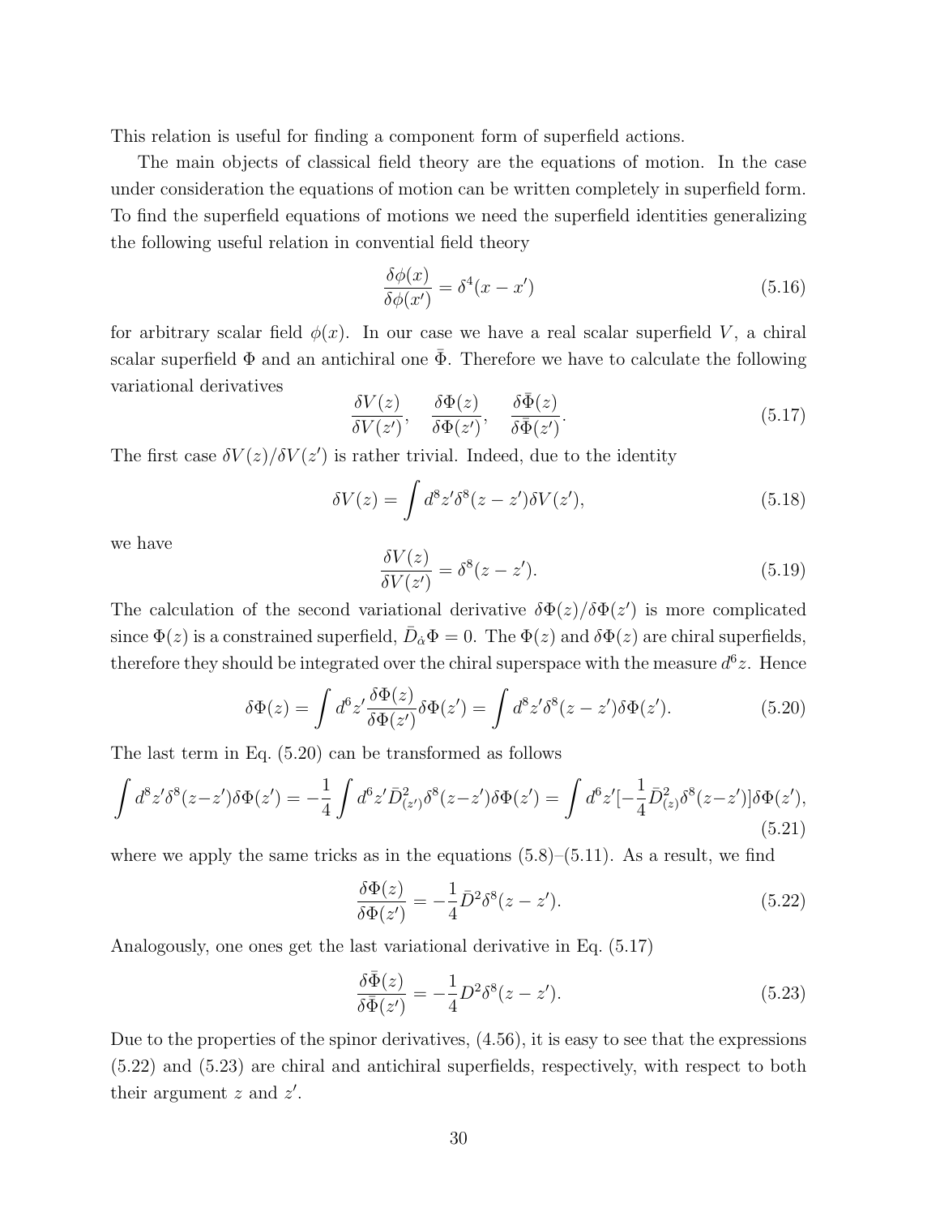This relation is useful for finding a component form of superfield actions.

The main objects of classical field theory are the equations of motion. In the case under consideration the equations of motion can be written completely in superfield form. To find the superfield equations of motions we need the superfield identities generalizing the following useful relation in convential field theory

$$\frac{\delta\phi(x)}{\delta\phi(x')} = \delta^4(x-x') \tag{5.16}$$

for arbitrary scalar field $\phi(x)$. In our case we have a real scalar superfield $V$, a chiral scalar superfield $\Phi$ and an antichiral one $\bar{\Phi}$. Therefore we have to calculate the following variational derivatives

$$\frac{\delta V(z)}{\delta V(z')}, \quad \frac{\delta\Phi(z)}{\delta\Phi(z')}, \quad \frac{\delta\bar{\Phi}(z)}{\delta\bar{\Phi}(z')}. \tag{5.17}$$

The first case $\delta V(z)/\delta V(z')$ is rather trivial. Indeed, due to the identity

$$\delta V(z) = \int d^8z' \delta^8(z-z')\delta V(z'), \tag{5.18}$$

we have

$$\frac{\delta V(z)}{\delta V(z')} = \delta^8(z-z'). \tag{5.19}$$

The calculation of the second variational derivative $\delta\Phi(z)/\delta\Phi(z')$ is more complicated since $\Phi(z)$ is a constrained superfield, $\bar{D}_{\dot{\alpha}}\Phi = 0$. The $\Phi(z)$ and $\delta\Phi(z)$ are chiral superfields, therefore they should be integrated over the chiral superspace with the measure $d^6z$. Hence

$$\delta\Phi(z) = \int d^6z' \frac{\delta\Phi(z)}{\delta\Phi(z')}\delta\Phi(z') = \int d^8z' \delta^8(z-z')\delta\Phi(z'). \tag{5.20}$$

The last term in Eq. (5.20) can be transformed as follows

$$\int d^8z'\delta^8(z-z')\delta\Phi(z') = -\frac{1}{4}\int d^6z' \bar{D}^2_{(z')}\delta^8(z-z')\delta\Phi(z') = \int d^6z'[-\frac{1}{4}\bar{D}^2_{(z)}\delta^8(z-z')]\delta\Phi(z'), \tag{5.21}$$

where we apply the same tricks as in the equations (5.8)–(5.11). As a result, we find

$$\frac{\delta\Phi(z)}{\delta\Phi(z')} = -\frac{1}{4}\bar{D}^2\delta^8(z-z'). \tag{5.22}$$

Analogously, one ones get the last variational derivative in Eq. (5.17)

$$\frac{\delta\bar{\Phi}(z)}{\delta\bar{\Phi}(z')} = -\frac{1}{4}D^2\delta^8(z-z'). \tag{5.23}$$

Due to the properties of the spinor derivatives, (4.56), it is easy to see that the expressions (5.22) and (5.23) are chiral and antichiral superfields, respectively, with respect to both their argument $z$ and $z'$.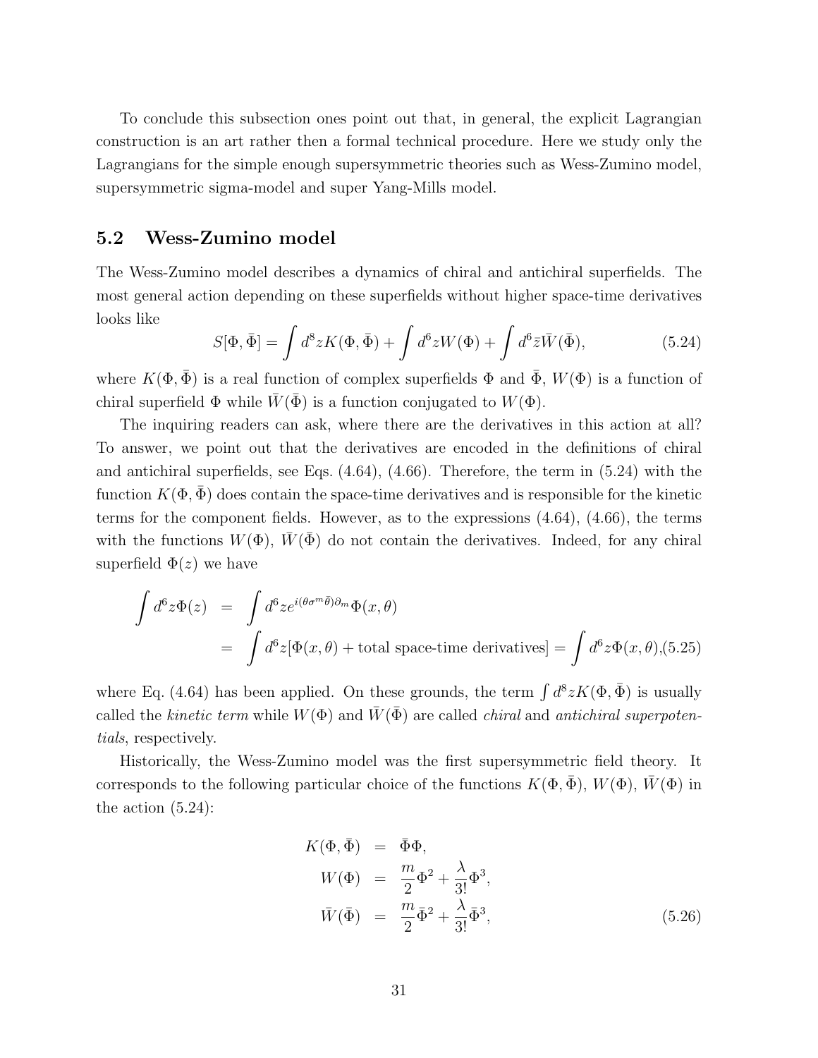To conclude this subsection ones point out that, in general, the explicit Lagrangian construction is an art rather then a formal technical procedure. Here we study only the Lagrangians for the simple enough supersymmetric theories such as Wess-Zumino model, supersymmetric sigma-model and super Yang-Mills model.

## 5.2 Wess-Zumino model

The Wess-Zumino model describes a dynamics of chiral and antichiral superfields. The most general action depending on these superfields without higher space-time derivatives looks like

$$S[\Phi,\bar{\Phi}] = \int d^8z K(\Phi,\bar{\Phi}) + \int d^6z W(\Phi) + \int d^6\bar{z}\bar{W}(\bar{\Phi}), \tag{5.24}$$

where $K(\Phi,\bar{\Phi})$ is a real function of complex superfields $\Phi$ and $\bar{\Phi}$, $W(\Phi)$ is a function of chiral superfield $\Phi$ while $\bar{W}(\bar{\Phi})$ is a function conjugated to $W(\Phi)$.

The inquiring readers can ask, where there are the derivatives in this action at all? To answer, we point out that the derivatives are encoded in the definitions of chiral and antichiral superfields, see Eqs. (4.64), (4.66). Therefore, the term in (5.24) with the function $K(\Phi,\bar{\Phi})$ does contain the space-time derivatives and is responsible for the kinetic terms for the component fields. However, as to the expressions (4.64), (4.66), the terms with the functions $W(\Phi)$, $\bar{W}(\bar{\Phi})$ do not contain the derivatives. Indeed, for any chiral superfield $\Phi(z)$ we have

$$\begin{aligned}
\int d^6z\Phi(z) &= \int d^6z e^{i(\theta\sigma^m\bar{\theta})\partial_m}\Phi(x,\theta) \\
&= \int d^6z[\Phi(x,\theta) + \text{total space-time derivatives}] = \int d^6z\Phi(x,\theta), 
\end{aligned}\tag{5.25}$$

where Eq. (4.64) has been applied. On these grounds, the term $\int d^8zK(\Phi,\bar{\Phi})$ is usually called the *kinetic term* while $W(\Phi)$ and $\bar{W}(\bar{\Phi})$ are called *chiral* and *antichiral superpotentials*, respectively.

Historically, the Wess-Zumino model was the first supersymmetric field theory. It corresponds to the following particular choice of the functions $K(\Phi,\bar{\Phi})$, $W(\Phi)$, $\bar{W}(\Phi)$ in the action (5.24):

$$\begin{aligned}
K(\Phi,\bar{\Phi}) &= \bar{\Phi}\Phi, \\
W(\Phi) &= \frac{m}{2}\Phi^2 + \frac{\lambda}{3!}\Phi^3, \\
\bar{W}(\bar{\Phi}) &= \frac{m}{2}\bar{\Phi}^2 + \frac{\lambda}{3!}\bar{\Phi}^3,
\end{aligned}\tag{5.26}$$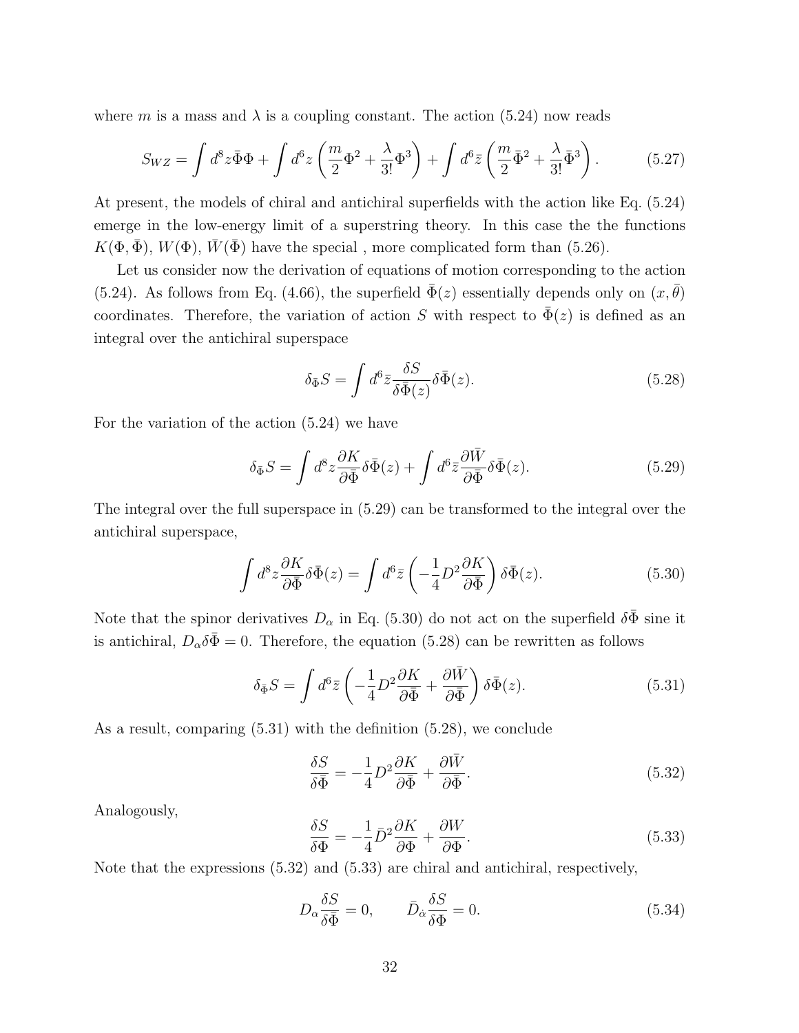where $m$ is a mass and $\lambda$ is a coupling constant. The action (5.24) now reads

$$S_{WZ} = \int d^8 z \bar{\Phi}\Phi + \int d^6 z \left( \frac{m}{2}\Phi^2 + \frac{\lambda}{3!}\Phi^3 \right) + \int d^6 \bar{z} \left( \frac{m}{2}\bar{\Phi}^2 + \frac{\lambda}{3!}\bar{\Phi}^3 \right). \tag{5.27}$$

At present, the models of chiral and antichiral superfields with the action like Eq. (5.24) emerge in the low-energy limit of a superstring theory. In this case the the functions $K(\Phi, \bar{\Phi})$, $W(\Phi)$, $\bar{W}(\bar{\Phi})$ have the special , more complicated form than (5.26).

Let us consider now the derivation of equations of motion corresponding to the action (5.24). As follows from Eq. (4.66), the superfield $\bar{\Phi}(z)$ essentially depends only on $(x, \bar{\theta})$ coordinates. Therefore, the variation of action $S$ with respect to $\bar{\Phi}(z)$ is defined as an integral over the antichiral superspace

$$\delta_{\bar{\Phi}} S = \int d^6 \bar{z} \frac{\delta S}{\delta \bar{\Phi}(z)} \delta \bar{\Phi}(z). \tag{5.28}$$

For the variation of the action (5.24) we have

$$\delta_{\bar{\Phi}} S = \int d^8 z \frac{\partial K}{\partial \bar{\Phi}} \delta \bar{\Phi}(z) + \int d^6 \bar{z} \frac{\partial \bar{W}}{\partial \bar{\Phi}} \delta \bar{\Phi}(z). \tag{5.29}$$

The integral over the full superspace in (5.29) can be transformed to the integral over the antichiral superspace,

$$\int d^8 z \frac{\partial K}{\partial \bar{\Phi}} \delta \bar{\Phi}(z) = \int d^6 \bar{z} \left( -\frac{1}{4} D^2 \frac{\partial K}{\partial \bar{\Phi}} \right) \delta \bar{\Phi}(z). \tag{5.30}$$

Note that the spinor derivatives $D_\alpha$ in Eq. (5.30) do not act on the superfield $\delta\bar{\Phi}$ sine it is antichiral, $D_\alpha \delta\bar{\Phi} = 0$. Therefore, the equation (5.28) can be rewritten as follows

$$\delta_{\bar{\Phi}} S = \int d^6 \bar{z} \left( -\frac{1}{4} D^2 \frac{\partial K}{\partial \bar{\Phi}} + \frac{\partial \bar{W}}{\partial \bar{\Phi}} \right) \delta \bar{\Phi}(z). \tag{5.31}$$

As a result, comparing (5.31) with the definition (5.28), we conclude

$$\frac{\delta S}{\delta \bar{\Phi}} = -\frac{1}{4} D^2 \frac{\partial K}{\partial \bar{\Phi}} + \frac{\partial \bar{W}}{\partial \bar{\Phi}}. \tag{5.32}$$

Analogously,

$$\frac{\delta S}{\delta \Phi} = -\frac{1}{4} \bar{D}^2 \frac{\partial K}{\partial \Phi} + \frac{\partial W}{\partial \Phi}. \tag{5.33}$$

Note that the expressions (5.32) and (5.33) are chiral and antichiral, respectively,

$$D_\alpha \frac{\delta S}{\delta \bar{\Phi}} = 0, \qquad \bar{D}_{\dot{\alpha}} \frac{\delta S}{\delta \Phi} = 0. \tag{5.34}$$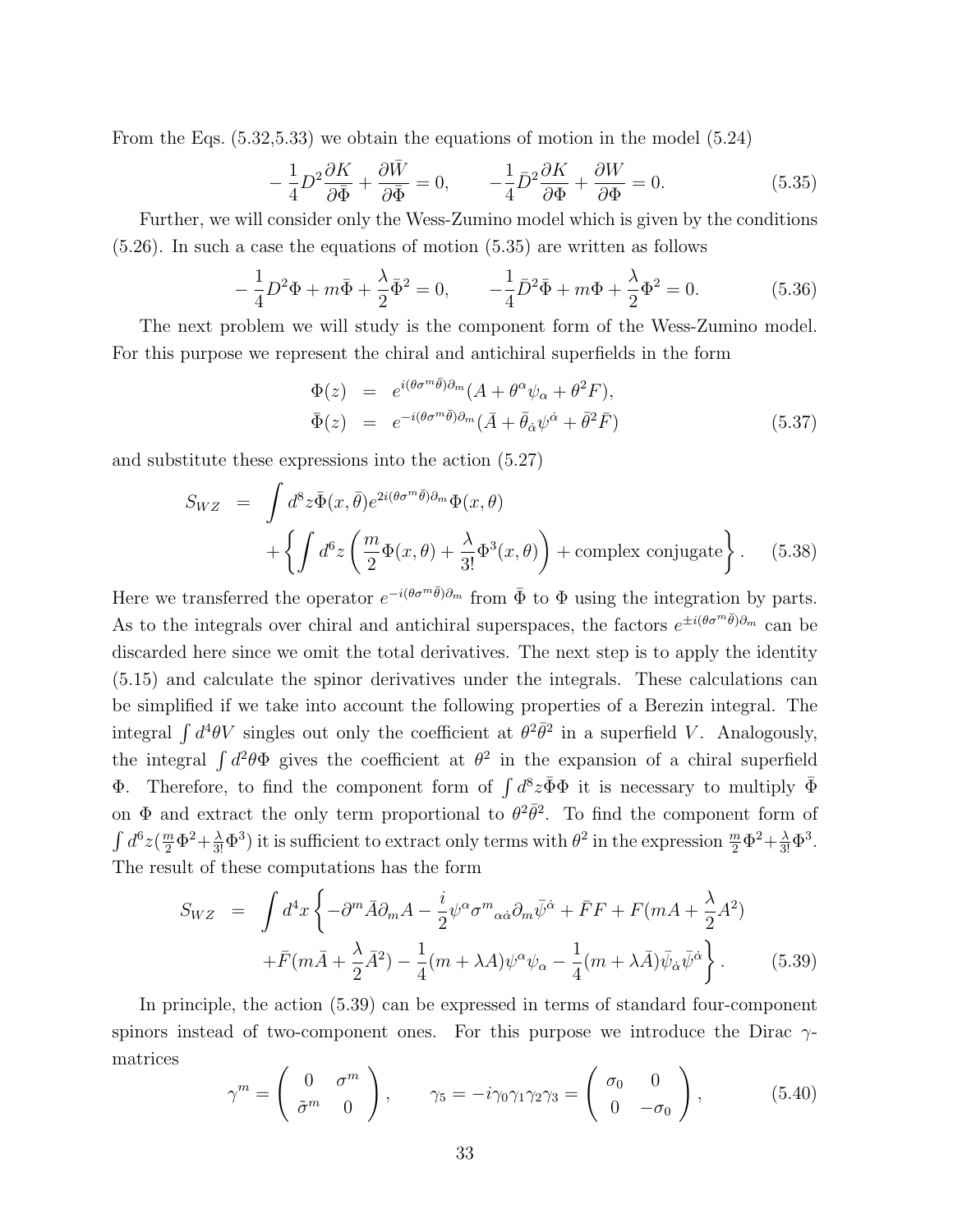From the Eqs. (5.32,5.33) we obtain the equations of motion in the model (5.24)

$$-\frac{1}{4}D^2\frac{\partial K}{\partial\bar{\Phi}}+\frac{\partial\bar{W}}{\partial\bar{\Phi}}=0,\qquad -\frac{1}{4}\bar{D}^2\frac{\partial K}{\partial\Phi}+\frac{\partial W}{\partial\Phi}=0. \tag{5.35}$$

Further, we will consider only the Wess-Zumino model which is given by the conditions (5.26). In such a case the equations of motion (5.35) are written as follows

$$-\frac{1}{4}D^2\Phi+m\bar{\Phi}+\frac{\lambda}{2}\bar{\Phi}^2=0,\qquad -\frac{1}{4}\bar{D}^2\bar{\Phi}+m\Phi+\frac{\lambda}{2}\Phi^2=0. \tag{5.36}$$

The next problem we will study is the component form of the Wess-Zumino model. For this purpose we represent the chiral and antichiral superfields in the form

$$\begin{aligned}
\Phi(z) &= e^{i(\theta\sigma^m\bar{\theta})\partial_m}(A+\theta^\alpha\psi_\alpha+\theta^2F),\\
\bar{\Phi}(z) &= e^{-i(\theta\sigma^m\bar{\theta})\partial_m}(\bar{A}+\bar{\theta}_{\dot{\alpha}}\bar{\psi}^{\dot{\alpha}}+\bar{\theta}^2\bar{F})
\end{aligned} \tag{5.37}$$

and substitute these expressions into the action (5.27)

$$\begin{aligned}
S_{WZ} &= \int d^8z\bar{\Phi}(x,\bar{\theta})e^{2i(\theta\sigma^m\bar{\theta})\partial_m}\Phi(x,\theta)\\
&\quad+\left\{\int d^6z\left(\frac{m}{2}\Phi(x,\theta)+\frac{\lambda}{3!}\Phi^3(x,\theta)\right)+\text{complex conjugate}\right\}.
\end{aligned} \tag{5.38}$$

Here we transferred the operator $e^{-i(\theta\sigma^m\bar{\theta})\partial_m}$ from $\bar{\Phi}$ to $\Phi$ using the integration by parts. As to the integrals over chiral and antichiral superspaces, the factors $e^{\pm i(\theta\sigma^m\bar{\theta})\partial_m}$ can be discarded here since we omit the total derivatives. The next step is to apply the identity (5.15) and calculate the spinor derivatives under the integrals. These calculations can be simplified if we take into account the following properties of a Berezin integral. The integral $\int d^4\theta V$ singles out only the coefficient at $\theta^2\bar{\theta}^2$ in a superfield $V$. Analogously, the integral $\int d^2\theta\Phi$ gives the coefficient at $\theta^2$ in the expansion of a chiral superfield $\Phi$. Therefore, to find the component form of $\int d^8z\bar{\Phi}\Phi$ it is necessary to multiply $\bar{\Phi}$ on $\Phi$ and extract the only term proportional to $\theta^2\bar{\theta}^2$. To find the component form of $\int d^6z(\frac{m}{2}\Phi^2+\frac{\lambda}{3!}\Phi^3)$ it is sufficient to extract only terms with $\theta^2$ in the expression $\frac{m}{2}\Phi^2+\frac{\lambda}{3!}\Phi^3$. The result of these computations has the form

$$\begin{aligned}
S_{WZ} &= \int d^4x\left\{-\partial^m\bar{A}\partial_mA-\frac{i}{2}\psi^\alpha\sigma^m{}_{\alpha\dot{\alpha}}\partial_m\bar{\psi}^{\dot{\alpha}}+\bar{F}F+F(mA+\frac{\lambda}{2}A^2)\right.\\
&\quad\left.+\bar{F}(m\bar{A}+\frac{\lambda}{2}\bar{A}^2)-\frac{1}{4}(m+\lambda A)\psi^\alpha\psi_\alpha-\frac{1}{4}(m+\lambda\bar{A})\bar{\psi}_{\dot{\alpha}}\bar{\psi}^{\dot{\alpha}}\right\}.
\end{aligned} \tag{5.39}$$

In principle, the action (5.39) can be expressed in terms of standard four-component spinors instead of two-component ones. For this purpose we introduce the Dirac $\gamma$-matrices

$$\gamma^m=\begin{pmatrix}0 & \sigma^m\\ \tilde{\sigma}^m & 0\end{pmatrix},\qquad \gamma_5=-i\gamma_0\gamma_1\gamma_2\gamma_3=\begin{pmatrix}\sigma_0 & 0\\ 0 & -\sigma_0\end{pmatrix}, \tag{5.40}$$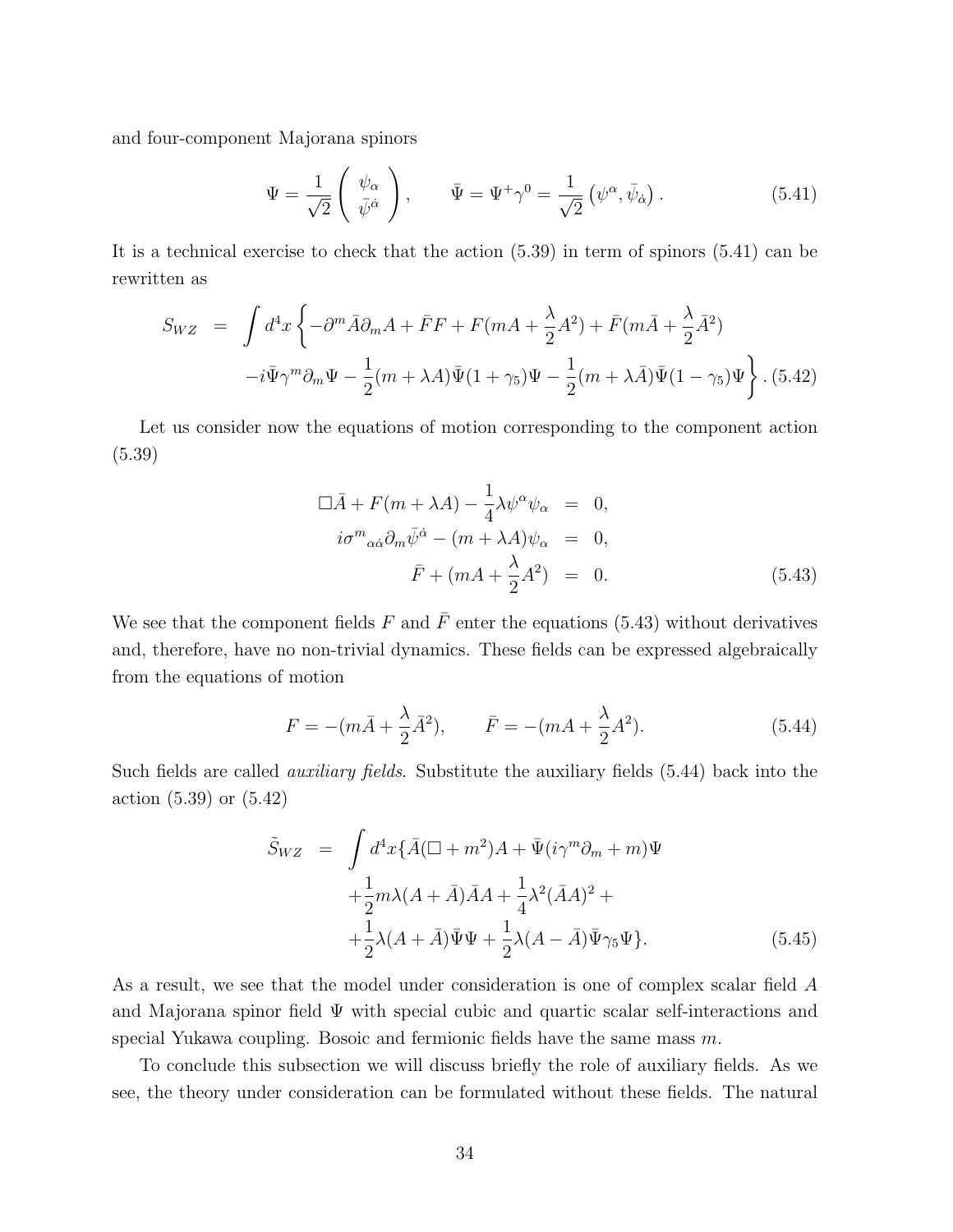and four-component Majorana spinors

$$\Psi = \frac{1}{\sqrt{2}} \begin{pmatrix} \psi_\alpha \\ \bar{\psi}^{\dot{\alpha}} \end{pmatrix}, \qquad \bar{\Psi} = \Psi^+ \gamma^0 = \frac{1}{\sqrt{2}} \left( \psi^\alpha, \bar{\psi}_{\dot{\alpha}} \right). \tag{5.41}$$

It is a technical exercise to check that the action (5.39) in term of spinors (5.41) can be rewritten as

$$\begin{aligned} S_{WZ} &= \int d^4x \left\{ -\partial^m \bar{A} \partial_m A + \bar{F} F + F(mA + \frac{\lambda}{2} A^2) + \bar{F}(m\bar{A} + \frac{\lambda}{2}\bar{A}^2) \right. \\ &\left. -i\bar{\Psi}\gamma^m \partial_m \Psi - \frac{1}{2}(m + \lambda A)\bar{\Psi}(1+\gamma_5)\Psi - \frac{1}{2}(m + \lambda\bar{A})\bar{\Psi}(1-\gamma_5)\Psi \right\}. \end{aligned} \tag{5.42}$$

Let us consider now the equations of motion corresponding to the component action (5.39)

$$\begin{aligned} \Box \bar{A} + F(m + \lambda A) - \frac{1}{4}\lambda \psi^\alpha \psi_\alpha &= 0, \\ i\sigma^m{}_{\alpha\dot{\alpha}} \partial_m \bar{\psi}^{\dot{\alpha}} - (m + \lambda A)\psi_\alpha &= 0, \\ \bar{F} + (mA + \frac{\lambda}{2}A^2) &= 0. \end{aligned} \tag{5.43}$$

We see that the component fields $F$ and $\bar{F}$ enter the equations (5.43) without derivatives and, therefore, have no non-trivial dynamics. These fields can be expressed algebraically from the equations of motion

$$F = -(m\bar{A} + \frac{\lambda}{2}\bar{A}^2), \qquad \bar{F} = -(mA + \frac{\lambda}{2}A^2). \tag{5.44}$$

Such fields are called *auxiliary fields*. Substitute the auxiliary fields (5.44) back into the action (5.39) or (5.42)

$$\begin{aligned} \tilde{S}_{WZ} &= \int d^4x \{ \bar{A}(\Box + m^2)A + \bar{\Psi}(i\gamma^m\partial_m + m)\Psi \\ &+ \frac{1}{2}m\lambda(A + \bar{A})\bar{A}A + \frac{1}{4}\lambda^2(\bar{A}A)^2 + \\ &+ \frac{1}{2}\lambda(A+\bar{A})\bar{\Psi}\Psi + \frac{1}{2}\lambda(A - \bar{A})\bar{\Psi}\gamma_5\Psi \}. \end{aligned} \tag{5.45}$$

As a result, we see that the model under consideration is one of complex scalar field $A$ and Majorana spinor field $\Psi$ with special cubic and quartic scalar self-interactions and special Yukawa coupling. Bosoic and fermionic fields have the same mass $m$.

To conclude this subsection we will discuss briefly the role of auxiliary fields. As we see, the theory under consideration can be formulated without these fields. The natural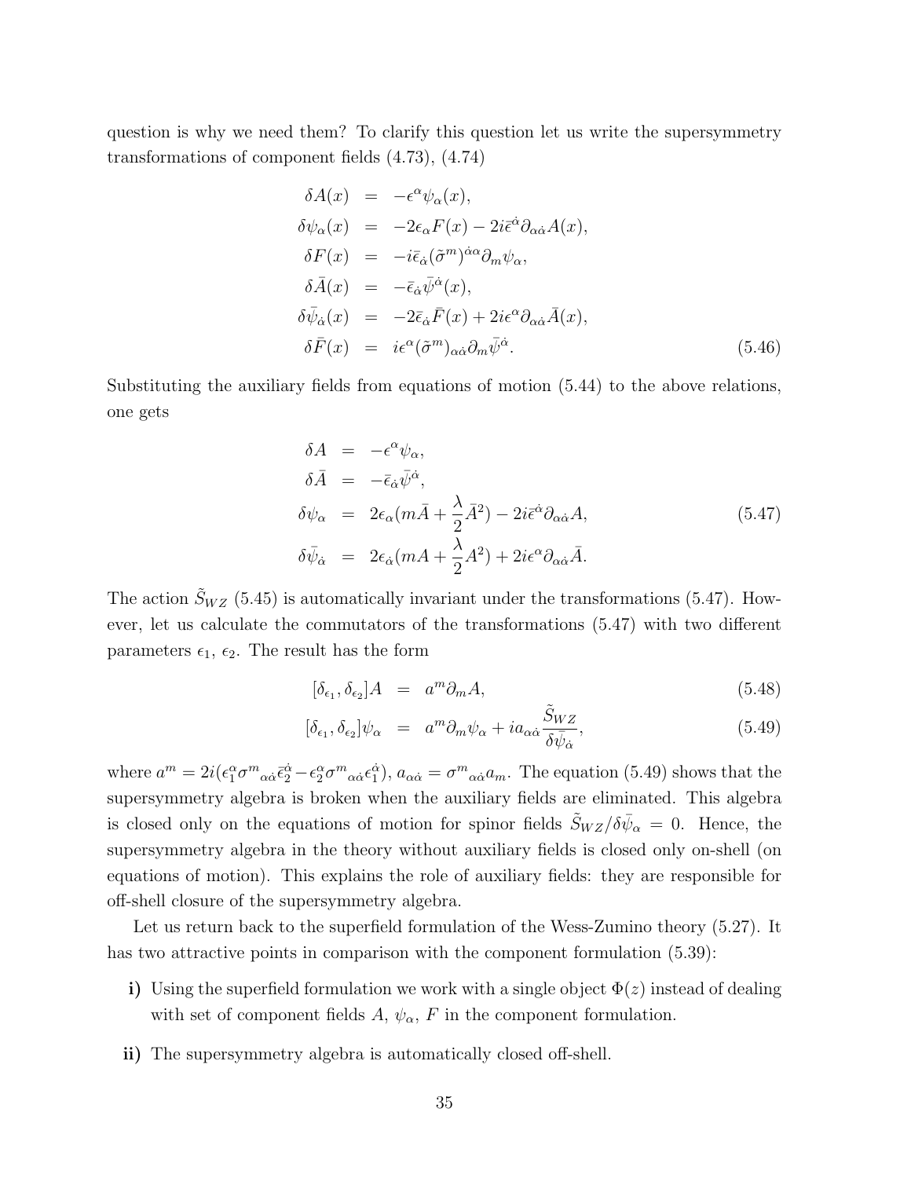question is why we need them? To clarify this question let us write the supersymmetry transformations of component fields (4.73), (4.74)

$$
\begin{aligned}
\delta A(x) &= -\epsilon^{\alpha}\psi_{\alpha}(x), \\
\delta\psi_{\alpha}(x) &= -2\epsilon_{\alpha}F(x) - 2i\bar{\epsilon}^{\dot{\alpha}}\partial_{\alpha\dot{\alpha}}A(x), \\
\delta F(x) &= -i\bar{\epsilon}_{\dot{\alpha}}(\tilde{\sigma}^{m})^{\dot{\alpha}\alpha}\partial_{m}\psi_{\alpha}, \\
\delta\bar{A}(x) &= -\bar{\epsilon}_{\dot{\alpha}}\bar{\psi}^{\dot{\alpha}}(x), \\
\delta\bar{\psi}_{\dot{\alpha}}(x) &= -2\bar{\epsilon}_{\dot{\alpha}}\bar{F}(x) + 2i\epsilon^{\alpha}\partial_{\alpha\dot{\alpha}}\bar{A}(x), \\
\delta\bar{F}(x) &= i\epsilon^{\alpha}(\tilde{\sigma}^{m})_{\alpha\dot{\alpha}}\partial_{m}\bar{\psi}^{\dot{\alpha}}.
\end{aligned}
\tag{5.46}
$$

Substituting the auxiliary fields from equations of motion (5.44) to the above relations, one gets

$$
\begin{aligned}
\delta A &= -\epsilon^{\alpha}\psi_{\alpha}, \\
\delta\bar{A} &= -\bar{\epsilon}_{\dot{\alpha}}\bar{\psi}^{\dot{\alpha}}, \\
\delta\psi_{\alpha} &= 2\epsilon_{\alpha}(m\bar{A} + \frac{\lambda}{2}\bar{A}^{2}) - 2i\bar{\epsilon}^{\dot{\alpha}}\partial_{\alpha\dot{\alpha}}A, \\
\delta\bar{\psi}_{\dot{\alpha}} &= 2\epsilon_{\dot{\alpha}}(mA + \frac{\lambda}{2}A^{2}) + 2i\epsilon^{\alpha}\partial_{\alpha\dot{\alpha}}\bar{A}.
\end{aligned}
\tag{5.47}
$$

The action $\tilde{S}_{WZ}$ (5.45) is automatically invariant under the transformations (5.47). However, let us calculate the commutators of the transformations (5.47) with two different parameters $\epsilon_1$, $\epsilon_2$. The result has the form

$$
[\delta_{\epsilon_1}, \delta_{\epsilon_2}]A = a^{m}\partial_{m}A, \tag{5.48}
$$

$$
[\delta_{\epsilon_1}, \delta_{\epsilon_2}]\psi_{\alpha} = a^{m}\partial_{m}\psi_{\alpha} + ia_{\alpha\dot{\alpha}}\frac{\tilde{S}_{WZ}}{\delta\bar{\psi}_{\dot{\alpha}}}, \tag{5.49}
$$

where $a^{m} = 2i(\epsilon_1^{\alpha}\sigma^{m}{}_{\alpha\dot{\alpha}}\bar{\epsilon}_2^{\dot{\alpha}} - \epsilon_2^{\alpha}\sigma^{m}{}_{\alpha\dot{\alpha}}\epsilon_1^{\dot{\alpha}})$, $a_{\alpha\dot{\alpha}} = \sigma^{m}{}_{\alpha\dot{\alpha}}a_{m}$. The equation (5.49) shows that the supersymmetry algebra is broken when the auxiliary fields are eliminated. This algebra is closed only on the equations of motion for spinor fields $\tilde{S}_{WZ}/\delta\bar{\psi}_{\alpha} = 0$. Hence, the supersymmetry algebra in the theory without auxiliary fields is closed only on-shell (on equations of motion). This explains the role of auxiliary fields: they are responsible for off-shell closure of the supersymmetry algebra.

Let us return back to the superfield formulation of the Wess-Zumino theory (5.27). It has two attractive points in comparison with the component formulation (5.39):

**i)** Using the superfield formulation we work with a single object $\Phi(z)$ instead of dealing with set of component fields $A$, $\psi_{\alpha}$, $F$ in the component formulation.

**ii)** The supersymmetry algebra is automatically closed off-shell.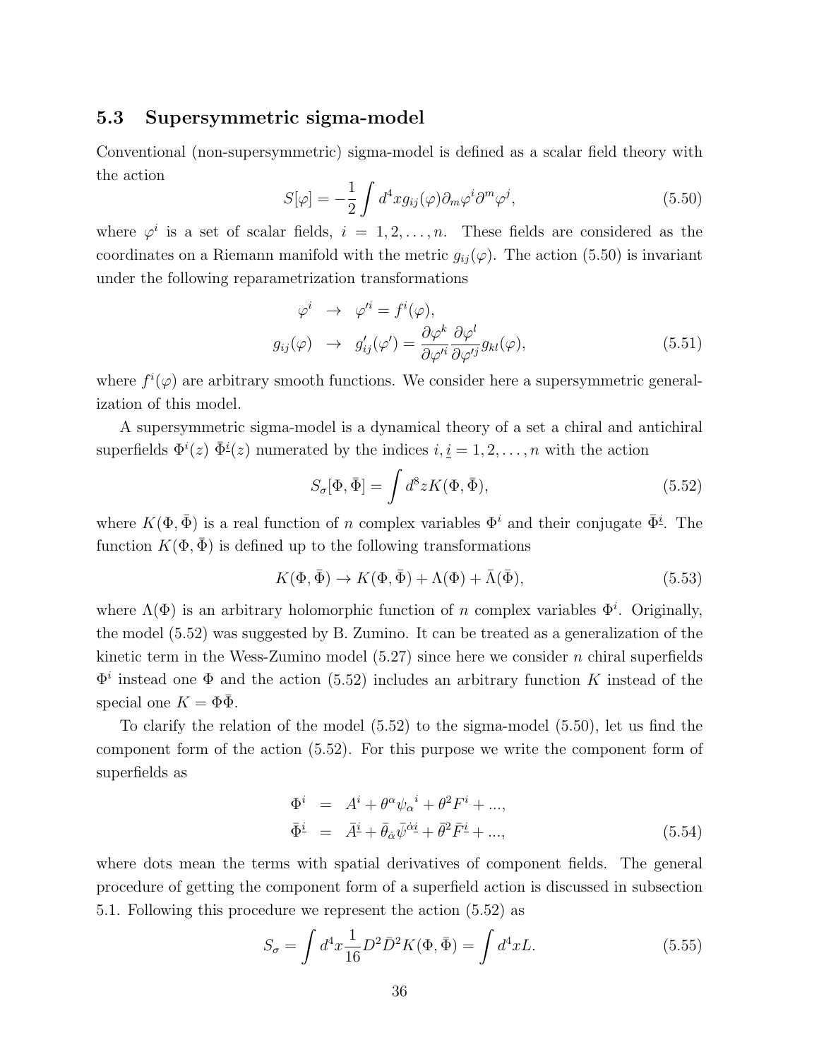### 5.3 Supersymmetric sigma-model

Conventional (non-supersymmetric) sigma-model is defined as a scalar field theory with the action

$$S[\varphi] = -\frac{1}{2}\int d^4x g_{ij}(\varphi)\partial_m\varphi^i\partial^m\varphi^j, \tag{5.50}$$

where $\varphi^i$ is a set of scalar fields, $i = 1, 2, \ldots, n$. These fields are considered as the coordinates on a Riemann manifold with the metric $g_{ij}(\varphi)$. The action (5.50) is invariant under the following reparametrization transformations

$$\begin{aligned}
\varphi^i &\rightarrow \varphi'^i = f^i(\varphi), \\
g_{ij}(\varphi) &\rightarrow g'_{ij}(\varphi') = \frac{\partial\varphi^k}{\partial\varphi'^i}\frac{\partial\varphi^l}{\partial\varphi'^j}g_{kl}(\varphi),
\end{aligned} \tag{5.51}$$

where $f^i(\varphi)$ are arbitrary smooth functions. We consider here a supersymmetric generalization of this model.

A supersymmetric sigma-model is a dynamical theory of a set a chiral and antichiral superfields $\Phi^i(z)$ $\bar{\Phi}^{\underline{i}}(z)$ numerated by the indices $i, \underline{i} = 1, 2, \ldots, n$ with the action

$$S_\sigma[\Phi, \bar{\Phi}] = \int d^8z K(\Phi, \bar{\Phi}), \tag{5.52}$$

where $K(\Phi, \bar{\Phi})$ is a real function of $n$ complex variables $\Phi^i$ and their conjugate $\bar{\Phi}^{\underline{i}}$. The function $K(\Phi, \bar{\Phi})$ is defined up to the following transformations

$$K(\Phi, \bar{\Phi}) \rightarrow K(\Phi, \bar{\Phi}) + \Lambda(\Phi) + \bar{\Lambda}(\bar{\Phi}), \tag{5.53}$$

where $\Lambda(\Phi)$ is an arbitrary holomorphic function of $n$ complex variables $\Phi^i$. Originally, the model (5.52) was suggested by B. Zumino. It can be treated as a generalization of the kinetic term in the Wess-Zumino model (5.27) since here we consider $n$ chiral superfields $\Phi^i$ instead one $\Phi$ and the action (5.52) includes an arbitrary function $K$ instead of the special one $K = \Phi\bar{\Phi}$.

To clarify the relation of the model (5.52) to the sigma-model (5.50), let us find the component form of the action (5.52). For this purpose we write the component form of superfields as

$$\begin{aligned}
\Phi^i &= A^i + \theta^\alpha \psi_\alpha{}^i + \theta^2 F^i + \ldots, \\
\bar{\Phi}^{\underline{i}} &= \bar{A}^{\underline{i}} + \bar{\theta}_{\dot{\alpha}}\bar{\psi}^{\dot{\alpha}\underline{i}} + \bar{\theta}^2\bar{F}^{\underline{i}} + \ldots,
\end{aligned} \tag{5.54}$$

where dots mean the terms with spatial derivatives of component fields. The general procedure of getting the component form of a superfield action is discussed in subsection 5.1. Following this procedure we represent the action (5.52) as

$$S_\sigma = \int d^4x \frac{1}{16} D^2\bar{D}^2 K(\Phi, \bar{\Phi}) = \int d^4x L. \tag{5.55}$$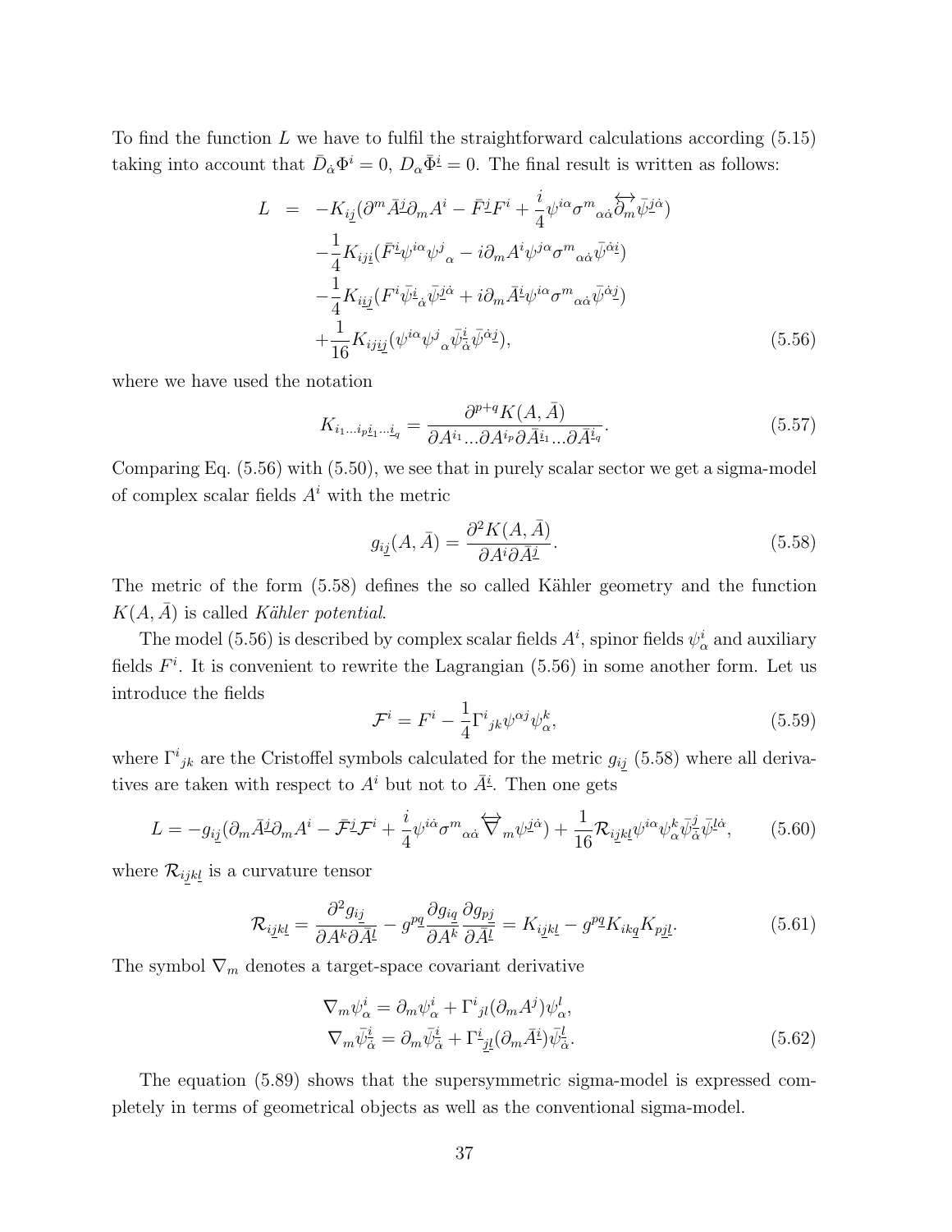To find the function $L$ we have to fulfil the straightforward calculations according (5.15) taking into account that $\bar{D}_{\dot{\alpha}}\Phi^i = 0$, $D_\alpha \bar{\Phi}^{\underline{i}} = 0$. The final result is written as follows:

$$
\begin{aligned}
L &= -K_{i\underline{j}}(\partial^m \bar{A}^{\underline{j}}\partial_m A^i - \bar{F}^{\underline{j}} F^i + \frac{i}{4}\psi^{i\alpha}\sigma^m{}_{\alpha\dot{\alpha}}\overleftrightarrow{\partial_m}\bar{\psi}^{\underline{j}\dot{\alpha}}) \\
&\quad -\frac{1}{4}K_{ij\underline{i}}(\bar{F}^{\underline{i}}\psi^{i\alpha}\psi^j{}_\alpha - i\partial_m A^i \psi^{j\alpha}\sigma^m{}_{\alpha\dot{\alpha}}\bar{\psi}^{\dot{\alpha}\underline{i}}) \\
&\quad -\frac{1}{4}K_{i\underline{i}\underline{j}}(F^i \bar{\psi}^{\underline{i}}{}_{\dot{\alpha}}\bar{\psi}^{\underline{j}\dot{\alpha}} + i\partial_m \bar{A}^{\underline{i}}\psi^{i\alpha}\sigma^m{}_{\alpha\dot{\alpha}}\bar{\psi}^{\dot{\alpha}\underline{j}}) \\
&\quad +\frac{1}{16}K_{ij\underline{i}\underline{j}}(\psi^{i\alpha}\psi^j{}_\alpha \bar{\psi}^{\underline{i}}_{\dot{\alpha}}\bar{\psi}^{\dot{\alpha}\underline{j}}),
\end{aligned}
\tag{5.56}
$$

where we have used the notation

$$
K_{i_1\ldots i_p\underline{i}_1\ldots\underline{i}_q} = \frac{\partial^{p+q}K(A,\bar{A})}{\partial A^{i_1}\ldots\partial A^{i_p}\partial\bar{A}^{\underline{i}_1}\ldots\partial\bar{A}^{\underline{i}_q}}. \tag{5.57}
$$

Comparing Eq. (5.56) with (5.50), we see that in purely scalar sector we get a sigma-model of complex scalar fields $A^i$ with the metric

$$
g_{i\underline{j}}(A,\bar{A}) = \frac{\partial^2 K(A,\bar{A})}{\partial A^i \partial \bar{A}^{\underline{j}}}. \tag{5.58}
$$

The metric of the form (5.58) defines the so called Kähler geometry and the function $K(A,\bar{A})$ is called *Kähler potential*.

The model (5.56) is described by complex scalar fields $A^i$, spinor fields $\psi^i_\alpha$ and auxiliary fields $F^i$. It is convenient to rewrite the Lagrangian (5.56) in some another form. Let us introduce the fields

$$
\mathcal{F}^i = F^i - \frac{1}{4}\Gamma^i{}_{jk}\psi^{\alpha j}\psi^k_\alpha, \tag{5.59}
$$

where $\Gamma^i{}_{jk}$ are the Cristoffel symbols calculated for the metric $g_{i\underline{j}}$ (5.58) where all derivatives are taken with respect to $A^i$ but not to $\bar{A}^{\underline{i}}$. Then one gets

$$
L = -g_{i\underline{j}}(\partial_m \bar{A}^{\underline{j}}\partial_m A^i - \bar{\mathcal{F}}^{\underline{j}}\mathcal{F}^i + \frac{i}{4}\psi^{i\dot{\alpha}}\sigma^m{}_{\alpha\dot{\alpha}}\overleftrightarrow{\nabla}_m\psi^{\underline{j}\dot{\alpha}}) + \frac{1}{16}\mathcal{R}_{i\underline{j}k\underline{l}}\psi^{i\alpha}\psi^k_\alpha\bar{\psi}^{\underline{j}}_{\dot{\alpha}}\bar{\psi}^{\underline{l}\dot{\alpha}}, \tag{5.60}
$$

where $\mathcal{R}_{i\underline{j}k\underline{l}}$ is a curvature tensor

$$
\mathcal{R}_{i\underline{j}k\underline{l}} = \frac{\partial^2 g_{i\underline{j}}}{\partial A^k \partial \bar{A}^{\underline{l}}} - g^{p\underline{q}}\frac{\partial g_{i\underline{q}}}{\partial A^k}\frac{\partial g_{p\underline{j}}}{\partial \bar{A}^{\underline{l}}} = K_{i\underline{j}k\underline{l}} - g^{p\underline{q}}K_{ik\underline{q}}K_{p\underline{j}\underline{l}}. \tag{5.61}
$$

The symbol $\nabla_m$ denotes a target-space covariant derivative

$$
\begin{aligned}
\nabla_m \psi^i_\alpha &= \partial_m \psi^i_\alpha + \Gamma^i{}_{jl}(\partial_m A^j)\psi^l_\alpha, \\
\nabla_m \bar{\psi}^{\underline{i}}_{\dot{\alpha}} &= \partial_m \bar{\psi}^{\underline{i}}_{\dot{\alpha}} + \Gamma^{\underline{i}}{}_{\underline{j}\underline{l}}(\partial_m \bar{A}^{\underline{i}})\bar{\psi}^{\underline{l}}_{\dot{\alpha}}.
\end{aligned}
\tag{5.62}
$$

The equation (5.89) shows that the supersymmetric sigma-model is expressed completely in terms of geometrical objects as well as the conventional sigma-model.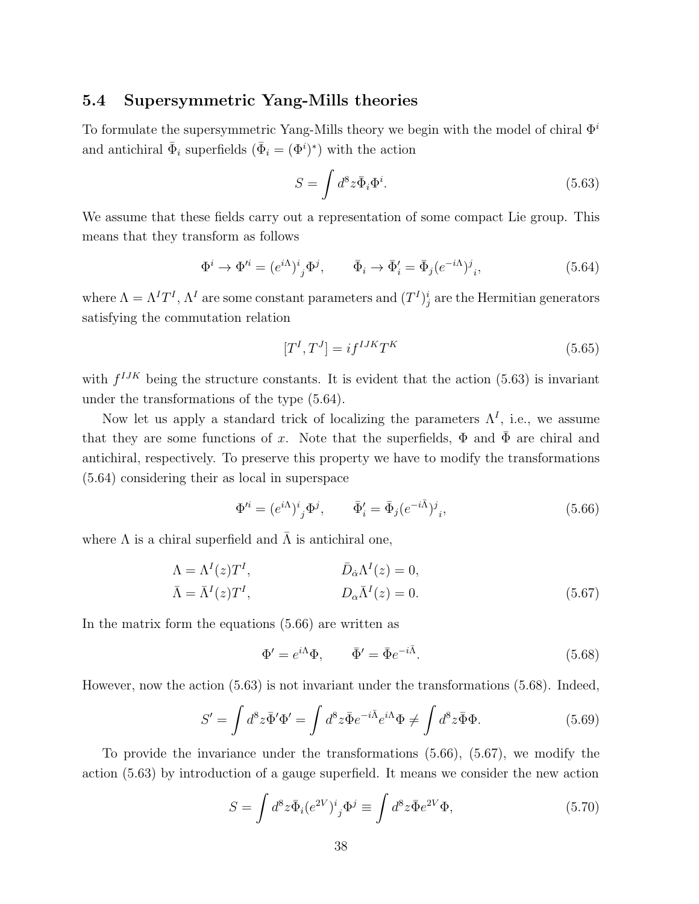### 5.4 Supersymmetric Yang-Mills theories

To formulate the supersymmetric Yang-Mills theory we begin with the model of chiral $\Phi^i$ and antichiral $\bar{\Phi}_i$ superfields ($\bar{\Phi}_i = (\Phi^i)^*$) with the action

$$S = \int d^8 z \bar{\Phi}_i \Phi^i. \tag{5.63}$$

We assume that these fields carry out a representation of some compact Lie group. This means that they transform as follows

$$\Phi^i \to \Phi'^i = (e^{i\Lambda})^i{}_j \Phi^j, \qquad \bar{\Phi}_i \to \bar{\Phi}'_i = \bar{\Phi}_j (e^{-i\Lambda})^j{}_i, \tag{5.64}$$

where $\Lambda = \Lambda^I T^I$, $\Lambda^I$ are some constant parameters and $(T^I)^i_j$ are the Hermitian generators satisfying the commutation relation

$$[T^I, T^J] = i f^{IJK} T^K \tag{5.65}$$

with $f^{IJK}$ being the structure constants. It is evident that the action (5.63) is invariant under the transformations of the type (5.64).

Now let us apply a standard trick of localizing the parameters $\Lambda^I$, i.e., we assume that they are some functions of $x$. Note that the superfields, $\Phi$ and $\bar{\Phi}$ are chiral and antichiral, respectively. To preserve this property we have to modify the transformations (5.64) considering their as local in superspace

$$\Phi'^i = (e^{i\Lambda})^i{}_j \Phi^j, \qquad \bar{\Phi}'_i = \bar{\Phi}_j (e^{-i\bar{\Lambda}})^j{}_i, \tag{5.66}$$

where $\Lambda$ is a chiral superfield and $\bar{\Lambda}$ is antichiral one,

$$\begin{aligned}
\Lambda &= \Lambda^I(z) T^I, \qquad & \bar{D}_{\dot{\alpha}} \Lambda^I(z) = 0, \\
\bar{\Lambda} &= \bar{\Lambda}^I(z) T^I, \qquad & D_\alpha \bar{\Lambda}^I(z) = 0.
\end{aligned} \tag{5.67}$$

In the matrix form the equations (5.66) are written as

$$\Phi' = e^{i\Lambda} \Phi, \qquad \bar{\Phi}' = \bar{\Phi} e^{-i\bar{\Lambda}}. \tag{5.68}$$

However, now the action (5.63) is not invariant under the transformations (5.68). Indeed,

$$S' = \int d^8 z \bar{\Phi}' \Phi' = \int d^8 z \bar{\Phi} e^{-i\bar{\Lambda}} e^{i\Lambda} \Phi \neq \int d^8 z \bar{\Phi} \Phi. \tag{5.69}$$

To provide the invariance under the transformations (5.66), (5.67), we modify the action (5.63) by introduction of a gauge superfield. It means we consider the new action

$$S = \int d^8 z \bar{\Phi}_i (e^{2V})^i{}_j \Phi^j \equiv \int d^8 z \bar{\Phi} e^{2V} \Phi, \tag{5.70}$$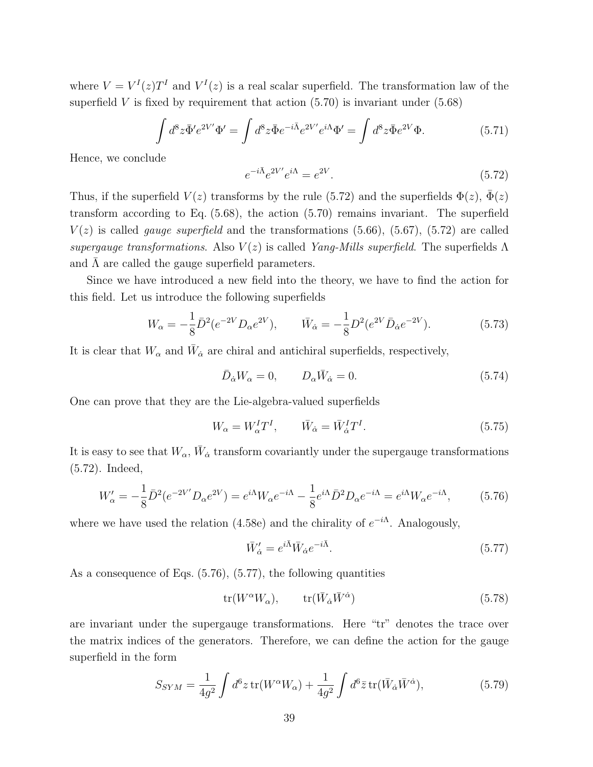where $V = V^I(z)T^I$ and $V^I(z)$ is a real scalar superfield. The transformation law of the superfield $V$ is fixed by requirement that action (5.70) is invariant under (5.68)

$$\int d^8z \bar{\Phi}' e^{2V'} \Phi' = \int d^8z \bar{\Phi} e^{-i\bar{\Lambda}} e^{2V'} e^{i\Lambda} \Phi' = \int d^8z \bar{\Phi} e^{2V} \Phi. \tag{5.71}$$

Hence, we conclude

$$e^{-i\bar{\Lambda}} e^{2V'} e^{i\Lambda} = e^{2V}. \tag{5.72}$$

Thus, if the superfield $V(z)$ transforms by the rule (5.72) and the superfields $\Phi(z)$, $\bar{\Phi}(z)$ transform according to Eq. (5.68), the action (5.70) remains invariant. The superfield $V(z)$ is called *gauge superfield* and the transformations (5.66), (5.67), (5.72) are called *supergauge transformations*. Also $V(z)$ is called *Yang-Mills superfield*. The superfields $\Lambda$ and $\bar{\Lambda}$ are called the gauge superfield parameters.

Since we have introduced a new field into the theory, we have to find the action for this field. Let us introduce the following superfields

$$W_\alpha = -\frac{1}{8}\bar{D}^2(e^{-2V} D_\alpha e^{2V}), \qquad \bar{W}_{\dot{\alpha}} = -\frac{1}{8}D^2(e^{2V}\bar{D}_{\dot{\alpha}} e^{-2V}). \tag{5.73}$$

It is clear that $W_\alpha$ and $\bar{W}_{\dot{\alpha}}$ are chiral and antichiral superfields, respectively,

$$\bar{D}_{\dot{\alpha}} W_\alpha = 0, \qquad D_\alpha \bar{W}_{\dot{\alpha}} = 0. \tag{5.74}$$

One can prove that they are the Lie-algebra-valued superfields

$$W_\alpha = W^I_\alpha T^I, \qquad \bar{W}_{\dot{\alpha}} = \bar{W}^I_{\dot{\alpha}} T^I. \tag{5.75}$$

It is easy to see that $W_\alpha$, $\bar{W}_{\dot{\alpha}}$ transform covariantly under the supergauge transformations (5.72). Indeed,

$$W'_\alpha = -\frac{1}{8}\bar{D}^2(e^{-2V'} D_\alpha e^{2V}) = e^{i\Lambda} W_\alpha e^{-i\Lambda} - \frac{1}{8} e^{i\Lambda} \bar{D}^2 D_\alpha e^{-i\Lambda} = e^{i\Lambda} W_\alpha e^{-i\Lambda}, \tag{5.76}$$

where we have used the relation (4.58e) and the chirality of $e^{-i\Lambda}$. Analogously,

$$\bar{W}'_{\dot{\alpha}} = e^{i\bar{\Lambda}} \bar{W}_{\dot{\alpha}} e^{-i\bar{\Lambda}}. \tag{5.77}$$

As a consequence of Eqs. (5.76), (5.77), the following quantities

$$\mathrm{tr}(W^\alpha W_\alpha), \qquad \mathrm{tr}(\bar{W}_{\dot{\alpha}} \bar{W}^{\dot{\alpha}}) \tag{5.78}$$

are invariant under the supergauge transformations. Here "tr" denotes the trace over the matrix indices of the generators. Therefore, we can define the action for the gauge superfield in the form

$$S_{SYM} = \frac{1}{4g^2}\int d^6z\, \mathrm{tr}(W^\alpha W_\alpha) + \frac{1}{4g^2}\int d^6\bar{z}\, \mathrm{tr}(\bar{W}_{\dot{\alpha}} \bar{W}^{\dot{\alpha}}), \tag{5.79}$$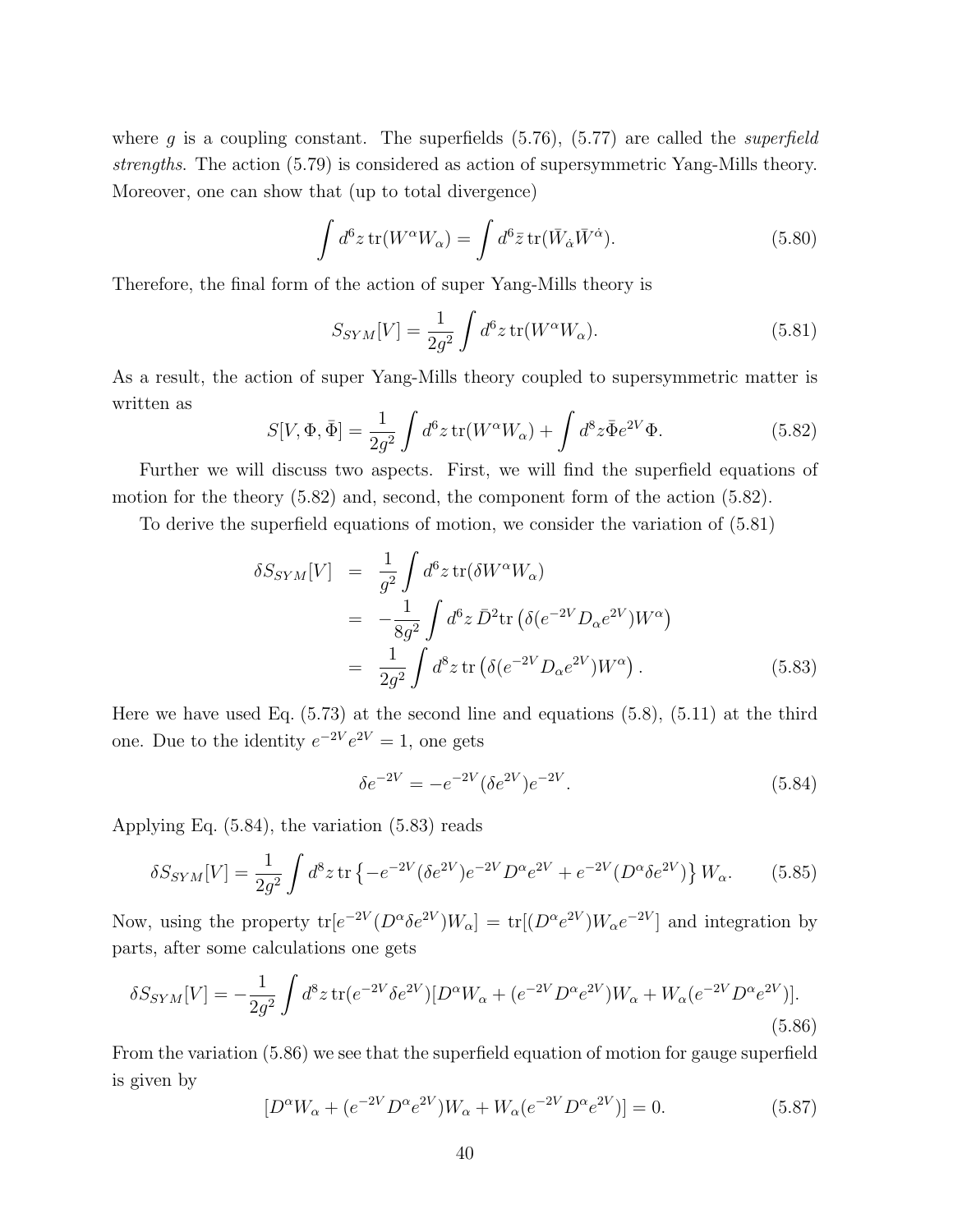where $g$ is a coupling constant. The superfields (5.76), (5.77) are called the *superfield strengths*. The action (5.79) is considered as action of supersymmetric Yang-Mills theory. Moreover, one can show that (up to total divergence)

$$\int d^6z\,\mathrm{tr}(W^\alpha W_\alpha) = \int d^6\bar{z}\,\mathrm{tr}(\bar{W}_{\dot{\alpha}}\bar{W}^{\dot{\alpha}}). \tag{5.80}$$

Therefore, the final form of the action of super Yang-Mills theory is

$$S_{SYM}[V] = \frac{1}{2g^2}\int d^6z\,\mathrm{tr}(W^\alpha W_\alpha). \tag{5.81}$$

As a result, the action of super Yang-Mills theory coupled to supersymmetric matter is written as

$$S[V,\Phi,\bar{\Phi}] = \frac{1}{2g^2}\int d^6z\,\mathrm{tr}(W^\alpha W_\alpha) + \int d^8z\bar{\Phi}e^{2V}\Phi. \tag{5.82}$$

Further we will discuss two aspects. First, we will find the superfield equations of motion for the theory (5.82) and, second, the component form of the action (5.82).

To derive the superfield equations of motion, we consider the variation of (5.81)

$$\begin{aligned}
\delta S_{SYM}[V] &= \frac{1}{g^2}\int d^6z\,\mathrm{tr}(\delta W^\alpha W_\alpha) \\
&= -\frac{1}{8g^2}\int d^6z\,\bar{D}^2\mathrm{tr}\left(\delta(e^{-2V}D_\alpha e^{2V})W^\alpha\right) \\
&= \frac{1}{2g^2}\int d^8z\,\mathrm{tr}\left(\delta(e^{-2V}D_\alpha e^{2V})W^\alpha\right).
\end{aligned} \tag{5.83}$$

Here we have used Eq. (5.73) at the second line and equations (5.8), (5.11) at the third one. Due to the identity $e^{-2V}e^{2V} = 1$, one gets

$$\delta e^{-2V} = -e^{-2V}(\delta e^{2V})e^{-2V}. \tag{5.84}$$

Applying Eq. (5.84), the variation (5.83) reads

$$\delta S_{SYM}[V] = \frac{1}{2g^2}\int d^8z\,\mathrm{tr}\left\{-e^{-2V}(\delta e^{2V})e^{-2V}D^\alpha e^{2V} + e^{-2V}(D^\alpha\delta e^{2V})\right\}W_\alpha. \tag{5.85}$$

Now, using the property $\mathrm{tr}[e^{-2V}(D^\alpha\delta e^{2V})W_\alpha] = \mathrm{tr}[(D^\alpha e^{2V})W_\alpha e^{-2V}]$ and integration by parts, after some calculations one gets

$$\delta S_{SYM}[V] = -\frac{1}{2g^2}\int d^8z\,\mathrm{tr}(e^{-2V}\delta e^{2V})[D^\alpha W_\alpha + (e^{-2V}D^\alpha e^{2V})W_\alpha + W_\alpha(e^{-2V}D^\alpha e^{2V})]. \tag{5.86}$$

From the variation (5.86) we see that the superfield equation of motion for gauge superfield is given by

$$[D^\alpha W_\alpha + (e^{-2V}D^\alpha e^{2V})W_\alpha + W_\alpha(e^{-2V}D^\alpha e^{2V})] = 0. \tag{5.87}$$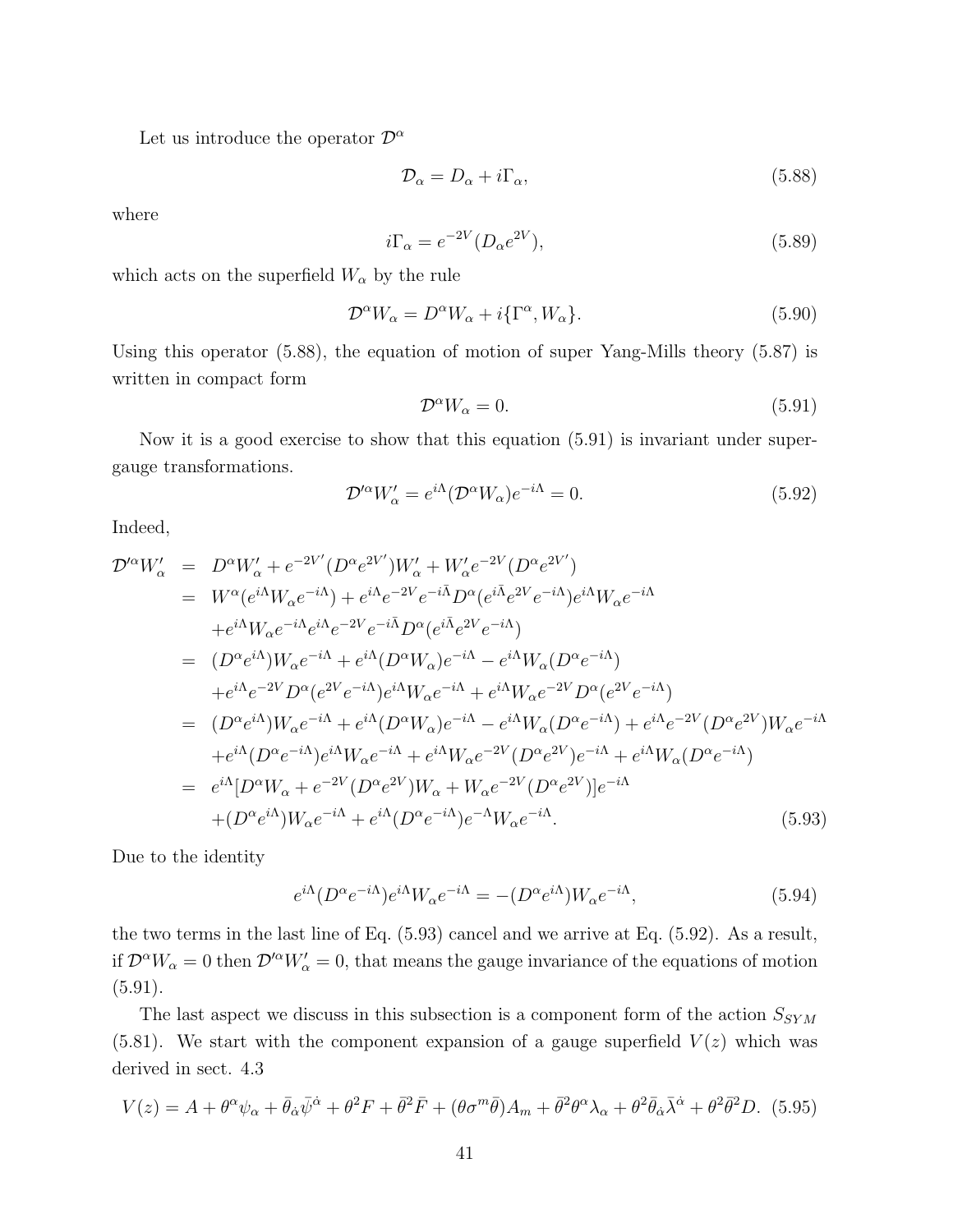Let us introduce the operator $\mathcal{D}^\alpha$

$$\mathcal{D}_\alpha = D_\alpha + i\Gamma_\alpha, \tag{5.88}$$

where

$$i\Gamma_\alpha = e^{-2V}(D_\alpha e^{2V}), \tag{5.89}$$

which acts on the superfield $W_\alpha$ by the rule

$$\mathcal{D}^\alpha W_\alpha = D^\alpha W_\alpha + i\{\Gamma^\alpha, W_\alpha\}. \tag{5.90}$$

Using this operator (5.88), the equation of motion of super Yang-Mills theory (5.87) is written in compact form

$$\mathcal{D}^\alpha W_\alpha = 0. \tag{5.91}$$

Now it is a good exercise to show that this equation (5.91) is invariant under super-gauge transformations.

$$\mathcal{D}'^\alpha W'_\alpha = e^{i\Lambda}(\mathcal{D}^\alpha W_\alpha)e^{-i\Lambda} = 0. \tag{5.92}$$

Indeed,

$$\begin{aligned}
\mathcal{D}'^\alpha W'_\alpha &= D^\alpha W'_\alpha + e^{-2V'}(D^\alpha e^{2V'})W'_\alpha + W'_\alpha e^{-2V}(D^\alpha e^{2V'}) \\
&= W^\alpha(e^{i\Lambda}W_\alpha e^{-i\Lambda}) + e^{i\Lambda}e^{-2V}e^{-i\bar{\Lambda}}D^\alpha(e^{i\bar{\Lambda}}e^{2V}e^{-i\Lambda})e^{i\Lambda}W_\alpha e^{-i\Lambda} \\
&\quad + e^{i\Lambda}W_\alpha e^{-i\Lambda}e^{i\Lambda}e^{-2V}e^{-i\bar{\Lambda}}D^\alpha(e^{i\bar{\Lambda}}e^{2V}e^{-i\Lambda}) \\
&= (D^\alpha e^{i\Lambda})W_\alpha e^{-i\Lambda} + e^{i\Lambda}(D^\alpha W_\alpha)e^{-i\Lambda} - e^{i\Lambda}W_\alpha(D^\alpha e^{-i\Lambda}) \\
&\quad + e^{i\Lambda}e^{-2V}D^\alpha(e^{2V}e^{-i\Lambda})e^{i\Lambda}W_\alpha e^{-i\Lambda} + e^{i\Lambda}W_\alpha e^{-2V}D^\alpha(e^{2V}e^{-i\Lambda}) \\
&= (D^\alpha e^{i\Lambda})W_\alpha e^{-i\Lambda} + e^{i\Lambda}(D^\alpha W_\alpha)e^{-i\Lambda} - e^{i\Lambda}W_\alpha(D^\alpha e^{-i\Lambda}) + e^{i\Lambda}e^{-2V}(D^\alpha e^{2V})W_\alpha e^{-i\Lambda} \\
&\quad + e^{i\Lambda}(D^\alpha e^{-i\Lambda})e^{i\Lambda}W_\alpha e^{-i\Lambda} + e^{i\Lambda}W_\alpha e^{-2V}(D^\alpha e^{2V})e^{-i\Lambda} + e^{i\Lambda}W_\alpha(D^\alpha e^{-i\Lambda}) \\
&= e^{i\Lambda}[D^\alpha W_\alpha + e^{-2V}(D^\alpha e^{2V})W_\alpha + W_\alpha e^{-2V}(D^\alpha e^{2V})]e^{-i\Lambda} \\
&\quad + (D^\alpha e^{i\Lambda})W_\alpha e^{-i\Lambda} + e^{i\Lambda}(D^\alpha e^{-i\Lambda})e^{-\Lambda}W_\alpha e^{-i\Lambda}.
\end{aligned} \tag{5.93}$$

Due to the identity

$$e^{i\Lambda}(D^\alpha e^{-i\Lambda})e^{i\Lambda}W_\alpha e^{-i\Lambda} = -(D^\alpha e^{i\Lambda})W_\alpha e^{-i\Lambda}, \tag{5.94}$$

the two terms in the last line of Eq. (5.93) cancel and we arrive at Eq. (5.92). As a result, if $\mathcal{D}^\alpha W_\alpha = 0$ then $\mathcal{D}'^\alpha W'_\alpha = 0$, that means the gauge invariance of the equations of motion (5.91).

The last aspect we discuss in this subsection is a component form of the action $S_{SYM}$ (5.81). We start with the component expansion of a gauge superfield $V(z)$ which was derived in sect. 4.3

$$V(z) = A + \theta^\alpha\psi_\alpha + \bar{\theta}_{\dot{\alpha}}\bar{\psi}^{\dot{\alpha}} + \theta^2 F + \bar{\theta}^2\bar{F} + (\theta\sigma^m\bar{\theta})A_m + \bar{\theta}^2\theta^\alpha\lambda_\alpha + \theta^2\bar{\theta}_{\dot{\alpha}}\bar{\lambda}^{\dot{\alpha}} + \theta^2\bar{\theta}^2 D. \tag{5.95}$$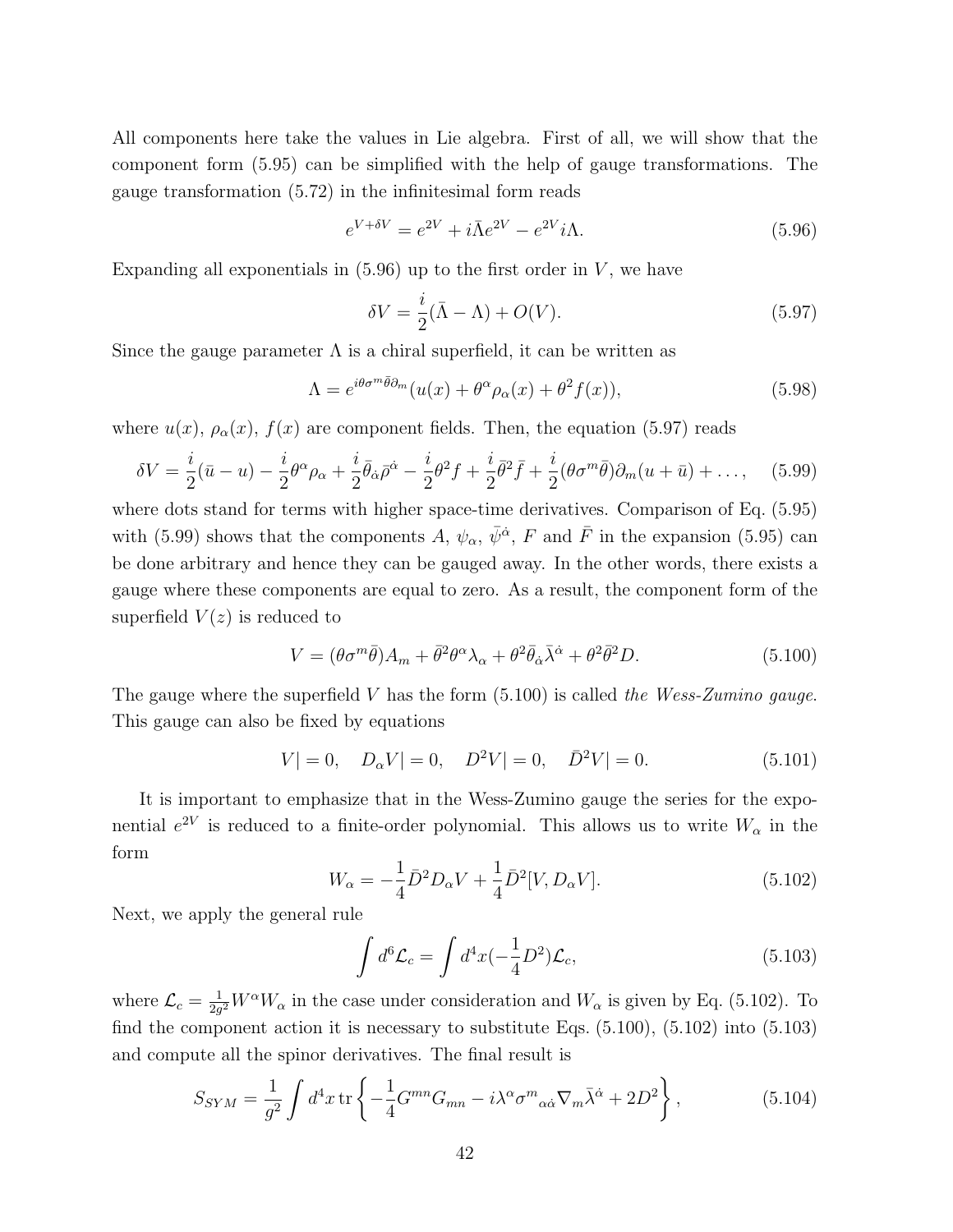All components here take the values in Lie algebra. First of all, we will show that the component form (5.95) can be simplified with the help of gauge transformations. The gauge transformation (5.72) in the infinitesimal form reads

$$e^{V+\delta V} = e^{2V} + i\bar{\Lambda}e^{2V} - e^{2V}i\Lambda. \tag{5.96}$$

Expanding all exponentials in (5.96) up to the first order in $V$, we have

$$\delta V = \frac{i}{2}(\bar{\Lambda} - \Lambda) + O(V). \tag{5.97}$$

Since the gauge parameter $\Lambda$ is a chiral superfield, it can be written as

$$\Lambda = e^{i\theta\sigma^m\bar{\theta}\partial_m}(u(x) + \theta^\alpha \rho_\alpha(x) + \theta^2 f(x)), \tag{5.98}$$

where $u(x)$, $\rho_\alpha(x)$, $f(x)$ are component fields. Then, the equation (5.97) reads

$$\delta V = \frac{i}{2}(\bar{u} - u) - \frac{i}{2}\theta^\alpha\rho_\alpha + \frac{i}{2}\bar{\theta}_{\dot{\alpha}}\bar{\rho}^{\dot{\alpha}} - \frac{i}{2}\theta^2 f + \frac{i}{2}\bar{\theta}^2\bar{f} + \frac{i}{2}(\theta\sigma^m\bar{\theta})\partial_m(u + \bar{u}) + \ldots, \tag{5.99}$$

where dots stand for terms with higher space-time derivatives. Comparison of Eq. (5.95) with (5.99) shows that the components $A$, $\psi_\alpha$, $\bar{\psi}^{\dot{\alpha}}$, $F$ and $\bar{F}$ in the expansion (5.95) can be done arbitrary and hence they can be gauged away. In the other words, there exists a gauge where these components are equal to zero. As a result, the component form of the superfield $V(z)$ is reduced to

$$V = (\theta\sigma^m\bar{\theta})A_m + \bar{\theta}^2\theta^\alpha\lambda_\alpha + \theta^2\bar{\theta}_{\dot{\alpha}}\bar{\lambda}^{\dot{\alpha}} + \theta^2\bar{\theta}^2 D. \tag{5.100}$$

The gauge where the superfield $V$ has the form (5.100) is called *the Wess-Zumino gauge*. This gauge can also be fixed by equations

$$V| = 0, \quad D_\alpha V| = 0, \quad D^2 V| = 0, \quad \bar{D}^2 V| = 0. \tag{5.101}$$

It is important to emphasize that in the Wess-Zumino gauge the series for the exponential $e^{2V}$ is reduced to a finite-order polynomial. This allows us to write $W_\alpha$ in the form

$$W_\alpha = -\frac{1}{4}\bar{D}^2 D_\alpha V + \frac{1}{4}\bar{D}^2[V, D_\alpha V]. \tag{5.102}$$

Next, we apply the general rule

$$\int d^6 \mathcal{L}_c = \int d^4x(-\frac{1}{4}D^2)\mathcal{L}_c, \tag{5.103}$$

where $\mathcal{L}_c = \frac{1}{2g^2}W^\alpha W_\alpha$ in the case under consideration and $W_\alpha$ is given by Eq. (5.102). To find the component action it is necessary to substitute Eqs. (5.100), (5.102) into (5.103) and compute all the spinor derivatives. The final result is

$$S_{SYM} = \frac{1}{g^2}\int d^4x \,\mathrm{tr}\left\{-\frac{1}{4}G^{mn}G_{mn} - i\lambda^\alpha\sigma^m{}_{\alpha\dot{\alpha}}\nabla_m\bar{\lambda}^{\dot{\alpha}} + 2D^2\right\}, \tag{5.104}$$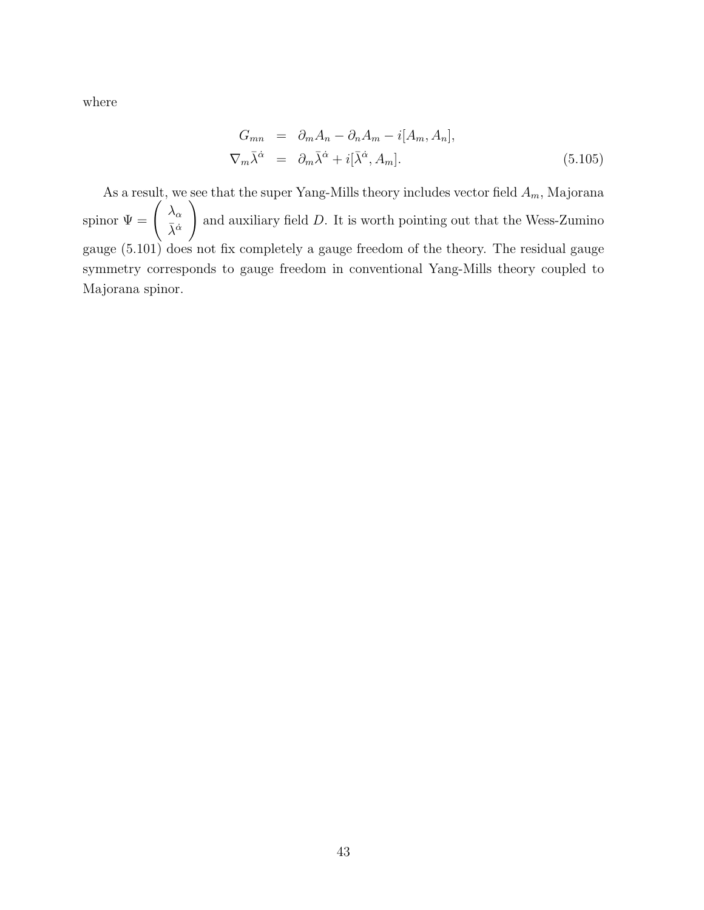where

$$
\begin{aligned}
G_{mn} &= \partial_m A_n - \partial_n A_m - i[A_m, A_n], \\
\nabla_m \bar{\lambda}^{\dot{\alpha}} &= \partial_m \bar{\lambda}^{\dot{\alpha}} + i[\bar{\lambda}^{\dot{\alpha}}, A_m].
\end{aligned} \tag{5.105}
$$

As a result, we see that the super Yang-Mills theory includes vector field $A_m$, Majorana spinor $\Psi = \begin{pmatrix} \lambda_\alpha \\ \bar{\lambda}^{\dot{\alpha}} \end{pmatrix}$ and auxiliary field $D$. It is worth pointing out that the Wess-Zumino gauge (5.101) does not fix completely a gauge freedom of the theory. The residual gauge symmetry corresponds to gauge freedom in conventional Yang-Mills theory coupled to Majorana spinor.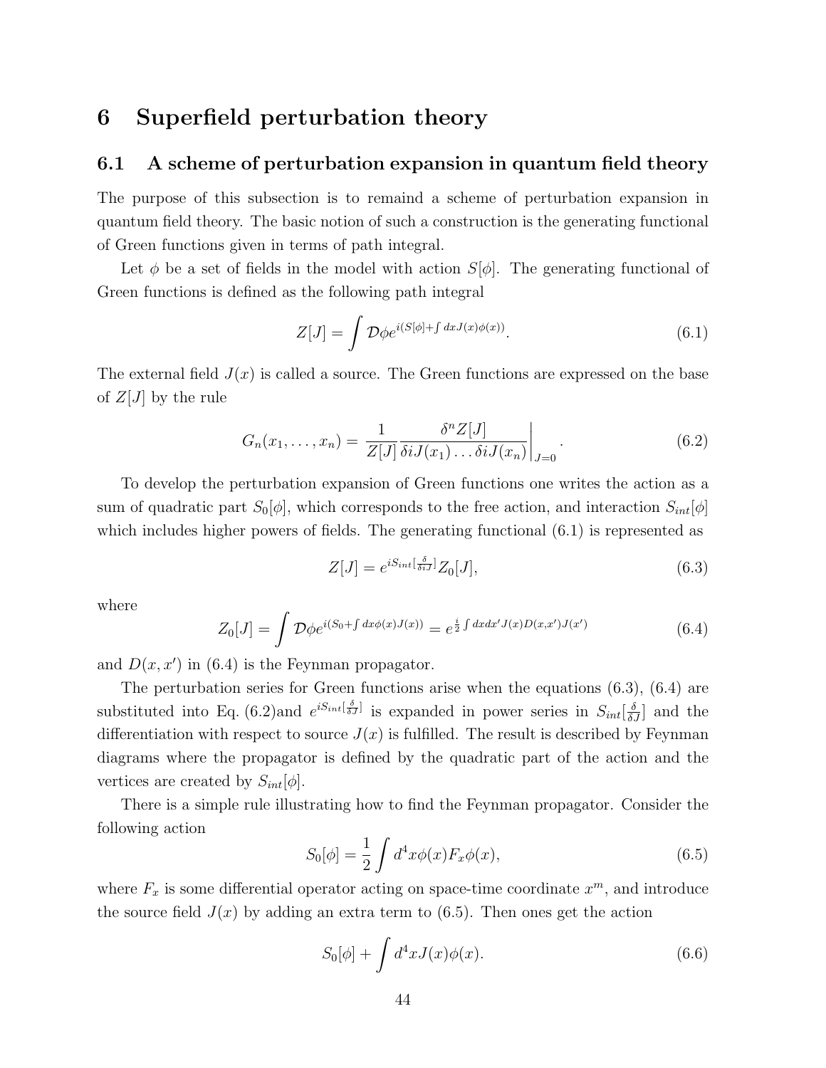# 6 Superfield perturbation theory

## 6.1 A scheme of perturbation expansion in quantum field theory

The purpose of this subsection is to remaind a scheme of perturbation expansion in quantum field theory. The basic notion of such a construction is the generating functional of Green functions given in terms of path integral.

Let $\phi$ be a set of fields in the model with action $S[\phi]$. The generating functional of Green functions is defined as the following path integral

$$Z[J] = \int \mathcal{D}\phi e^{i(S[\phi]+\int dx J(x)\phi(x))}. \tag{6.1}$$

The external field $J(x)$ is called a source. The Green functions are expressed on the base of $Z[J]$ by the rule

$$G_n(x_1, \ldots, x_n) = \frac{1}{Z[J]} \frac{\delta^n Z[J]}{\delta i J(x_1) \ldots \delta i J(x_n)}\Bigg|_{J=0}. \tag{6.2}$$

To develop the perturbation expansion of Green functions one writes the action as a sum of quadratic part $S_0[\phi]$, which corresponds to the free action, and interaction $S_{int}[\phi]$ which includes higher powers of fields. The generating functional (6.1) is represented as

$$Z[J] = e^{iS_{int}[\frac{\delta}{\delta iJ}]} Z_0[J], \tag{6.3}$$

where

$$Z_0[J] = \int \mathcal{D}\phi e^{i(S_0 + \int dx \phi(x) J(x))} = e^{\frac{i}{2}\int dx dx' J(x) D(x,x') J(x')} \tag{6.4}$$

and $D(x, x')$ in (6.4) is the Feynman propagator.

The perturbation series for Green functions arise when the equations (6.3), (6.4) are substituted into Eq. (6.2)and $e^{iS_{int}[\frac{\delta}{\delta J}]}$ is expanded in power series in $S_{int}[\frac{\delta}{\delta J}]$ and the differentiation with respect to source $J(x)$ is fulfilled. The result is described by Feynman diagrams where the propagator is defined by the quadratic part of the action and the vertices are created by $S_{int}[\phi]$.

There is a simple rule illustrating how to find the Feynman propagator. Consider the following action

$$S_0[\phi] = \frac{1}{2}\int d^4x \phi(x) F_x \phi(x), \tag{6.5}$$

where $F_x$ is some differential operator acting on space-time coordinate $x^m$, and introduce the source field $J(x)$ by adding an extra term to (6.5). Then ones get the action

$$S_0[\phi] + \int d^4x J(x)\phi(x). \tag{6.6}$$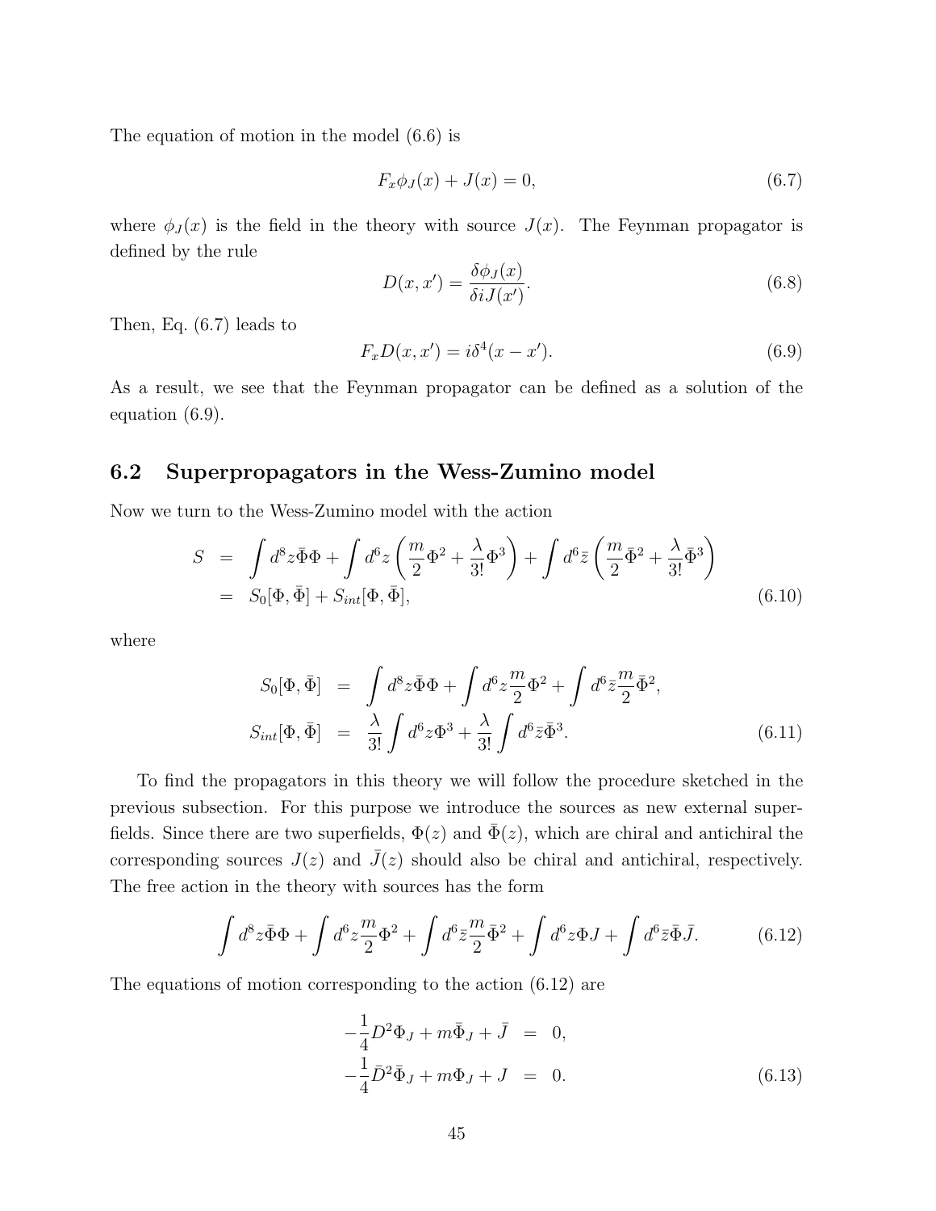The equation of motion in the model (6.6) is

$$F_x \phi_J(x) + J(x) = 0, \tag{6.7}$$

where $\phi_J(x)$ is the field in the theory with source $J(x)$. The Feynman propagator is defined by the rule

$$D(x, x') = \frac{\delta \phi_J(x)}{\delta i J(x')}. \tag{6.8}$$

Then, Eq. (6.7) leads to

$$F_x D(x, x') = i\delta^4(x - x'). \tag{6.9}$$

As a result, we see that the Feynman propagator can be defined as a solution of the equation (6.9).

## 6.2 Superpropagators in the Wess-Zumino model

Now we turn to the Wess-Zumino model with the action

$$\begin{aligned} S &= \int d^8z \bar{\Phi}\Phi + \int d^6z \left( \frac{m}{2}\Phi^2 + \frac{\lambda}{3!}\Phi^3 \right) + \int d^6\bar{z} \left( \frac{m}{2}\bar{\Phi}^2 + \frac{\lambda}{3!}\bar{\Phi}^3 \right) \\ &= S_0[\Phi, \bar{\Phi}] + S_{int}[\Phi, \bar{\Phi}], \end{aligned} \tag{6.10}$$

where

$$\begin{aligned} S_0[\Phi, \bar{\Phi}] &= \int d^8z \bar{\Phi}\Phi + \int d^6z \frac{m}{2}\Phi^2 + \int d^6\bar{z} \frac{m}{2}\bar{\Phi}^2, \\ S_{int}[\Phi, \bar{\Phi}] &= \frac{\lambda}{3!}\int d^6z \Phi^3 + \frac{\lambda}{3!}\int d^6\bar{z} \bar{\Phi}^3. \end{aligned} \tag{6.11}$$

To find the propagators in this theory we will follow the procedure sketched in the previous subsection. For this purpose we introduce the sources as new external superfields. Since there are two superfields, $\Phi(z)$ and $\bar{\Phi}(z)$, which are chiral and antichiral the corresponding sources $J(z)$ and $\bar{J}(z)$ should also be chiral and antichiral, respectively. The free action in the theory with sources has the form

$$\int d^8z \bar{\Phi}\Phi + \int d^6z \frac{m}{2}\Phi^2 + \int d^6\bar{z} \frac{m}{2}\bar{\Phi}^2 + \int d^6z \Phi J + \int d^6\bar{z} \bar{\Phi}\bar{J}. \tag{6.12}$$

The equations of motion corresponding to the action (6.12) are

$$\begin{aligned} -\frac{1}{4}D^2\Phi_J + m\bar{\Phi}_J + \bar{J} &= 0, \\ -\frac{1}{4}\bar{D}^2\bar{\Phi}_J + m\Phi_J + J &= 0. \end{aligned} \tag{6.13}$$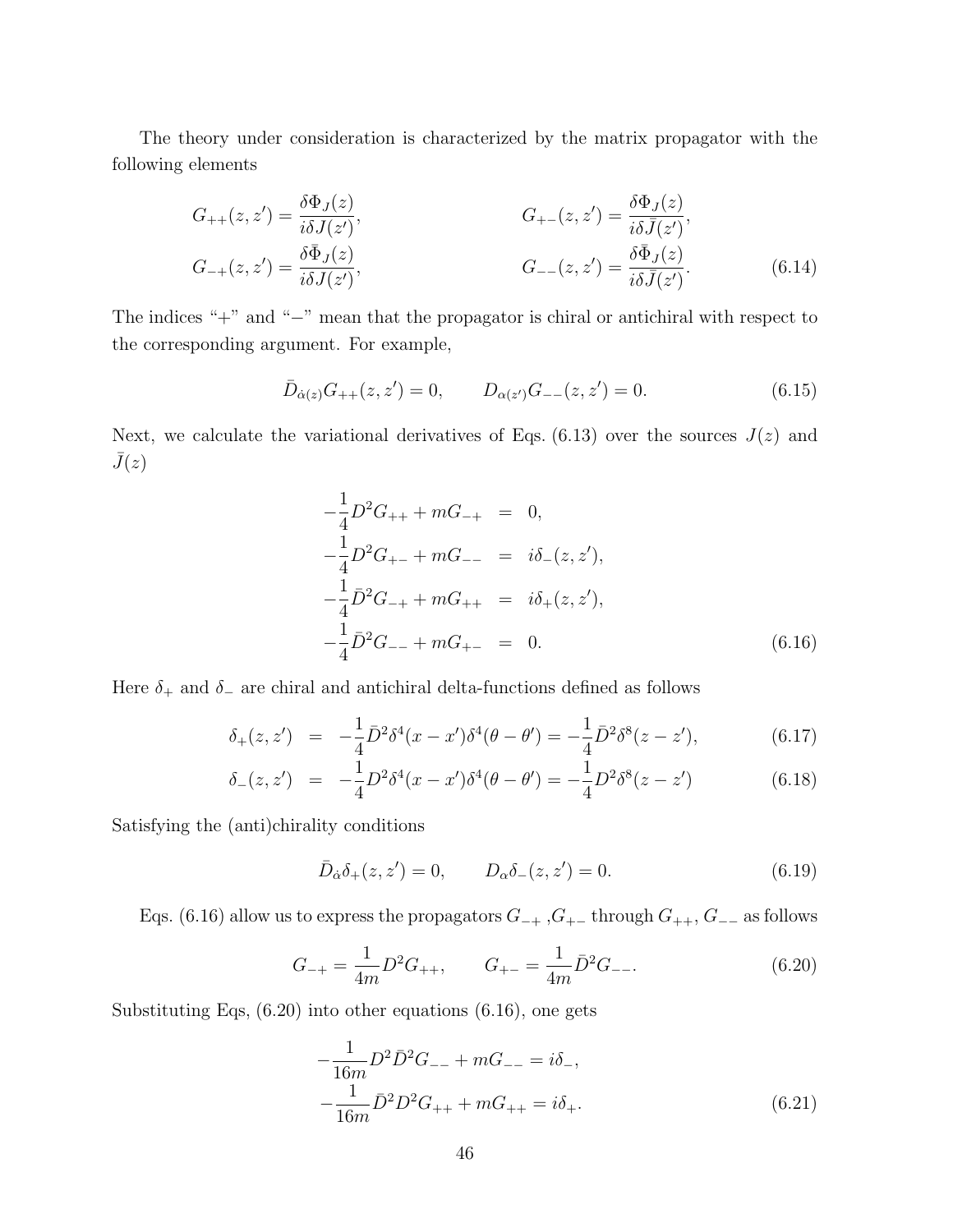The theory under consideration is characterized by the matrix propagator with the following elements

$$
\begin{aligned}
G_{++}(z,z') &= \frac{\delta\Phi_J(z)}{i\delta J(z')}, & G_{+-}(z,z') &= \frac{\delta\Phi_J(z)}{i\delta\bar{J}(z')}, \\
G_{-+}(z,z') &= \frac{\delta\bar{\Phi}_J(z)}{i\delta J(z')}, & G_{--}(z,z') &= \frac{\delta\bar{\Phi}_J(z)}{i\delta\bar{J}(z')}.
\end{aligned} \tag{6.14}
$$

The indices "+" and "−" mean that the propagator is chiral or antichiral with respect to the corresponding argument. For example,

$$
\bar{D}_{\dot{\alpha}(z)}G_{++}(z,z') = 0, \qquad D_{\alpha(z')}G_{--}(z,z') = 0. \tag{6.15}
$$

Next, we calculate the variational derivatives of Eqs. (6.13) over the sources $J(z)$ and $\bar{J}(z)$

$$
\begin{aligned}
-\frac{1}{4}D^2G_{++} + mG_{-+} &= 0, \\
-\frac{1}{4}D^2G_{+-} + mG_{--} &= i\delta_-(z,z'), \\
-\frac{1}{4}\bar{D}^2G_{-+} + mG_{++} &= i\delta_+(z,z'), \\
-\frac{1}{4}\bar{D}^2G_{--} + mG_{+-} &= 0.
\end{aligned} \tag{6.16}
$$

Here $\delta_+$ and $\delta_-$ are chiral and antichiral delta-functions defined as follows

$$
\delta_+(z,z') = -\frac{1}{4}\bar{D}^2\delta^4(x-x')\delta^4(\theta-\theta') = -\frac{1}{4}\bar{D}^2\delta^8(z-z'), \tag{6.17}
$$

$$
\delta_-(z,z') = -\frac{1}{4}D^2\delta^4(x-x')\delta^4(\theta-\theta') = -\frac{1}{4}D^2\delta^8(z-z') \tag{6.18}
$$

Satisfying the (anti)chirality conditions

$$
\bar{D}_{\dot{\alpha}}\delta_+(z,z') = 0, \qquad D_\alpha\delta_-(z,z') = 0. \tag{6.19}
$$

Eqs. (6.16) allow us to express the propagators $G_{-+}$ ,$G_{+-}$ through $G_{++}$, $G_{--}$ as follows

$$
G_{-+} = \frac{1}{4m}D^2G_{++}, \qquad G_{+-} = \frac{1}{4m}\bar{D}^2G_{--}. \tag{6.20}
$$

Substituting Eqs, (6.20) into other equations (6.16), one gets

$$
\begin{aligned}
-\frac{1}{16m}D^2\bar{D}^2G_{--} + mG_{--} &= i\delta_-, \\
-\frac{1}{16m}\bar{D}^2D^2G_{++} + mG_{++} &= i\delta_+.
\end{aligned} \tag{6.21}
$$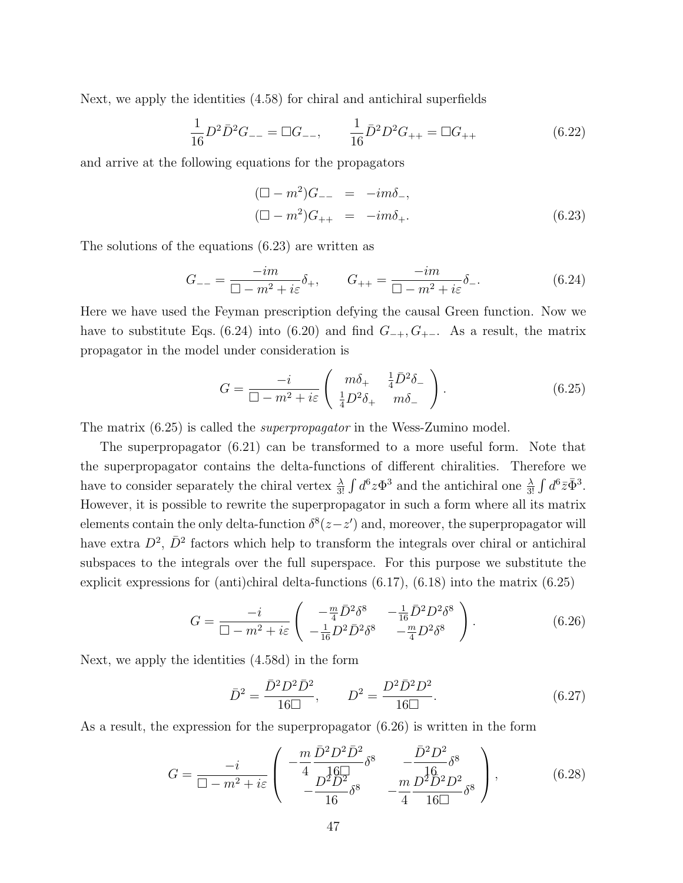Next, we apply the identities (4.58) for chiral and antichiral superfields

$$\frac{1}{16}D^2\bar{D}^2G_{--} = \Box G_{--}, \qquad \frac{1}{16}\bar{D}^2D^2G_{++} = \Box G_{++} \tag{6.22}$$

and arrive at the following equations for the propagators

$$\begin{aligned}
(\Box - m^2)G_{--} &= -im\delta_-, \\
(\Box - m^2)G_{++} &= -im\delta_+.
\end{aligned} \tag{6.23}$$

The solutions of the equations (6.23) are written as

$$G_{--} = \frac{-im}{\Box - m^2 + i\varepsilon}\delta_+, \qquad G_{++} = \frac{-im}{\Box - m^2 + i\varepsilon}\delta_-. \tag{6.24}$$

Here we have used the Feyman prescription defying the causal Green function. Now we have to substitute Eqs. (6.24) into (6.20) and find $G_{-+}, G_{+-}$. As a result, the matrix propagator in the model under consideration is

$$G = \frac{-i}{\Box - m^2 + i\varepsilon}\begin{pmatrix} m\delta_+ & \frac{1}{4}\bar{D}^2\delta_- \\ \frac{1}{4}D^2\delta_+ & m\delta_- \end{pmatrix}. \tag{6.25}$$

The matrix (6.25) is called the *superpropagator* in the Wess-Zumino model.

The superpropagator (6.21) can be transformed to a more useful form. Note that the superpropagator contains the delta-functions of different chiralities. Therefore we have to consider separately the chiral vertex $\frac{\lambda}{3!}\int d^6z\Phi^3$ and the antichiral one $\frac{\lambda}{3!}\int d^6\bar{z}\bar{\Phi}^3$. However, it is possible to rewrite the superpropagator in such a form where all its matrix elements contain the only delta-function $\delta^8(z-z')$ and, moreover, the superpropagator will have extra $D^2$, $\bar{D}^2$ factors which help to transform the integrals over chiral or antichiral subspaces to the integrals over the full superspace. For this purpose we substitute the explicit expressions for (anti)chiral delta-functions (6.17), (6.18) into the matrix (6.25)

$$G = \frac{-i}{\Box - m^2 + i\varepsilon}\begin{pmatrix} -\frac{m}{4}\bar{D}^2\delta^8 & -\frac{1}{16}\bar{D}^2D^2\delta^8 \\ -\frac{1}{16}D^2\bar{D}^2\delta^8 & -\frac{m}{4}D^2\delta^8 \end{pmatrix}. \tag{6.26}$$

Next, we apply the identities (4.58d) in the form

$$\bar{D}^2 = \frac{\bar{D}^2D^2\bar{D}^2}{16\Box}, \qquad D^2 = \frac{D^2\bar{D}^2D^2}{16\Box}. \tag{6.27}$$

As a result, the expression for the superpropagator (6.26) is written in the form

$$G = \frac{-i}{\Box - m^2 + i\varepsilon}\begin{pmatrix} -\frac{m}{4}\frac{\bar{D}^2D^2\bar{D}^2}{16\Box}\delta^8 & -\frac{\bar{D}^2D^2}{16}\delta^8 \\ -\frac{D^2\bar{D}^2}{16}\delta^8 & -\frac{m}{4}\frac{D^2\bar{D}^2D^2}{16\Box}\delta^8 \end{pmatrix}, \tag{6.28}$$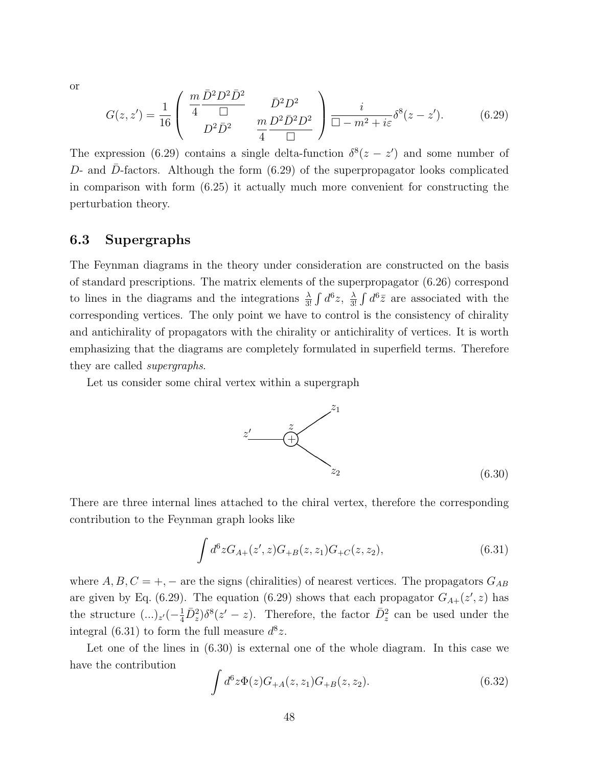or

$$
G(z,z') = \frac{1}{16} \begin{pmatrix} \dfrac{m}{4} \dfrac{\bar{D}^2 D^2 \bar{D}^2}{\Box} & \bar{D}^2 D^2 \\ D^2 \bar{D}^2 & \dfrac{m}{4} \dfrac{D^2 \bar{D}^2 D^2}{\Box} \end{pmatrix} \frac{i}{\Box - m^2 + i\varepsilon} \delta^8(z - z'). \tag{6.29}
$$

The expression (6.29) contains a single delta-function $\delta^8(z - z')$ and some number of $D$- and $\bar{D}$-factors. Although the form (6.29) of the superpropagator looks complicated in comparison with form (6.25) it actually much more convenient for constructing the perturbation theory.

## 6.3 Supergraphs

The Feynman diagrams in the theory under consideration are constructed on the basis of standard prescriptions. The matrix elements of the superpropagator (6.26) correspond to lines in the diagrams and the integrations $\frac{\lambda}{3!}\int d^6 z$, $\frac{\lambda}{3!}\int d^6 \bar{z}$ are associated with the corresponding vertices. The only point we have to control is the consistency of chirality and antichirality of propagators with the chirality or antichirality of vertices. It is worth emphasizing that the diagrams are completely formulated in superfield terms. Therefore they are called *supergraphs*.

Let us consider some chiral vertex within a supergraph

$$
(6.30)
$$

There are three internal lines attached to the chiral vertex, therefore the corresponding contribution to the Feynman graph looks like

$$
\int d^6 z G_{A+}(z', z) G_{+B}(z, z_1) G_{+C}(z, z_2), \tag{6.31}
$$

where $A, B, C = +, -$ are the signs (chiralities) of nearest vertices. The propagators $G_{AB}$ are given by Eq. (6.29). The equation (6.29) shows that each propagator $G_{A+}(z', z)$ has the structure $(...)_{z'}(-\frac{1}{4}\bar{D}^2_z)\delta^8(z' - z)$. Therefore, the factor $\bar{D}^2_z$ can be used under the integral (6.31) to form the full measure $d^8 z$.

Let one of the lines in (6.30) is external one of the whole diagram. In this case we have the contribution

$$
\int d^6 z \Phi(z) G_{+A}(z, z_1) G_{+B}(z, z_2). \tag{6.32}
$$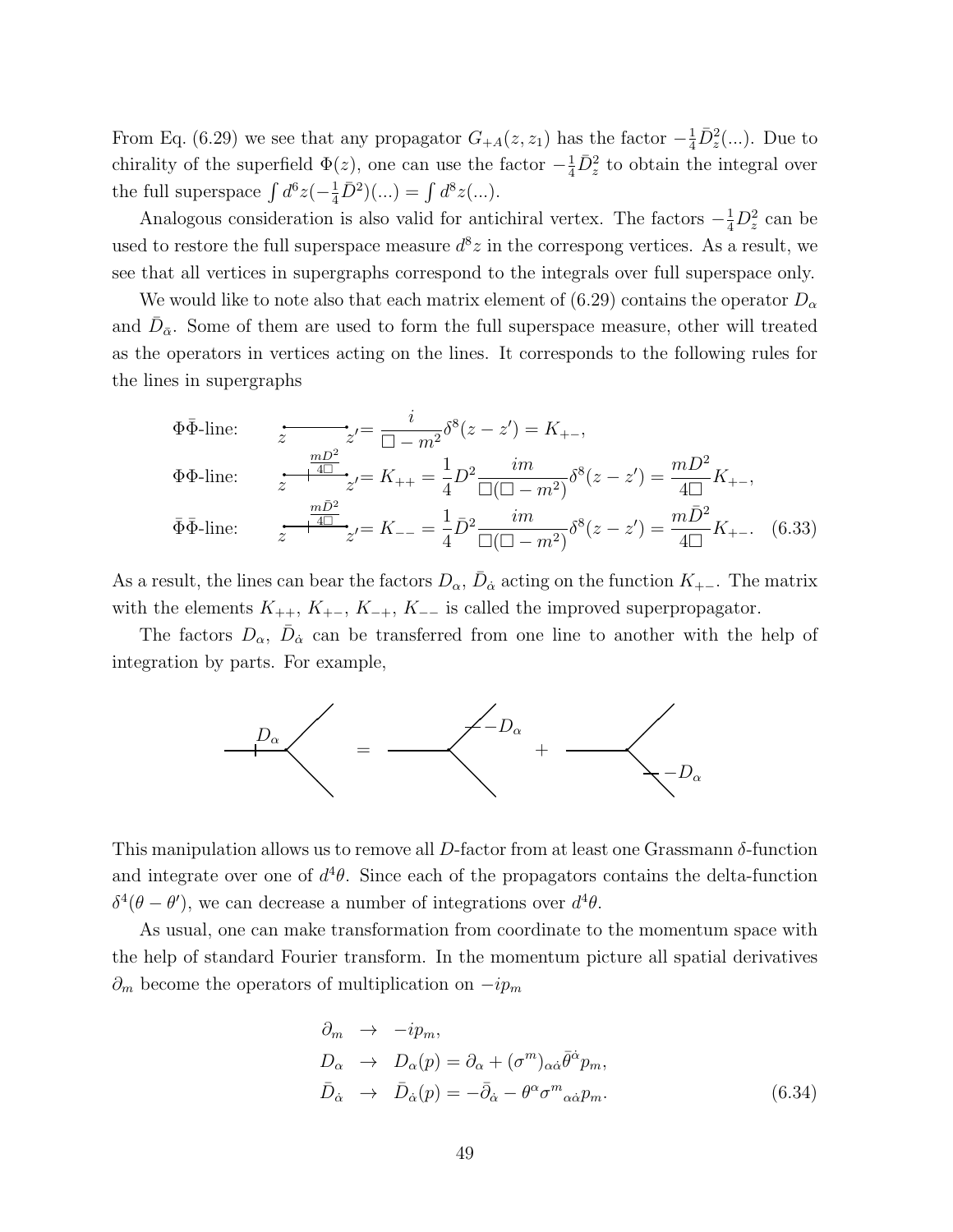From Eq. (6.29) we see that any propagator $G_{+A}(z, z_1)$ has the factor $-\frac{1}{4}\bar{D}_z^2(...)$. Due to chirality of the superfield $\Phi(z)$, one can use the factor $-\frac{1}{4}\bar{D}_z^2$ to obtain the integral over the full superspace $\int d^6z(-\frac{1}{4}\bar{D}^2)(...) = \int d^8z(...)$.

Analogous consideration is also valid for antichiral vertex. The factors $-\frac{1}{4}D_z^2$ can be used to restore the full superspace measure $d^8z$ in the correspong vertices. As a result, we see that all vertices in supergraphs correspond to the integrals over full superspace only.

We would like to note also that each matrix element of (6.29) contains the operator $D_\alpha$ and $\bar{D}_{\bar{\alpha}}$. Some of them are used to form the full superspace measure, other will treated as the operators in vertices acting on the lines. It corresponds to the following rules for the lines in supergraphs

$$
\begin{aligned}
&\Phi\bar{\Phi}\text{-line:} \qquad z \longrightarrow z' = \frac{i}{\Box - m^2}\delta^8(z - z') = K_{+-}, \\
&\Phi\Phi\text{-line:} \qquad z \overset{\frac{mD^2}{4\Box}}{\longrightarrow} z' = K_{++} = \frac{1}{4}D^2\frac{im}{\Box(\Box - m^2)}\delta^8(z - z') = \frac{mD^2}{4\Box}K_{+-}, \\
&\bar{\Phi}\bar{\Phi}\text{-line:} \qquad z \overset{\frac{m\bar{D}^2}{4\Box}}{\longrightarrow} z' = K_{--} = \frac{1}{4}\bar{D}^2\frac{im}{\Box(\Box - m^2)}\delta^8(z - z') = \frac{m\bar{D}^2}{4\Box}K_{+-}. \qquad (6.33)
\end{aligned}
$$

As a result, the lines can bear the factors $D_\alpha$, $\bar{D}_{\dot{\alpha}}$ acting on the function $K_{+-}$. The matrix with the elements $K_{++}$, $K_{+-}$, $K_{-+}$, $K_{--}$ is called the improved superpropagator.

The factors $D_\alpha$, $\bar{D}_{\dot{\alpha}}$ can be transferred from one line to another with the help of integration by parts. For example,

[Diagram: vertex with $D_\alpha$ on the incoming line = vertex with $-D_\alpha$ on the upper outgoing line + vertex with $-D_\alpha$ on the lower outgoing line]

This manipulation allows us to remove all $D$-factor from at least one Grassmann $\delta$-function and integrate over one of $d^4\theta$. Since each of the propagators contains the delta-function $\delta^4(\theta - \theta')$, we can decrease a number of integrations over $d^4\theta$.

As usual, one can make transformation from coordinate to the momentum space with the help of standard Fourier transform. In the momentum picture all spatial derivatives $\partial_m$ become the operators of multiplication on $-ip_m$

$$
\begin{aligned}
\partial_m &\rightarrow -ip_m, \\
D_\alpha &\rightarrow D_\alpha(p) = \partial_\alpha + (\sigma^m)_{\alpha\dot{\alpha}}\bar{\theta}^{\dot{\alpha}}p_m, \\
\bar{D}_{\dot{\alpha}} &\rightarrow \bar{D}_{\dot{\alpha}}(p) = -\bar{\partial}_{\dot{\alpha}} - \theta^\alpha\sigma^m{}_{\alpha\dot{\alpha}}p_m. \qquad (6.34)
\end{aligned}
$$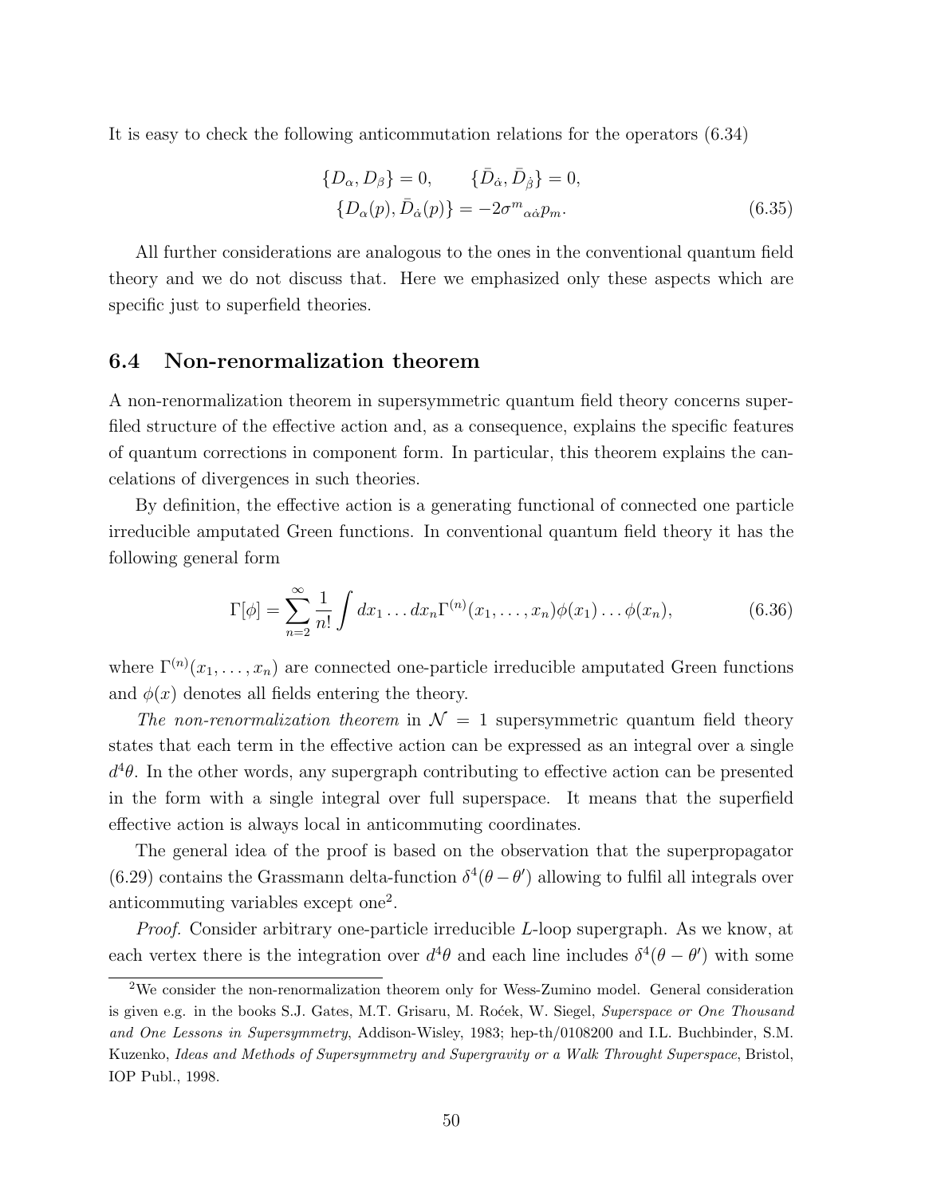It is easy to check the following anticommutation relations for the operators (6.34)

$$
\begin{aligned}
\{D_\alpha, D_\beta\} = 0, \qquad \{\bar{D}_{\dot{\alpha}}, \bar{D}_{\dot{\beta}}\} = 0, \\
\{D_\alpha(p), \bar{D}_{\dot{\alpha}}(p)\} = -2\sigma^m{}_{\alpha\dot{\alpha}} p_m.
\end{aligned} \tag{6.35}
$$

All further considerations are analogous to the ones in the conventional quantum field theory and we do not discuss that. Here we emphasized only these aspects which are specific just to superfield theories.

## 6.4 Non-renormalization theorem

A non-renormalization theorem in supersymmetric quantum field theory concerns superfiled structure of the effective action and, as a consequence, explains the specific features of quantum corrections in component form. In particular, this theorem explains the cancelations of divergences in such theories.

By definition, the effective action is a generating functional of connected one particle irreducible amputated Green functions. In conventional quantum field theory it has the following general form

$$
\Gamma[\phi] = \sum_{n=2}^{\infty} \frac{1}{n!} \int dx_1 \ldots dx_n \Gamma^{(n)}(x_1, \ldots, x_n) \phi(x_1) \ldots \phi(x_n), \tag{6.36}
$$

where $\Gamma^{(n)}(x_1, \ldots, x_n)$ are connected one-particle irreducible amputated Green functions and $\phi(x)$ denotes all fields entering the theory.

*The non-renormalization theorem* in $\mathcal{N} = 1$ supersymmetric quantum field theory states that each term in the effective action can be expressed as an integral over a single $d^4\theta$. In the other words, any supergraph contributing to effective action can be presented in the form with a single integral over full superspace. It means that the superfield effective action is always local in anticommuting coordinates.

The general idea of the proof is based on the observation that the superpropagator (6.29) contains the Grassmann delta-function $\delta^4(\theta - \theta')$ allowing to fulfil all integrals over anticommuting variables except one[2].

*Proof.* Consider arbitrary one-particle irreducible $L$-loop supergraph. As we know, at each vertex there is the integration over $d^4\theta$ and each line includes $\delta^4(\theta - \theta')$ with some

[2] We consider the non-renormalization theorem only for Wess-Zumino model. General consideration is given e.g. in the books S.J. Gates, M.T. Grisaru, M. Roćek, W. Siegel, *Superspace or One Thousand and One Lessons in Supersymmetry*, Addison-Wisley, 1983; hep-th/0108200 and I.L. Buchbinder, S.M. Kuzenko, *Ideas and Methods of Supersymmetry and Supergravity or a Walk Throught Superspace*, Bristol, IOP Publ., 1998.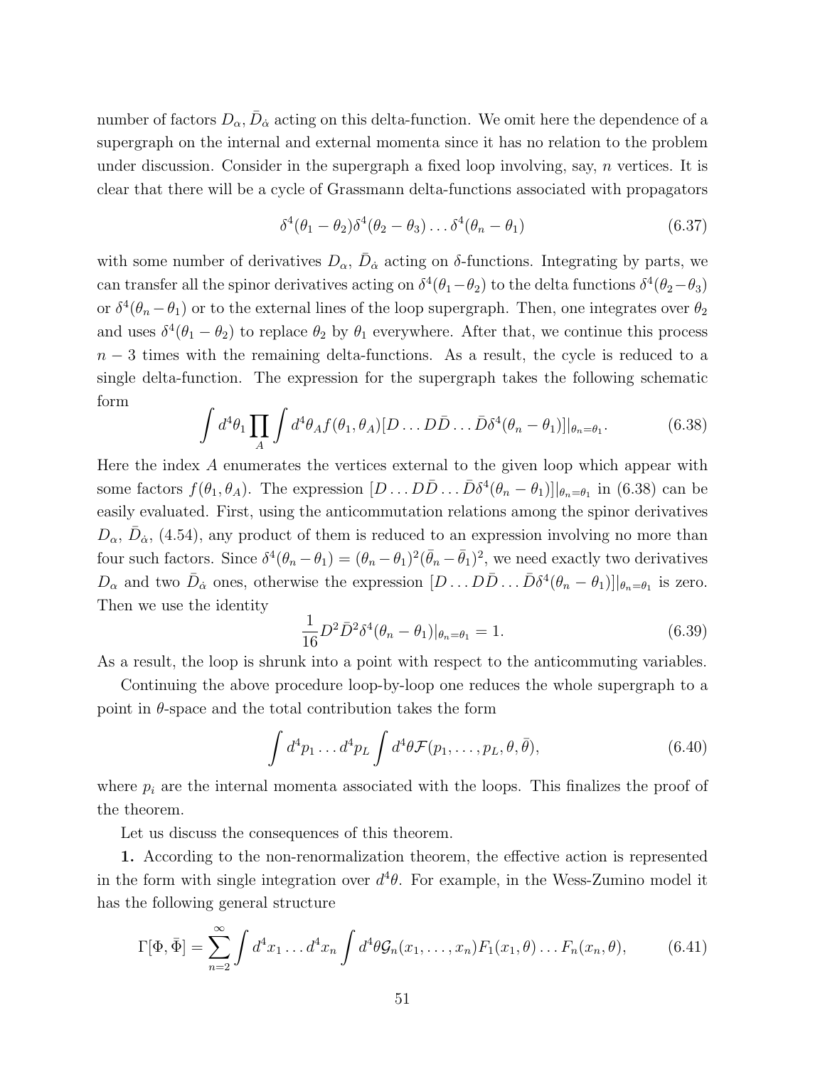number of factors $D_\alpha$, $\bar{D}_{\dot\alpha}$ acting on this delta-function. We omit here the dependence of a supergraph on the internal and external momenta since it has no relation to the problem under discussion. Consider in the supergraph a fixed loop involving, say, $n$ vertices. It is clear that there will be a cycle of Grassmann delta-functions associated with propagators

$$\delta^4(\theta_1 - \theta_2)\delta^4(\theta_2 - \theta_3)\ldots\delta^4(\theta_n - \theta_1) \tag{6.37}$$

with some number of derivatives $D_\alpha$, $\bar{D}_{\dot\alpha}$ acting on $\delta$-functions. Integrating by parts, we can transfer all the spinor derivatives acting on $\delta^4(\theta_1-\theta_2)$ to the delta functions $\delta^4(\theta_2-\theta_3)$ or $\delta^4(\theta_n-\theta_1)$ or to the external lines of the loop supergraph. Then, one integrates over $\theta_2$ and uses $\delta^4(\theta_1-\theta_2)$ to replace $\theta_2$ by $\theta_1$ everywhere. After that, we continue this process $n-3$ times with the remaining delta-functions. As a result, the cycle is reduced to a single delta-function. The expression for the supergraph takes the following schematic form

$$\int d^4\theta_1 \prod_A \int d^4\theta_A f(\theta_1, \theta_A)[D\ldots D\bar{D}\ldots\bar{D}\delta^4(\theta_n-\theta_1)]|_{\theta_n=\theta_1}. \tag{6.38}$$

Here the index $A$ enumerates the vertices external to the given loop which appear with some factors $f(\theta_1,\theta_A)$. The expression $[D\ldots D\bar{D}\ldots\bar{D}\delta^4(\theta_n-\theta_1)]|_{\theta_n=\theta_1}$ in (6.38) can be easily evaluated. First, using the anticommutation relations among the spinor derivatives $D_\alpha$, $\bar{D}_{\dot\alpha}$, (4.54), any product of them is reduced to an expression involving no more than four such factors. Since $\delta^4(\theta_n-\theta_1) = (\theta_n-\theta_1)^2(\bar\theta_n-\bar\theta_1)^2$, we need exactly two derivatives $D_\alpha$ and two $\bar{D}_{\dot\alpha}$ ones, otherwise the expression $[D\ldots D\bar{D}\ldots\bar{D}\delta^4(\theta_n-\theta_1)]|_{\theta_n=\theta_1}$ is zero. Then we use the identity

$$\frac{1}{16}D^2\bar{D}^2\delta^4(\theta_n-\theta_1)|_{\theta_n=\theta_1} = 1. \tag{6.39}$$

As a result, the loop is shrunk into a point with respect to the anticommuting variables.

Continuing the above procedure loop-by-loop one reduces the whole supergraph to a point in $\theta$-space and the total contribution takes the form

$$\int d^4p_1\ldots d^4p_L \int d^4\theta \mathcal{F}(p_1,\ldots,p_L,\theta,\bar\theta), \tag{6.40}$$

where $p_i$ are the internal momenta associated with the loops. This finalizes the proof of the theorem.

Let us discuss the consequences of this theorem.

**1.** According to the non-renormalization theorem, the effective action is represented in the form with single integration over $d^4\theta$. For example, in the Wess-Zumino model it has the following general structure

$$\Gamma[\Phi,\bar\Phi] = \sum_{n=2}^{\infty}\int d^4x_1\ldots d^4x_n \int d^4\theta \mathcal{G}_n(x_1,\ldots,x_n)F_1(x_1,\theta)\ldots F_n(x_n,\theta), \tag{6.41}$$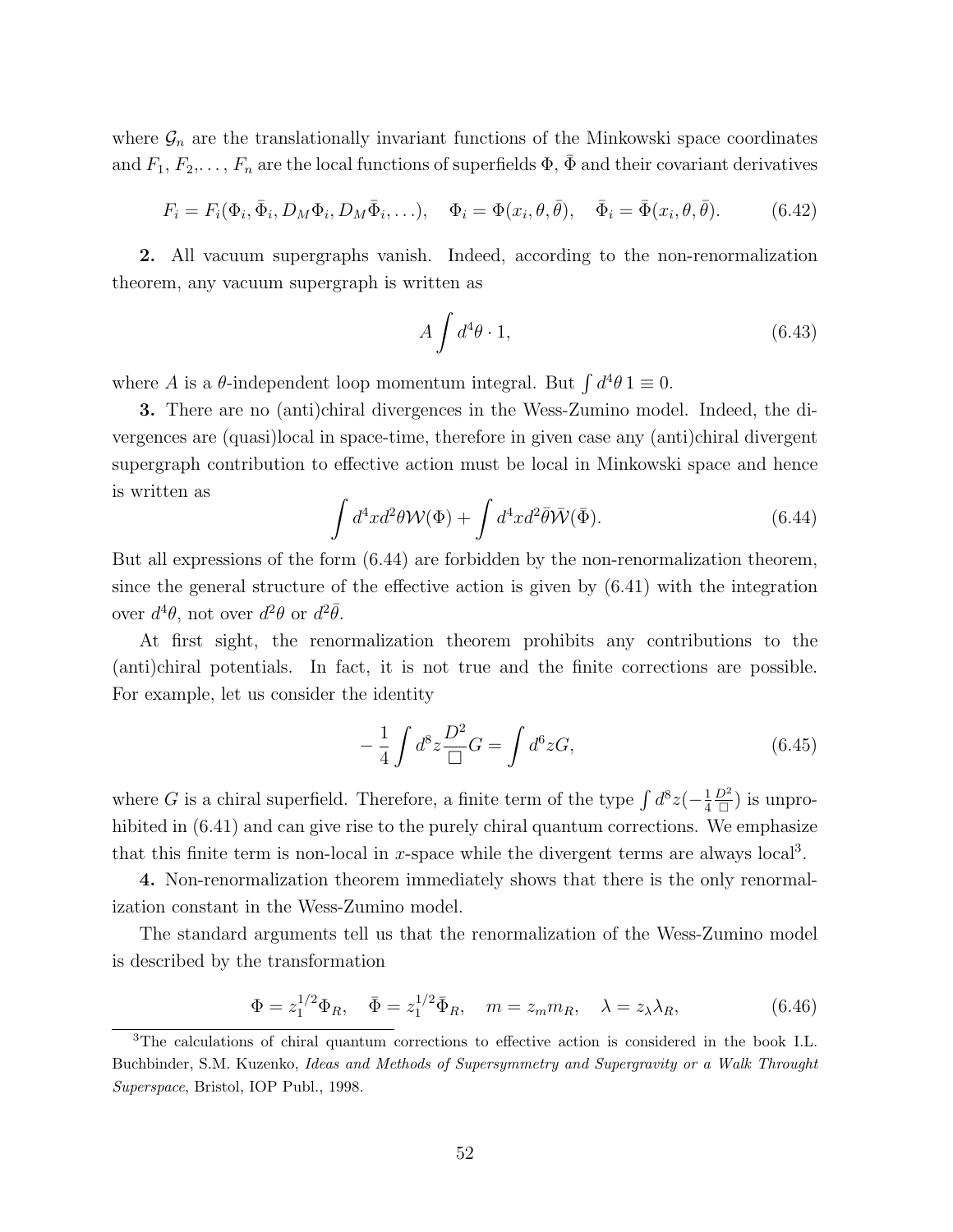where $\mathcal{G}_n$ are the translationally invariant functions of the Minkowski space coordinates and $F_1$, $F_2$,..., $F_n$ are the local functions of superfields $\Phi$, $\bar{\Phi}$ and their covariant derivatives

$$F_i = F_i(\Phi_i, \bar{\Phi}_i, D_M\Phi_i, D_M\bar{\Phi}_i, \ldots), \quad \Phi_i = \Phi(x_i, \theta, \bar{\theta}), \quad \bar{\Phi}_i = \bar{\Phi}(x_i, \theta, \bar{\theta}). \tag{6.42}$$

**2.** All vacuum supergraphs vanish. Indeed, according to the non-renormalization theorem, any vacuum supergraph is written as

$$A \int d^4\theta \cdot 1, \tag{6.43}$$

where $A$ is a $\theta$-independent loop momentum integral. But $\int d^4\theta \, 1 \equiv 0$.

**3.** There are no (anti)chiral divergences in the Wess-Zumino model. Indeed, the divergences are (quasi)local in space-time, therefore in given case any (anti)chiral divergent supergraph contribution to effective action must be local in Minkowski space and hence is written as

$$\int d^4x d^2\theta \mathcal{W}(\Phi) + \int d^4x d^2\bar{\theta} \bar{\mathcal{W}}(\bar{\Phi}). \tag{6.44}$$

But all expressions of the form (6.44) are forbidden by the non-renormalization theorem, since the general structure of the effective action is given by (6.41) with the integration over $d^4\theta$, not over $d^2\theta$ or $d^2\bar{\theta}$.

At first sight, the renormalization theorem prohibits any contributions to the (anti)chiral potentials. In fact, it is not true and the finite corrections are possible. For example, let us consider the identity

$$-\frac{1}{4}\int d^8z \frac{D^2}{\Box} G = \int d^6z G, \tag{6.45}$$

where $G$ is a chiral superfield. Therefore, a finite term of the type $\int d^8z(-\frac{1}{4}\frac{D^2}{\Box})$ is unprohibited in (6.41) and can give rise to the purely chiral quantum corrections. We emphasize that this finite term is non-local in $x$-space while the divergent terms are always local[3].

**4.** Non-renormalization theorem immediately shows that there is the only renormalization constant in the Wess-Zumino model.

The standard arguments tell us that the renormalization of the Wess-Zumino model is described by the transformation

$$\Phi = z_1^{1/2}\Phi_R, \quad \bar{\Phi} = z_1^{1/2}\bar{\Phi}_R, \quad m = z_m m_R, \quad \lambda = z_\lambda \lambda_R, \tag{6.46}$$

[3]The calculations of chiral quantum corrections to effective action is considered in the book I.L. Buchbinder, S.M. Kuzenko, *Ideas and Methods of Supersymmetry and Supergravity or a Walk Throught Superspace*, Bristol, IOP Publ., 1998.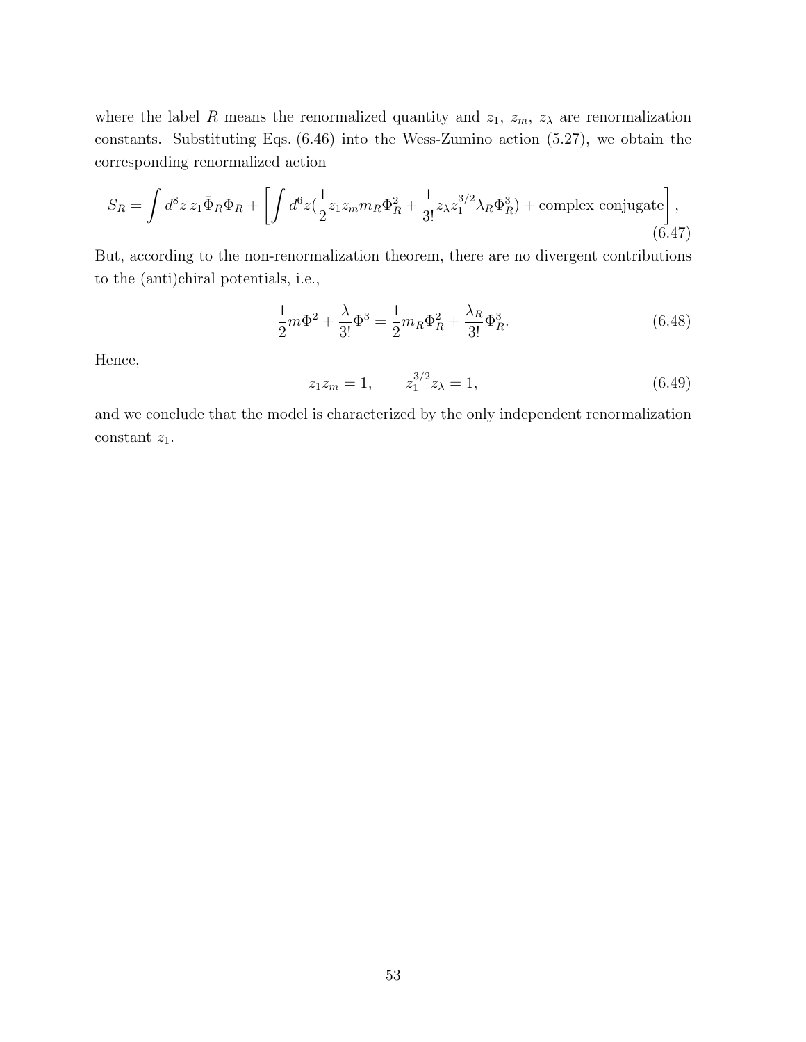where the label $R$ means the renormalized quantity and $z_1$, $z_m$, $z_\lambda$ are renormalization constants. Substituting Eqs. (6.46) into the Wess-Zumino action (5.27), we obtain the corresponding renormalized action

$$S_R = \int d^8z\, z_1 \bar{\Phi}_R \Phi_R + \left[ \int d^6z (\frac{1}{2} z_1 z_m m_R \Phi_R^2 + \frac{1}{3!} z_\lambda z_1^{3/2} \lambda_R \Phi_R^3) + \text{complex conjugate} \right], \tag{6.47}$$

But, according to the non-renormalization theorem, there are no divergent contributions to the (anti)chiral potentials, i.e.,

$$\frac{1}{2} m \Phi^2 + \frac{\lambda}{3!} \Phi^3 = \frac{1}{2} m_R \Phi_R^2 + \frac{\lambda_R}{3!} \Phi_R^3. \tag{6.48}$$

Hence,

$$z_1 z_m = 1, \qquad z_1^{3/2} z_\lambda = 1, \tag{6.49}$$

and we conclude that the model is characterized by the only independent renormalization constant $z_1$.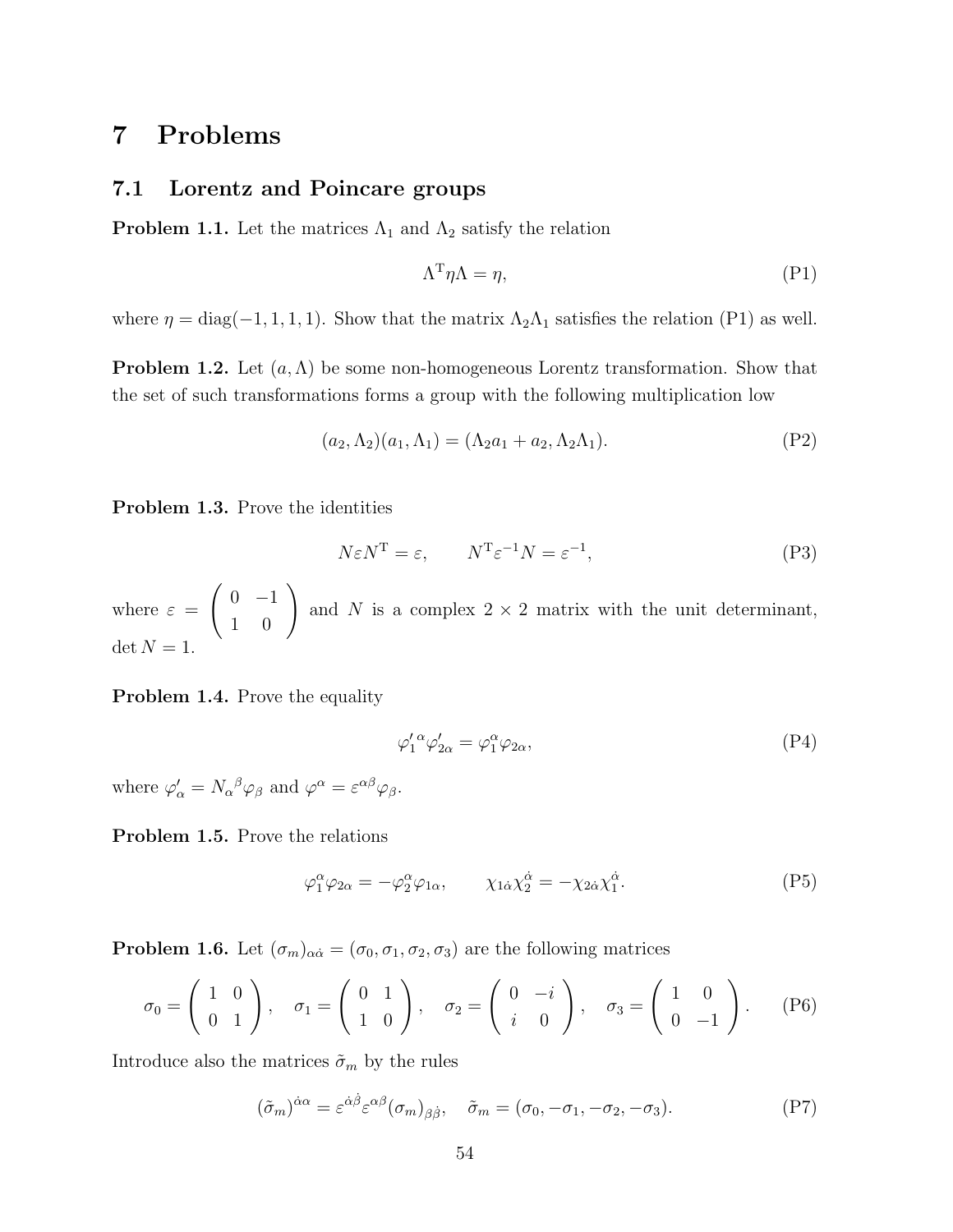# 7 Problems

## 7.1 Lorentz and Poincare groups

**Problem 1.1.** Let the matrices $\Lambda_1$ and $\Lambda_2$ satisfy the relation

$$\Lambda^{\mathrm{T}} \eta \Lambda = \eta, \tag{P1}$$

where $\eta = \mathrm{diag}(-1, 1, 1, 1)$. Show that the matrix $\Lambda_2 \Lambda_1$ satisfies the relation (P1) as well.

**Problem 1.2.** Let $(a, \Lambda)$ be some non-homogeneous Lorentz transformation. Show that the set of such transformations forms a group with the following multiplication low

$$(a_2, \Lambda_2)(a_1, \Lambda_1) = (\Lambda_2 a_1 + a_2, \Lambda_2 \Lambda_1). \tag{P2}$$

**Problem 1.3.** Prove the identities

$$N \varepsilon N^{\mathrm{T}} = \varepsilon, \qquad N^{\mathrm{T}} \varepsilon^{-1} N = \varepsilon^{-1}, \tag{P3}$$

where $\varepsilon = \begin{pmatrix} 0 & -1 \\ 1 & 0 \end{pmatrix}$ and $N$ is a complex $2 \times 2$ matrix with the unit determinant, $\det N = 1$.

**Problem 1.4.** Prove the equality

$$\varphi_1'^{\,\alpha} \varphi_{2\alpha}' = \varphi_1^{\alpha} \varphi_{2\alpha}, \tag{P4}$$

where $\varphi'_\alpha = N_\alpha{}^\beta \varphi_\beta$ and $\varphi^\alpha = \varepsilon^{\alpha\beta} \varphi_\beta$.

**Problem 1.5.** Prove the relations

$$\varphi_1^{\alpha} \varphi_{2\alpha} = -\varphi_2^{\alpha} \varphi_{1\alpha}, \qquad \chi_{1\dot{\alpha}} \chi_2^{\dot{\alpha}} = -\chi_{2\dot{\alpha}} \chi_1^{\dot{\alpha}}. \tag{P5}$$

**Problem 1.6.** Let $(\sigma_m)_{\alpha\dot{\alpha}} = (\sigma_0, \sigma_1, \sigma_2, \sigma_3)$ are the following matrices

$$\sigma_0 = \begin{pmatrix} 1 & 0 \\ 0 & 1 \end{pmatrix}, \quad \sigma_1 = \begin{pmatrix} 0 & 1 \\ 1 & 0 \end{pmatrix}, \quad \sigma_2 = \begin{pmatrix} 0 & -i \\ i & 0 \end{pmatrix}, \quad \sigma_3 = \begin{pmatrix} 1 & 0 \\ 0 & -1 \end{pmatrix}. \tag{P6}$$

Introduce also the matrices $\tilde{\sigma}_m$ by the rules

$$(\tilde{\sigma}_m)^{\dot{\alpha}\alpha} = \varepsilon^{\dot{\alpha}\dot{\beta}} \varepsilon^{\alpha\beta} (\sigma_m)_{\beta\dot{\beta}}, \quad \tilde{\sigma}_m = (\sigma_0, -\sigma_1, -\sigma_2, -\sigma_3). \tag{P7}$$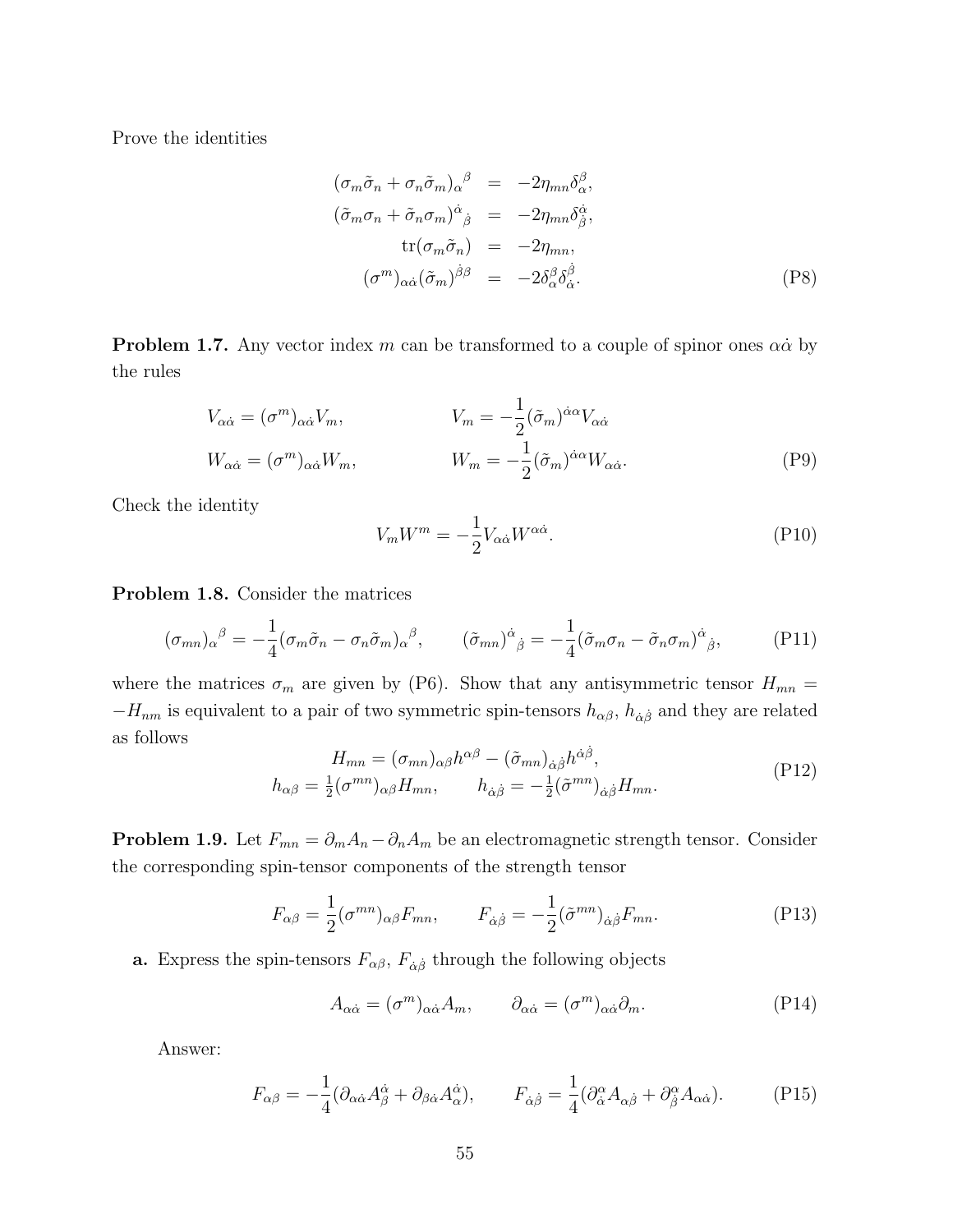Prove the identities

$$
\begin{aligned}
(\sigma_m\tilde{\sigma}_n + \sigma_n\tilde{\sigma}_m)_\alpha{}^\beta &= -2\eta_{mn}\delta^\beta_\alpha, \\
(\tilde{\sigma}_m\sigma_n + \tilde{\sigma}_n\sigma_m)^{\dot{\alpha}}{}_{\dot{\beta}} &= -2\eta_{mn}\delta^{\dot{\alpha}}_{\dot{\beta}}, \\
\mathrm{tr}(\sigma_m\tilde{\sigma}_n) &= -2\eta_{mn}, \\
(\sigma^m)_{\alpha\dot{\alpha}}(\tilde{\sigma}_m)^{\dot{\beta}\beta} &= -2\delta^\beta_\alpha\delta^{\dot{\beta}}_{\dot{\alpha}}.
\end{aligned} \tag{P8}
$$

**Problem 1.7.** Any vector index $m$ can be transformed to a couple of spinor ones $\alpha\dot{\alpha}$ by the rules

$$
\begin{aligned}
V_{\alpha\dot{\alpha}} &= (\sigma^m)_{\alpha\dot{\alpha}}V_m, & V_m &= -\frac{1}{2}(\tilde{\sigma}_m)^{\dot{\alpha}\alpha}V_{\alpha\dot{\alpha}} \\
W_{\alpha\dot{\alpha}} &= (\sigma^m)_{\alpha\dot{\alpha}}W_m, & W_m &= -\frac{1}{2}(\tilde{\sigma}_m)^{\dot{\alpha}\alpha}W_{\alpha\dot{\alpha}}.
\end{aligned} \tag{P9}
$$

Check the identity

$$
V_m W^m = -\frac{1}{2}V_{\alpha\dot{\alpha}}W^{\alpha\dot{\alpha}}. \tag{P10}
$$

**Problem 1.8.** Consider the matrices

$$
(\sigma_{mn})_\alpha{}^\beta = -\frac{1}{4}(\sigma_m\tilde{\sigma}_n - \sigma_n\tilde{\sigma}_m)_\alpha{}^\beta, \qquad (\tilde{\sigma}_{mn})^{\dot{\alpha}}{}_{\dot{\beta}} = -\frac{1}{4}(\tilde{\sigma}_m\sigma_n - \tilde{\sigma}_n\sigma_m)^{\dot{\alpha}}{}_{\dot{\beta}}, \tag{P11}
$$

where the matrices $\sigma_m$ are given by (P6). Show that any antisymmetric tensor $H_{mn} = -H_{nm}$ is equivalent to a pair of two symmetric spin-tensors $h_{\alpha\beta}$, $h_{\dot{\alpha}\dot{\beta}}$ and they are related as follows

$$
\begin{aligned}
H_{mn} &= (\sigma_{mn})_{\alpha\beta}h^{\alpha\beta} - (\tilde{\sigma}_{mn})_{\dot{\alpha}\dot{\beta}}h^{\dot{\alpha}\dot{\beta}}, \\
h_{\alpha\beta} &= \tfrac{1}{2}(\sigma^{mn})_{\alpha\beta}H_{mn}, \qquad h_{\dot{\alpha}\dot{\beta}} = -\tfrac{1}{2}(\tilde{\sigma}^{mn})_{\dot{\alpha}\dot{\beta}}H_{mn}.
\end{aligned} \tag{P12}
$$

**Problem 1.9.** Let $F_{mn} = \partial_m A_n - \partial_n A_m$ be an electromagnetic strength tensor. Consider the corresponding spin-tensor components of the strength tensor

$$
F_{\alpha\beta} = \frac{1}{2}(\sigma^{mn})_{\alpha\beta}F_{mn}, \qquad F_{\dot{\alpha}\dot{\beta}} = -\frac{1}{2}(\tilde{\sigma}^{mn})_{\dot{\alpha}\dot{\beta}}F_{mn}. \tag{P13}
$$

**a.** Express the spin-tensors $F_{\alpha\beta}$, $F_{\dot{\alpha}\dot{\beta}}$ through the following objects

$$
A_{\alpha\dot{\alpha}} = (\sigma^m)_{\alpha\dot{\alpha}}A_m, \qquad \partial_{\alpha\dot{\alpha}} = (\sigma^m)_{\alpha\dot{\alpha}}\partial_m. \tag{P14}
$$

Answer:

$$
F_{\alpha\beta} = -\frac{1}{4}(\partial_{\alpha\dot{\alpha}}A^{\dot{\alpha}}_\beta + \partial_{\beta\dot{\alpha}}A^{\dot{\alpha}}_\alpha), \qquad F_{\dot{\alpha}\dot{\beta}} = \frac{1}{4}(\partial^\alpha_{\dot{\alpha}}A_{\alpha\dot{\beta}} + \partial^\alpha_{\dot{\beta}}A_{\alpha\dot{\alpha}}). \tag{P15}
$$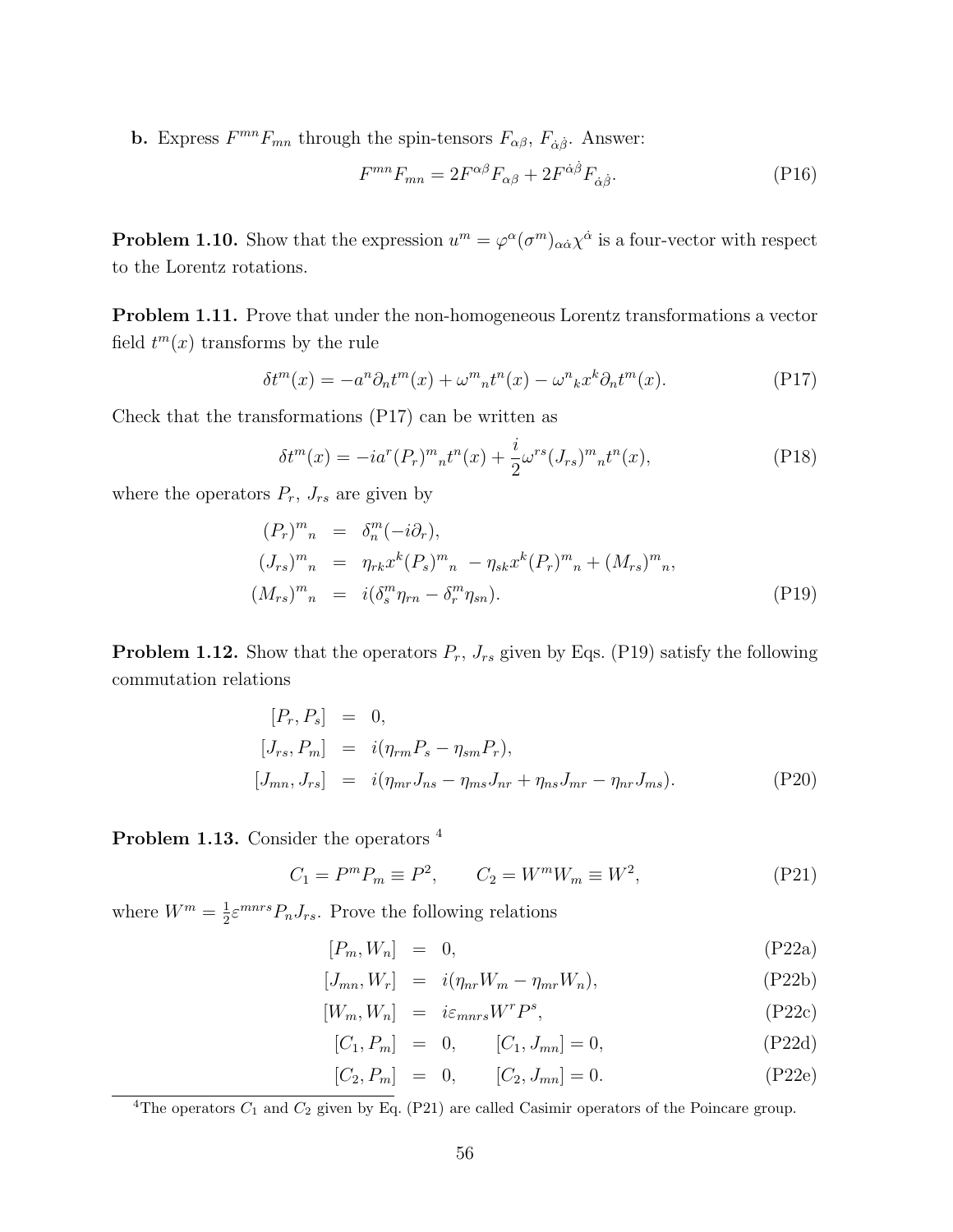**b.** Express $F^{mn}F_{mn}$ through the spin-tensors $F_{\alpha\beta}$, $F_{\dot{\alpha}\dot{\beta}}$. Answer:

$$F^{mn}F_{mn} = 2F^{\alpha\beta}F_{\alpha\beta} + 2F^{\dot{\alpha}\dot{\beta}}F_{\dot{\alpha}\dot{\beta}}. \tag{P16}$$

**Problem 1.10.** Show that the expression $u^m = \varphi^\alpha(\sigma^m)_{\alpha\dot{\alpha}}\chi^{\dot{\alpha}}$ is a four-vector with respect to the Lorentz rotations.

**Problem 1.11.** Prove that under the non-homogeneous Lorentz transformations a vector field $t^m(x)$ transforms by the rule

$$\delta t^m(x) = -a^n\partial_n t^m(x) + \omega^m{}_n t^n(x) - \omega^n{}_k x^k \partial_n t^m(x). \tag{P17}$$

Check that the transformations (P17) can be written as

$$\delta t^m(x) = -ia^r(P_r)^m{}_n t^n(x) + \frac{i}{2}\omega^{rs}(J_{rs})^m{}_n t^n(x), \tag{P18}$$

where the operators $P_r$, $J_{rs}$ are given by

$$\begin{aligned}
(P_r)^m{}_n &= \delta^m_n(-i\partial_r), \\
(J_{rs})^m{}_n &= \eta_{rk}x^k(P_s)^m{}_n - \eta_{sk}x^k(P_r)^m{}_n + (M_{rs})^m{}_n, \\
(M_{rs})^m{}_n &= i(\delta^m_s\eta_{rn} - \delta^m_r\eta_{sn}).
\end{aligned} \tag{P19}$$

**Problem 1.12.** Show that the operators $P_r$, $J_{rs}$ given by Eqs. (P19) satisfy the following commutation relations

$$\begin{aligned}
[P_r, P_s] &= 0, \\
[J_{rs}, P_m] &= i(\eta_{rm}P_s - \eta_{sm}P_r), \\
[J_{mn}, J_{rs}] &= i(\eta_{mr}J_{ns} - \eta_{ms}J_{nr} + \eta_{ns}J_{mr} - \eta_{nr}J_{ms}).
\end{aligned} \tag{P20}$$

**Problem 1.13.** Consider the operators [4]

$$C_1 = P^m P_m \equiv P^2, \qquad C_2 = W^m W_m \equiv W^2, \tag{P21}$$

where $W^m = \frac{1}{2}\varepsilon^{mnrs}P_n J_{rs}$. Prove the following relations

$$[P_m, W_n] = 0, \tag{P22a}$$

$$[J_{mn}, W_r] = i(\eta_{nr}W_m - \eta_{mr}W_n), \tag{P22b}$$

$$[W_m, W_n] = i\varepsilon_{mnrs}W^r P^s, \tag{P22c}$$

$$[C_1, P_m] = 0, \qquad [C_1, J_{mn}] = 0, \tag{P22d}$$

$$[C_2, P_m] = 0, \qquad [C_2, J_{mn}] = 0. \tag{P22e}$$

---

[4] The operators $C_1$ and $C_2$ given by Eq. (P21) are called Casimir operators of the Poincare group.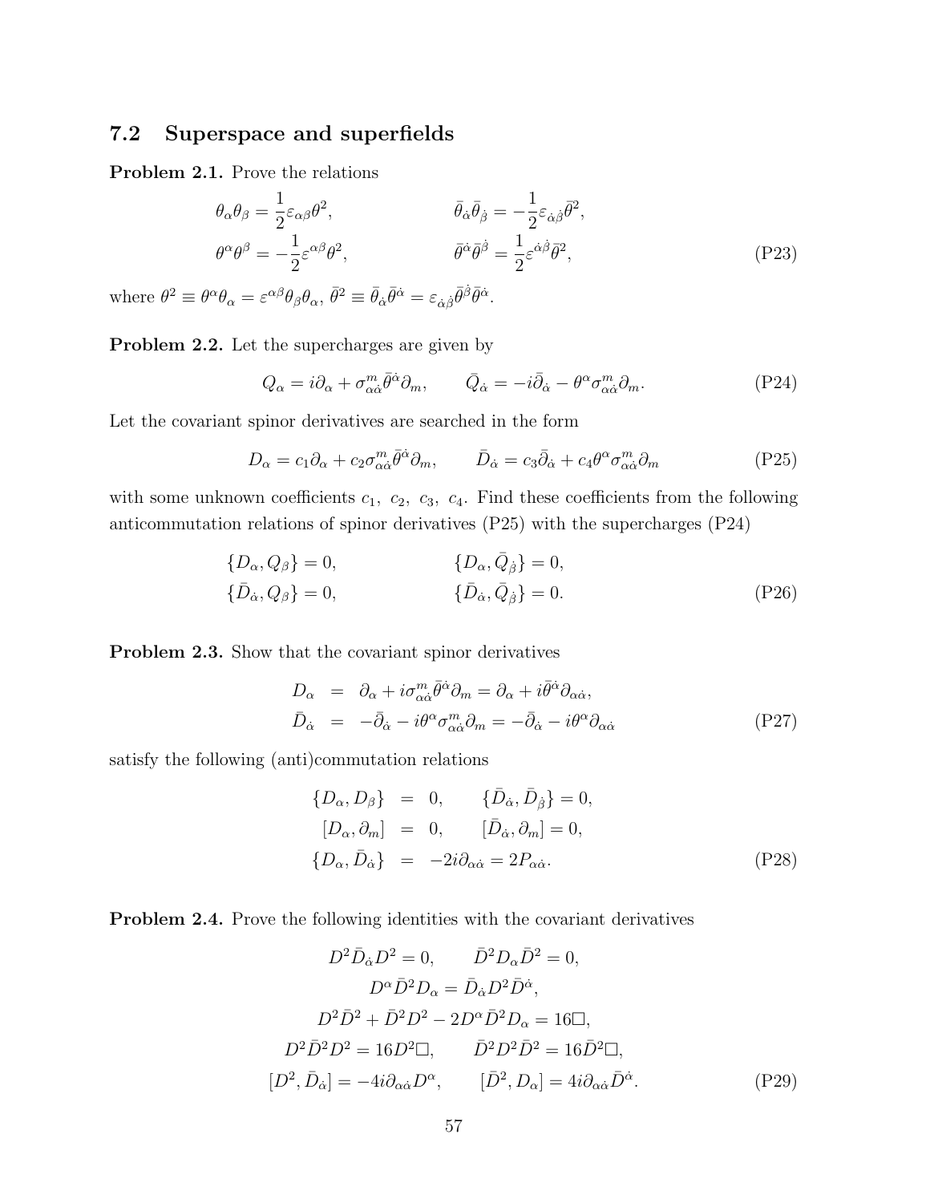## 7.2 Superspace and superfields

**Problem 2.1.** Prove the relations

$$
\begin{aligned}
\theta_\alpha \theta_\beta &= \frac{1}{2}\varepsilon_{\alpha\beta}\theta^2, & \bar{\theta}_{\dot\alpha}\bar{\theta}_{\dot\beta} &= -\frac{1}{2}\varepsilon_{\dot\alpha\dot\beta}\bar{\theta}^2, \\
\theta^\alpha \theta^\beta &= -\frac{1}{2}\varepsilon^{\alpha\beta}\theta^2, & \bar{\theta}^{\dot\alpha}\bar{\theta}^{\dot\beta} &= \frac{1}{2}\varepsilon^{\dot\alpha\dot\beta}\bar{\theta}^2,
\end{aligned}
\tag{P23}
$$

where $\theta^2 \equiv \theta^\alpha\theta_\alpha = \varepsilon^{\alpha\beta}\theta_\beta\theta_\alpha$, $\bar{\theta}^2 \equiv \bar{\theta}_{\dot\alpha}\bar{\theta}^{\dot\alpha} = \varepsilon_{\dot\alpha\dot\beta}\bar{\theta}^{\dot\beta}\bar{\theta}^{\dot\alpha}$.

**Problem 2.2.** Let the supercharges are given by

$$
Q_\alpha = i\partial_\alpha + \sigma^m_{\alpha\dot\alpha}\bar{\theta}^{\dot\alpha}\partial_m, \qquad \bar{Q}_{\dot\alpha} = -i\bar{\partial}_{\dot\alpha} - \theta^\alpha\sigma^m_{\alpha\dot\alpha}\partial_m. \tag{P24}
$$

Let the covariant spinor derivatives are searched in the form

$$
D_\alpha = c_1\partial_\alpha + c_2\sigma^m_{\alpha\dot\alpha}\bar{\theta}^{\dot\alpha}\partial_m, \qquad \bar{D}_{\dot\alpha} = c_3\bar{\partial}_{\dot\alpha} + c_4\theta^\alpha\sigma^m_{\alpha\dot\alpha}\partial_m \tag{P25}
$$

with some unknown coefficients $c_1,\ c_2,\ c_3,\ c_4$. Find these coefficients from the following anticommutation relations of spinor derivatives (P25) with the supercharges (P24)

$$
\begin{aligned}
\{D_\alpha, Q_\beta\} &= 0, & \{D_\alpha, \bar{Q}_{\dot\beta}\} &= 0, \\
\{\bar{D}_{\dot\alpha}, Q_\beta\} &= 0, & \{\bar{D}_{\dot\alpha}, \bar{Q}_{\dot\beta}\} &= 0.
\end{aligned}
\tag{P26}
$$

**Problem 2.3.** Show that the covariant spinor derivatives

$$
\begin{aligned}
D_\alpha &= \partial_\alpha + i\sigma^m_{\alpha\dot\alpha}\bar{\theta}^{\dot\alpha}\partial_m = \partial_\alpha + i\bar{\theta}^{\dot\alpha}\partial_{\alpha\dot\alpha}, \\
\bar{D}_{\dot\alpha} &= -\bar{\partial}_{\dot\alpha} - i\theta^\alpha\sigma^m_{\alpha\dot\alpha}\partial_m = -\bar{\partial}_{\dot\alpha} - i\theta^\alpha\partial_{\alpha\dot\alpha}
\end{aligned}
\tag{P27}
$$

satisfy the following (anti)commutation relations

$$
\begin{aligned}
\{D_\alpha, D_\beta\} &= 0, \qquad \{\bar{D}_{\dot\alpha}, \bar{D}_{\dot\beta}\} = 0, \\
[D_\alpha, \partial_m] &= 0, \qquad [\bar{D}_{\dot\alpha}, \partial_m] = 0, \\
\{D_\alpha, \bar{D}_{\dot\alpha}\} &= -2i\partial_{\alpha\dot\alpha} = 2P_{\alpha\dot\alpha}.
\end{aligned}
\tag{P28}
$$

**Problem 2.4.** Prove the following identities with the covariant derivatives

$$
\begin{gathered}
D^2\bar{D}_{\dot\alpha}D^2 = 0, \qquad \bar{D}^2 D_\alpha \bar{D}^2 = 0, \\
D^\alpha \bar{D}^2 D_\alpha = \bar{D}_{\dot\alpha} D^2 \bar{D}^{\dot\alpha}, \\
D^2\bar{D}^2 + \bar{D}^2 D^2 - 2D^\alpha\bar{D}^2 D_\alpha = 16\Box, \\
D^2\bar{D}^2 D^2 = 16D^2\Box, \qquad \bar{D}^2 D^2 \bar{D}^2 = 16\bar{D}^2\Box, \\
[D^2, \bar{D}_{\dot\alpha}] = -4i\partial_{\alpha\dot\alpha}D^\alpha, \qquad [\bar{D}^2, D_\alpha] = 4i\partial_{\alpha\dot\alpha}\bar{D}^{\dot\alpha}.
\end{gathered}
\tag{P29}
$$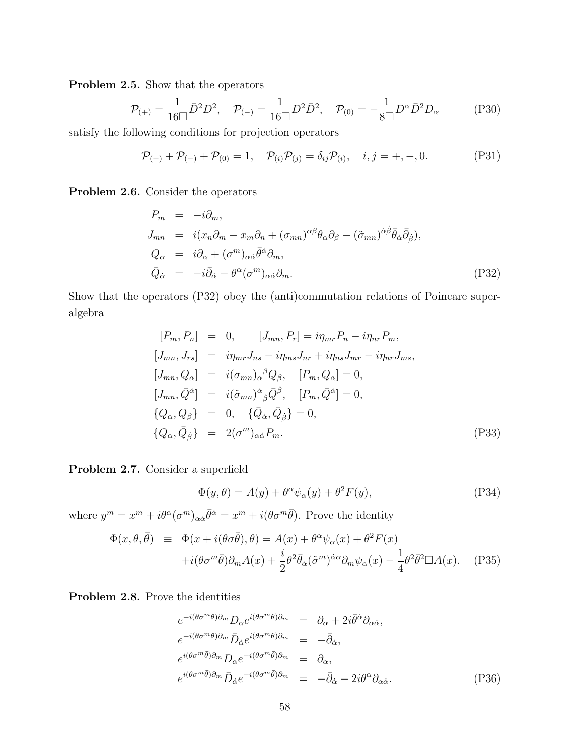**Problem 2.5.** Show that the operators

$$\mathcal{P}_{(+)} = \frac{1}{16\Box}\bar{D}^2 D^2, \quad \mathcal{P}_{(-)} = \frac{1}{16\Box}D^2\bar{D}^2, \quad \mathcal{P}_{(0)} = -\frac{1}{8\Box}D^\alpha\bar{D}^2 D_\alpha \tag{P30}$$

satisfy the following conditions for projection operators

$$\mathcal{P}_{(+)} + \mathcal{P}_{(-)} + \mathcal{P}_{(0)} = 1, \quad \mathcal{P}_{(i)}\mathcal{P}_{(j)} = \delta_{ij}\mathcal{P}_{(i)}, \quad i, j = +, -, 0. \tag{P31}$$

**Problem 2.6.** Consider the operators

$$\begin{aligned}
P_m &= -i\partial_m, \\
J_{mn} &= i(x_n\partial_m - x_m\partial_n + (\sigma_{mn})^{\alpha\beta}\theta_\alpha\partial_\beta - (\tilde{\sigma}_{mn})^{\dot{\alpha}\dot{\beta}}\bar{\theta}_{\dot{\alpha}}\bar{\partial}_{\dot{\beta}}), \\
Q_\alpha &= i\partial_\alpha + (\sigma^m)_{\alpha\dot{\alpha}}\bar{\theta}^{\dot{\alpha}}\partial_m, \\
\bar{Q}_{\dot{\alpha}} &= -i\bar{\partial}_{\dot{\alpha}} - \theta^\alpha(\sigma^m)_{\alpha\dot{\alpha}}\partial_m.
\end{aligned} \tag{P32}$$

Show that the operators (P32) obey the (anti)commutation relations of Poincare superalgebra

$$\begin{aligned}
[P_m, P_n] &= 0, \qquad [J_{mn}, P_r] = i\eta_{mr}P_n - i\eta_{nr}P_m, \\
[J_{mn}, J_{rs}] &= i\eta_{mr}J_{ns} - i\eta_{ms}J_{nr} + i\eta_{ns}J_{mr} - i\eta_{nr}J_{ms}, \\
[J_{mn}, Q_\alpha] &= i(\sigma_{mn})_\alpha{}^\beta Q_\beta, \quad [P_m, Q_\alpha] = 0, \\
[J_{mn}, \bar{Q}^{\dot{\alpha}}] &= i(\tilde{\sigma}_{mn})^{\dot{\alpha}}{}_{\dot{\beta}}\bar{Q}^{\dot{\beta}}, \quad [P_m, \bar{Q}^{\dot{\alpha}}] = 0, \\
\{Q_\alpha, Q_\beta\} &= 0, \quad \{\bar{Q}_{\dot{\alpha}}, \bar{Q}_{\dot{\beta}}\} = 0, \\
\{Q_\alpha, \bar{Q}_{\dot{\beta}}\} &= 2(\sigma^m)_{\alpha\dot{\alpha}}P_m.
\end{aligned} \tag{P33}$$

**Problem 2.7.** Consider a superfield

$$\Phi(y,\theta) = A(y) + \theta^\alpha\psi_\alpha(y) + \theta^2 F(y), \tag{P34}$$

where $y^m = x^m + i\theta^\alpha(\sigma^m)_{\alpha\dot{\alpha}}\bar{\theta}^{\dot{\alpha}} = x^m + i(\theta\sigma^m\bar{\theta})$. Prove the identity

$$\begin{aligned}
\Phi(x,\theta,\bar{\theta}) \equiv\ & \Phi(x + i(\theta\sigma\bar{\theta}),\theta) = A(x) + \theta^\alpha\psi_\alpha(x) + \theta^2 F(x) \\
& + i(\theta\sigma^m\bar{\theta})\partial_m A(x) + \frac{i}{2}\theta^2\bar{\theta}_{\dot{\alpha}}(\tilde{\sigma}^m)^{\dot{\alpha}\alpha}\partial_m\psi_\alpha(x) - \frac{1}{4}\theta^2\bar{\theta}^2\Box A(x).
\end{aligned} \tag{P35}$$

**Problem 2.8.** Prove the identities

$$\begin{aligned}
e^{-i(\theta\sigma^m\bar{\theta})\partial_m}D_\alpha e^{i(\theta\sigma^m\bar{\theta})\partial_m} &= \partial_\alpha + 2i\bar{\theta}^{\dot{\alpha}}\partial_{\alpha\dot{\alpha}}, \\
e^{-i(\theta\sigma^m\bar{\theta})\partial_m}\bar{D}_{\dot{\alpha}} e^{i(\theta\sigma^m\bar{\theta})\partial_m} &= -\bar{\partial}_{\dot{\alpha}}, \\
e^{i(\theta\sigma^m\bar{\theta})\partial_m}D_\alpha e^{-i(\theta\sigma^m\bar{\theta})\partial_m} &= \partial_\alpha, \\
e^{i(\theta\sigma^m\bar{\theta})\partial_m}\bar{D}_{\dot{\alpha}} e^{-i(\theta\sigma^m\bar{\theta})\partial_m} &= -\bar{\partial}_{\dot{\alpha}} - 2i\theta^\alpha\partial_{\alpha\dot{\alpha}}.
\end{aligned} \tag{P36}$$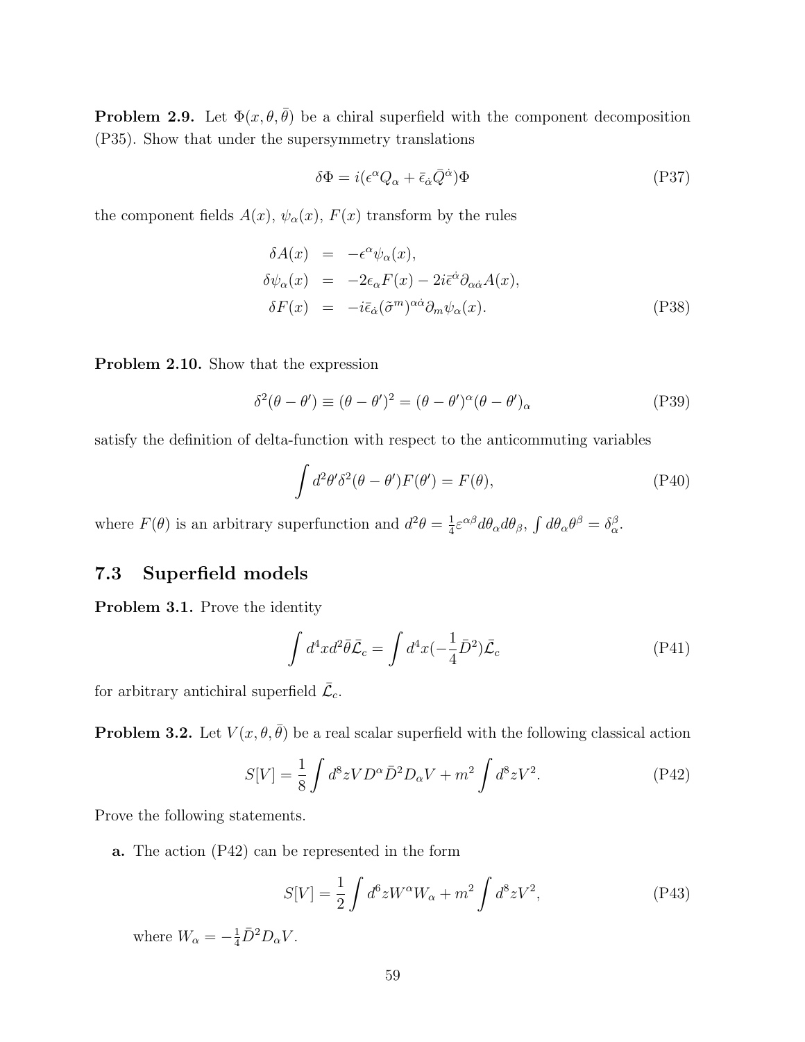**Problem 2.9.** Let $\Phi(x, \theta, \bar{\theta})$ be a chiral superfield with the component decomposition (P35). Show that under the supersymmetry translations

$$\delta\Phi = i(\epsilon^\alpha Q_\alpha + \bar{\epsilon}_{\dot{\alpha}}\bar{Q}^{\dot{\alpha}})\Phi \tag{P37}$$

the component fields $A(x)$, $\psi_\alpha(x)$, $F(x)$ transform by the rules

$$\begin{aligned}
\delta A(x) &= -\epsilon^\alpha \psi_\alpha(x), \\
\delta \psi_\alpha(x) &= -2\epsilon_\alpha F(x) - 2i\bar{\epsilon}^{\dot{\alpha}}\partial_{\alpha\dot{\alpha}}A(x), \\
\delta F(x) &= -i\bar{\epsilon}_{\dot{\alpha}}(\tilde{\sigma}^m)^{\alpha\dot{\alpha}}\partial_m \psi_\alpha(x).
\end{aligned} \tag{P38}$$

**Problem 2.10.** Show that the expression

$$\delta^2(\theta - \theta') \equiv (\theta - \theta')^2 = (\theta - \theta')^\alpha(\theta - \theta')_\alpha \tag{P39}$$

satisfy the definition of delta-function with respect to the anticommuting variables

$$\int d^2\theta' \delta^2(\theta - \theta')F(\theta') = F(\theta), \tag{P40}$$

where $F(\theta)$ is an arbitrary superfunction and $d^2\theta = \frac{1}{4}\varepsilon^{\alpha\beta}d\theta_\alpha d\theta_\beta$, $\int d\theta_\alpha \theta^\beta = \delta^\beta_\alpha$.

## 7.3 Superfield models

**Problem 3.1.** Prove the identity

$$\int d^4x d^2\bar{\theta}\bar{\mathcal{L}}_c = \int d^4x(-\frac{1}{4}\bar{D}^2)\bar{\mathcal{L}}_c \tag{P41}$$

for arbitrary antichiral superfield $\bar{\mathcal{L}}_c$.

**Problem 3.2.** Let $V(x, \theta, \bar{\theta})$ be a real scalar superfield with the following classical action

$$S[V] = \frac{1}{8}\int d^8z V D^\alpha \bar{D}^2 D_\alpha V + m^2 \int d^8z V^2. \tag{P42}$$

Prove the following statements.

**a.** The action (P42) can be represented in the form

$$S[V] = \frac{1}{2}\int d^6z W^\alpha W_\alpha + m^2 \int d^8z V^2, \tag{P43}$$

where $W_\alpha = -\frac{1}{4}\bar{D}^2 D_\alpha V$.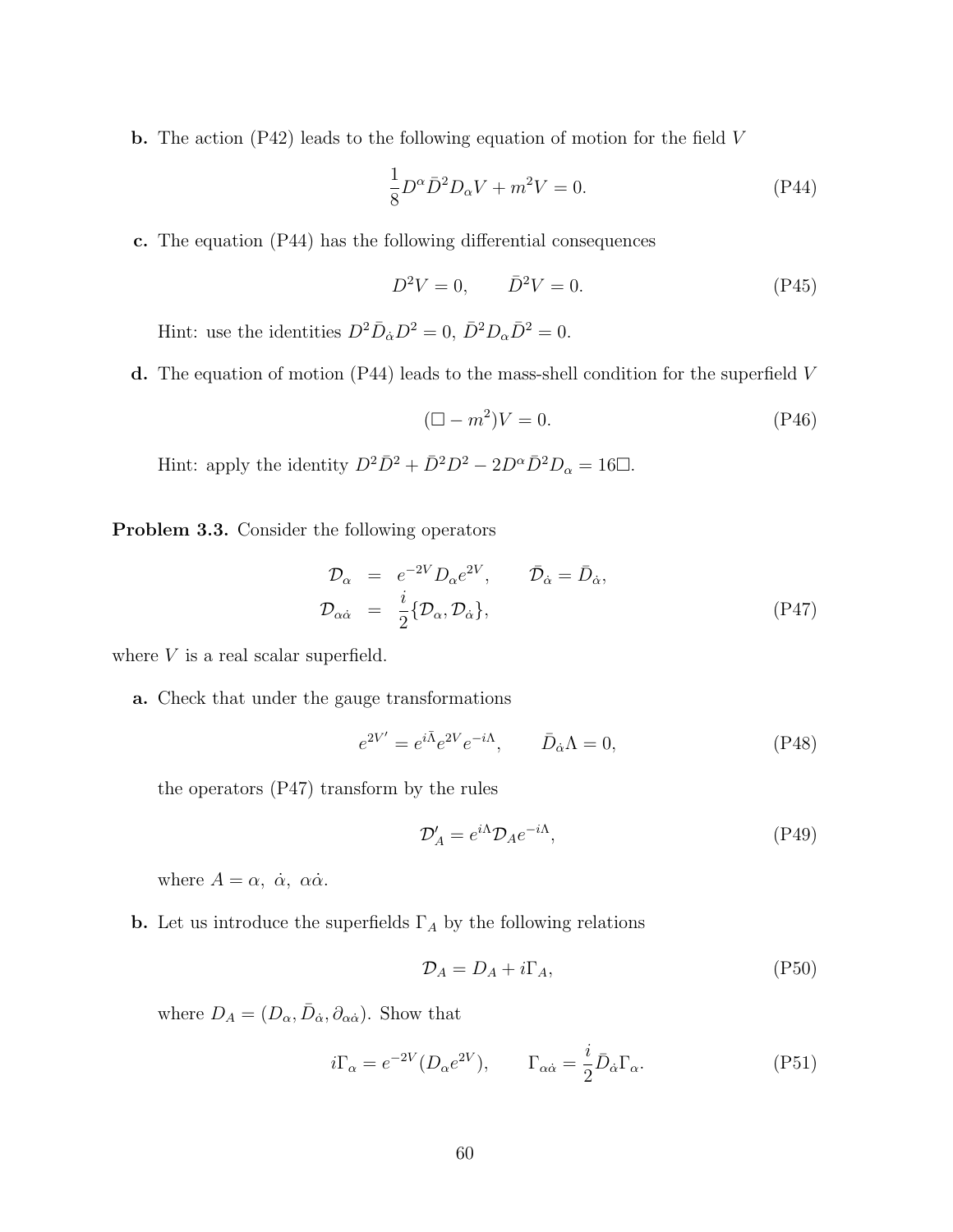**b.** The action (P42) leads to the following equation of motion for the field $V$

$$\frac{1}{8}D^\alpha \bar{D}^2 D_\alpha V + m^2 V = 0. \tag{P44}$$

**c.** The equation (P44) has the following differential consequences

$$D^2 V = 0, \qquad \bar{D}^2 V = 0. \tag{P45}$$

Hint: use the identities $D^2 \bar{D}_{\dot\alpha} D^2 = 0$, $\bar{D}^2 D_\alpha \bar{D}^2 = 0$.

**d.** The equation of motion (P44) leads to the mass-shell condition for the superfield $V$

$$(\Box - m^2)V = 0. \tag{P46}$$

Hint: apply the identity $D^2\bar{D}^2 + \bar{D}^2 D^2 - 2D^\alpha \bar{D}^2 D_\alpha = 16\Box$.

**Problem 3.3.** Consider the following operators

$$\begin{aligned}
\mathcal{D}_\alpha &= e^{-2V} D_\alpha e^{2V}, \qquad \bar{\mathcal{D}}_{\dot\alpha} = \bar{D}_{\dot\alpha}, \\
\mathcal{D}_{\alpha\dot\alpha} &= \frac{i}{2}\{\mathcal{D}_\alpha, \mathcal{D}_{\dot\alpha}\},
\end{aligned} \tag{P47}$$

where $V$ is a real scalar superfield.

**a.** Check that under the gauge transformations

$$e^{2V'} = e^{i\bar\Lambda} e^{2V} e^{-i\Lambda}, \qquad \bar{D}_{\dot\alpha}\Lambda = 0, \tag{P48}$$

the operators (P47) transform by the rules

$$\mathcal{D}'_A = e^{i\Lambda}\mathcal{D}_A e^{-i\Lambda}, \tag{P49}$$

where $A = \alpha,\ \dot\alpha,\ \alpha\dot\alpha$.

**b.** Let us introduce the superfields $\Gamma_A$ by the following relations

$$\mathcal{D}_A = D_A + i\Gamma_A, \tag{P50}$$

where $D_A = (D_\alpha, \bar{D}_{\dot\alpha}, \partial_{\alpha\dot\alpha})$. Show that

$$i\Gamma_\alpha = e^{-2V}(D_\alpha e^{2V}), \qquad \Gamma_{\alpha\dot\alpha} = \frac{i}{2}\bar{D}_{\dot\alpha}\Gamma_\alpha. \tag{P51}$$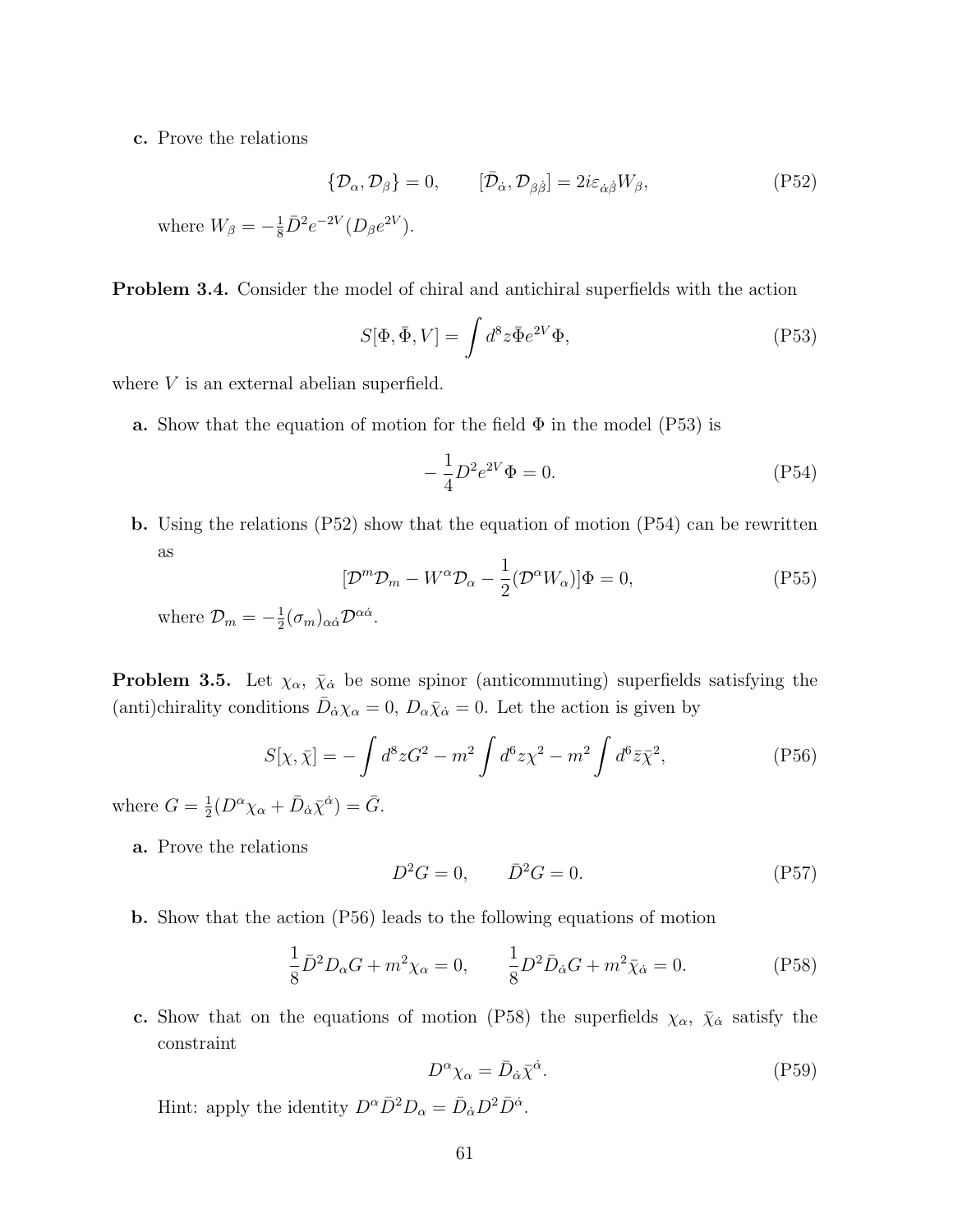**c.** Prove the relations

$$\{\mathcal{D}_\alpha, \mathcal{D}_\beta\} = 0, \qquad [\bar{\mathcal{D}}_{\dot\alpha}, \mathcal{D}_{\beta\dot\beta}] = 2i\varepsilon_{\dot\alpha\dot\beta} W_\beta, \tag{P52}$$

where $W_\beta = -\frac{1}{8}\bar{D}^2 e^{-2V}(D_\beta e^{2V})$.

**Problem 3.4.** Consider the model of chiral and antichiral superfields with the action

$$S[\Phi, \bar\Phi, V] = \int d^8 z \bar\Phi e^{2V} \Phi, \tag{P53}$$

where $V$ is an external abelian superfield.

**a.** Show that the equation of motion for the field $\Phi$ in the model (P53) is

$$-\frac{1}{4} D^2 e^{2V} \Phi = 0. \tag{P54}$$

**b.** Using the relations (P52) show that the equation of motion (P54) can be rewritten as

$$[\mathcal{D}^m \mathcal{D}_m - W^\alpha \mathcal{D}_\alpha - \frac{1}{2}(\mathcal{D}^\alpha W_\alpha)]\Phi = 0, \tag{P55}$$

where $\mathcal{D}_m = -\frac{1}{2}(\sigma_m)_{\alpha\dot\alpha}\mathcal{D}^{\alpha\dot\alpha}$.

**Problem 3.5.** Let $\chi_\alpha$, $\bar\chi_{\dot\alpha}$ be some spinor (anticommuting) superfields satisfying the (anti)chirality conditions $\bar{D}_{\dot\alpha}\chi_\alpha = 0$, $D_\alpha \bar\chi_{\dot\alpha} = 0$. Let the action is given by

$$S[\chi, \bar\chi] = -\int d^8 z G^2 - m^2 \int d^6 z \chi^2 - m^2 \int d^6 \bar{z} \bar\chi^2, \tag{P56}$$

where $G = \frac{1}{2}(D^\alpha \chi_\alpha + \bar{D}_{\dot\alpha}\bar\chi^{\dot\alpha}) = \bar{G}$.

**a.** Prove the relations

$$D^2 G = 0, \qquad \bar{D}^2 G = 0. \tag{P57}$$

**b.** Show that the action (P56) leads to the following equations of motion

$$\frac{1}{8}\bar{D}^2 D_\alpha G + m^2 \chi_\alpha = 0, \qquad \frac{1}{8} D^2 \bar{D}_{\dot\alpha} G + m^2 \bar\chi_{\dot\alpha} = 0. \tag{P58}$$

**c.** Show that on the equations of motion (P58) the superfields $\chi_\alpha$, $\bar\chi_{\dot\alpha}$ satisfy the constraint

$$D^\alpha \chi_\alpha = \bar{D}_{\dot\alpha}\bar\chi^{\dot\alpha}. \tag{P59}$$

Hint: apply the identity $D^\alpha \bar{D}^2 D_\alpha = \bar{D}_{\dot\alpha} D^2 \bar{D}^{\dot\alpha}$.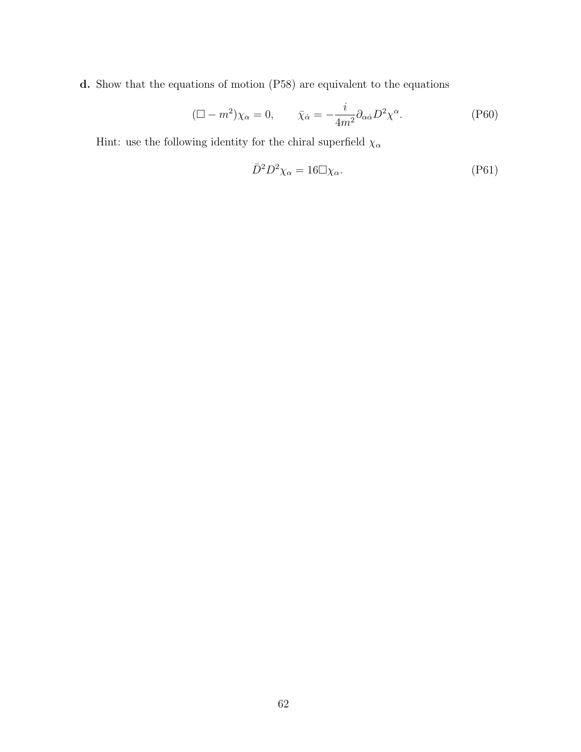**d.** Show that the equations of motion (P58) are equivalent to the equations

$$(\Box - m^2)\chi_\alpha = 0, \qquad \bar{\chi}_{\dot{\alpha}} = -\frac{i}{4m^2}\partial_{\alpha\dot{\alpha}} D^2 \chi^\alpha. \tag{P60}$$

Hint: use the following identity for the chiral superfield $\chi_\alpha$

$$\bar{D}^2 D^2 \chi_\alpha = 16\Box\chi_\alpha. \tag{P61}$$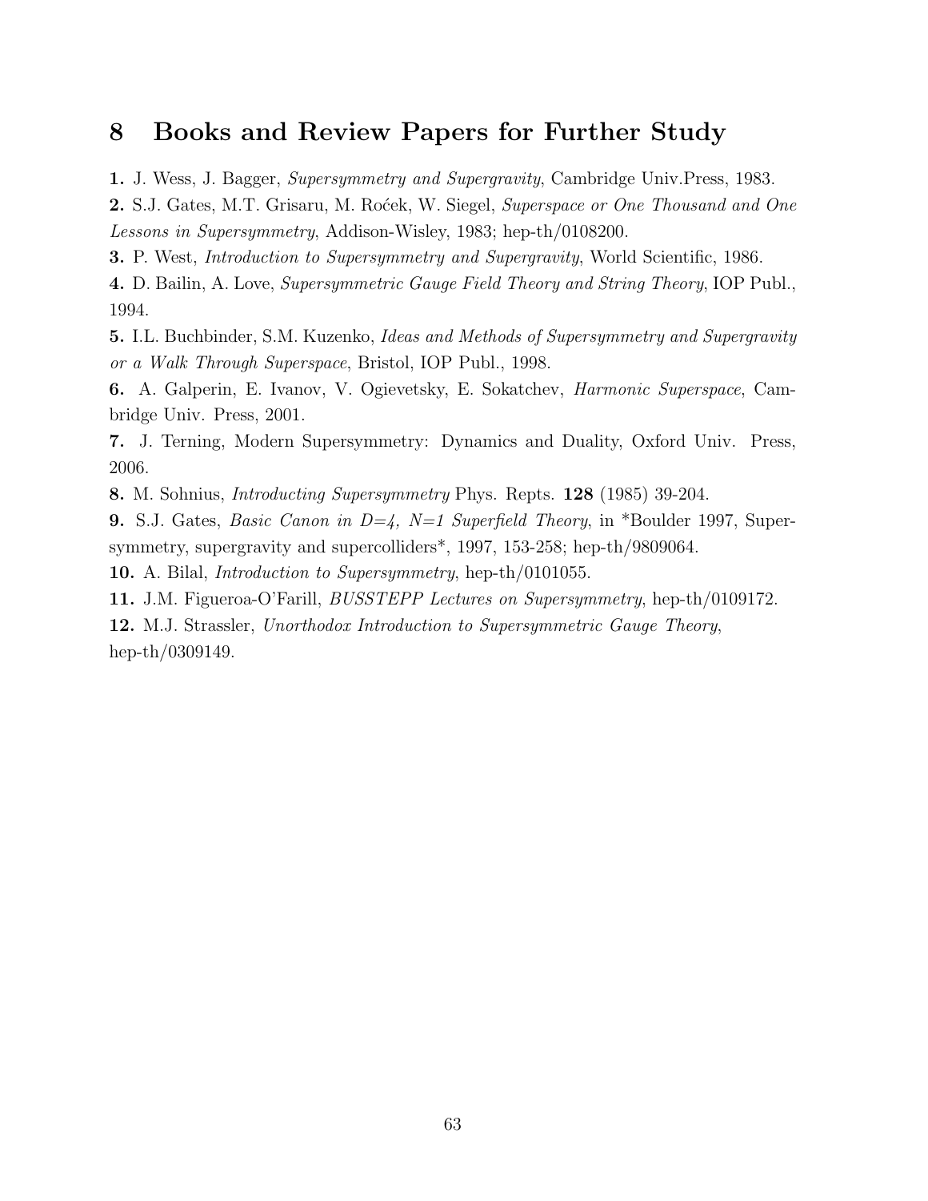# 8 Books and Review Papers for Further Study

**1.** J. Wess, J. Bagger, *Supersymmetry and Supergravity*, Cambridge Univ.Press, 1983.

**2.** S.J. Gates, M.T. Grisaru, M. Roćek, W. Siegel, *Superspace or One Thousand and One Lessons in Supersymmetry*, Addison-Wisley, 1983; hep-th/0108200.

**3.** P. West, *Introduction to Supersymmetry and Supergravity*, World Scientific, 1986.

**4.** D. Bailin, A. Love, *Supersymmetric Gauge Field Theory and String Theory*, IOP Publ., 1994.

**5.** I.L. Buchbinder, S.M. Kuzenko, *Ideas and Methods of Supersymmetry and Supergravity or a Walk Through Superspace*, Bristol, IOP Publ., 1998.

**6.** A. Galperin, E. Ivanov, V. Ogievetsky, E. Sokatchev, *Harmonic Superspace*, Cambridge Univ. Press, 2001.

**7.** J. Terning, Modern Supersymmetry: Dynamics and Duality, Oxford Univ. Press, 2006.

**8.** M. Sohnius, *Introducting Supersymmetry* Phys. Repts. **128** (1985) 39-204.

**9.** S.J. Gates, *Basic Canon in D=4, N=1 Superfield Theory*, in *Boulder 1997, Supersymmetry, supergravity and supercolliders*, 1997, 153-258; hep-th/9809064.

**10.** A. Bilal, *Introduction to Supersymmetry*, hep-th/0101055.

**11.** J.M. Figueroa-O'Farill, *BUSSTEPP Lectures on Supersymmetry*, hep-th/0109172.

**12.** M.J. Strassler, *Unorthodox Introduction to Supersymmetric Gauge Theory*, hep-th/0309149.